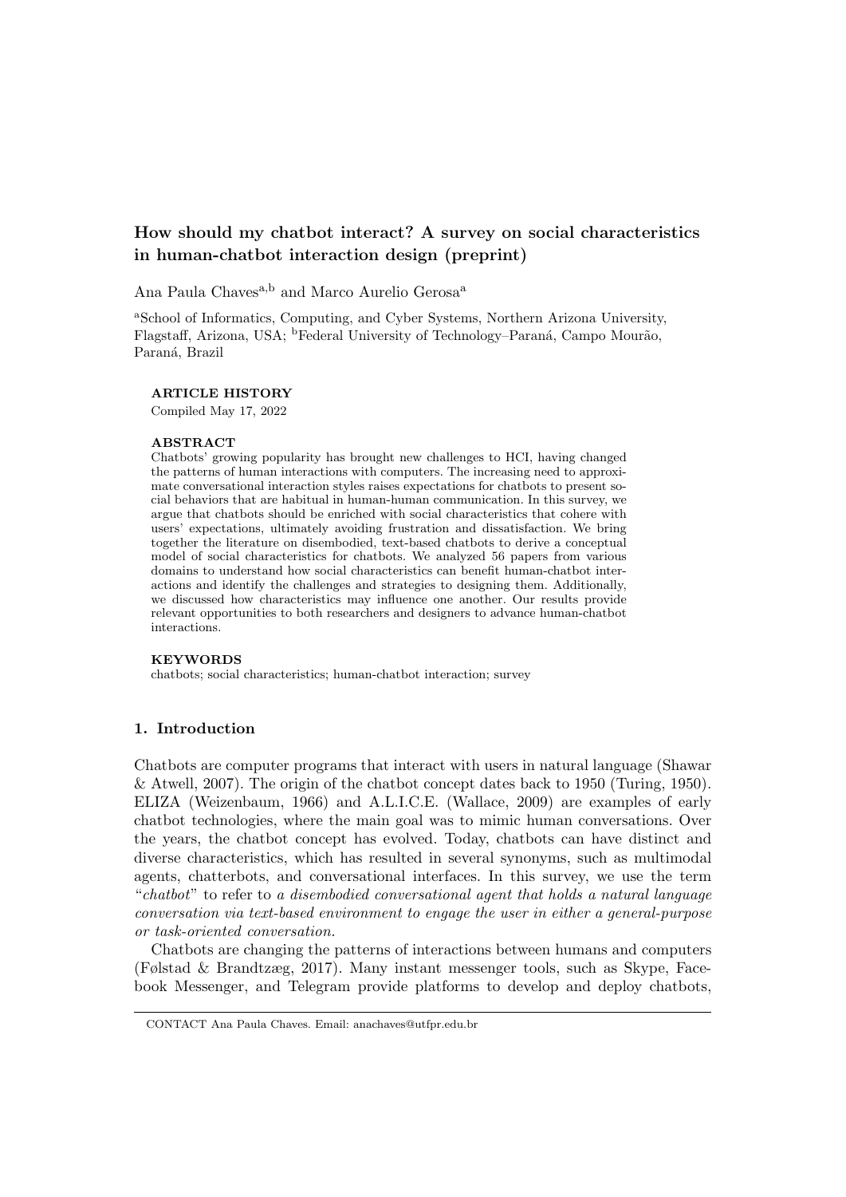# How should my chatbot interact? A survey on social characteristics in human-chatbot interaction design (preprint)

Ana Paula Chaves[a,b] and Marco Aurelio Gerosa[a]

[a]School of Informatics, Computing, and Cyber Systems, Northern Arizona University, Flagstaff, Arizona, USA; [b]Federal University of Technology–Paraná, Campo Mourão, Paraná, Brazil

**ARTICLE HISTORY**

Compiled May 17, 2022

**ABSTRACT**

Chatbots' growing popularity has brought new challenges to HCI, having changed the patterns of human interactions with computers. The increasing need to approximate conversational interaction styles raises expectations for chatbots to present social behaviors that are habitual in human-human communication. In this survey, we argue that chatbots should be enriched with social characteristics that cohere with users' expectations, ultimately avoiding frustration and dissatisfaction. We bring together the literature on disembodied, text-based chatbots to derive a conceptual model of social characteristics for chatbots. We analyzed 56 papers from various domains to understand how social characteristics can benefit human-chatbot interactions and identify the challenges and strategies to designing them. Additionally, we discussed how characteristics may influence one another. Our results provide relevant opportunities to both researchers and designers to advance human-chatbot interactions.

**KEYWORDS**

chatbots; social characteristics; human-chatbot interaction; survey

## 1. Introduction

Chatbots are computer programs that interact with users in natural language (Shawar & Atwell, 2007). The origin of the chatbot concept dates back to 1950 (Turing, 1950). ELIZA (Weizenbaum, 1966) and A.L.I.C.E. (Wallace, 2009) are examples of early chatbot technologies, where the main goal was to mimic human conversations. Over the years, the chatbot concept has evolved. Today, chatbots can have distinct and diverse characteristics, which has resulted in several synonyms, such as multimodal agents, chatterbots, and conversational interfaces. In this survey, we use the term "*chatbot*" to refer to *a disembodied conversational agent that holds a natural language conversation via text-based environment to engage the user in either a general-purpose or task-oriented conversation.*

Chatbots are changing the patterns of interactions between humans and computers (Følstad & Brandtzæg, 2017). Many instant messenger tools, such as Skype, Facebook Messenger, and Telegram provide platforms to develop and deploy chatbots,

CONTACT Ana Paula Chaves. Email: anachaves@utfpr.edu.br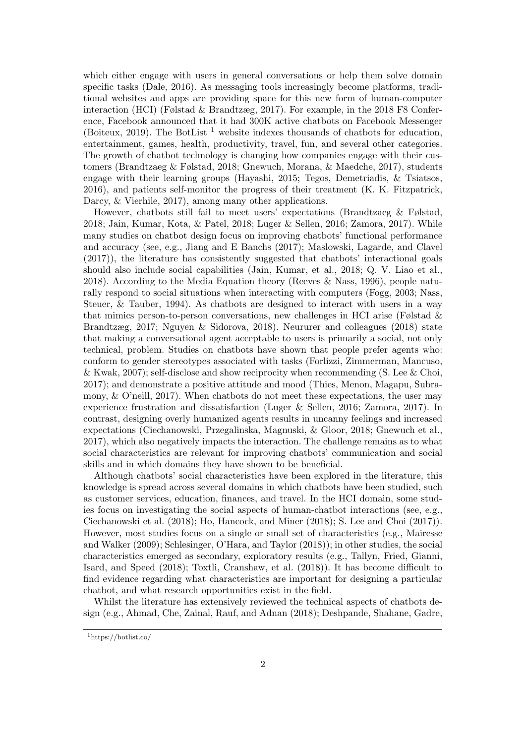which either engage with users in general conversations or help them solve domain specific tasks (Dale, 2016). As messaging tools increasingly become platforms, traditional websites and apps are providing space for this new form of human-computer interaction (HCI) (Følstad & Brandtzæg, 2017). For example, in the 2018 F8 Conference, Facebook announced that it had 300K active chatbots on Facebook Messenger (Boiteux, 2019). The BotList [1] website indexes thousands of chatbots for education, entertainment, games, health, productivity, travel, fun, and several other categories. The growth of chatbot technology is changing how companies engage with their customers (Brandtzaeg & Følstad, 2018; Gnewuch, Morana, & Maedche, 2017), students engage with their learning groups (Hayashi, 2015; Tegos, Demetriadis, & Tsiatsos, 2016), and patients self-monitor the progress of their treatment (K. K. Fitzpatrick, Darcy, & Vierhile, 2017), among many other applications.

However, chatbots still fail to meet users' expectations (Brandtzaeg & Følstad, 2018; Jain, Kumar, Kota, & Patel, 2018; Luger & Sellen, 2016; Zamora, 2017). While many studies on chatbot design focus on improving chatbots' functional performance and accuracy (see, e.g., Jiang and E Banchs (2017); Maslowski, Lagarde, and Clavel (2017)), the literature has consistently suggested that chatbots' interactional goals should also include social capabilities (Jain, Kumar, et al., 2018; Q. V. Liao et al., 2018). According to the Media Equation theory (Reeves & Nass, 1996), people naturally respond to social situations when interacting with computers (Fogg, 2003; Nass, Steuer, & Tauber, 1994). As chatbots are designed to interact with users in a way that mimics person-to-person conversations, new challenges in HCI arise (Følstad & Brandtzæg, 2017; Nguyen & Sidorova, 2018). Neururer and colleagues (2018) state that making a conversational agent acceptable to users is primarily a social, not only technical, problem. Studies on chatbots have shown that people prefer agents who: conform to gender stereotypes associated with tasks (Forlizzi, Zimmerman, Mancuso, & Kwak, 2007); self-disclose and show reciprocity when recommending (S. Lee & Choi, 2017); and demonstrate a positive attitude and mood (Thies, Menon, Magapu, Subramony, & O'neill, 2017). When chatbots do not meet these expectations, the user may experience frustration and dissatisfaction (Luger & Sellen, 2016; Zamora, 2017). In contrast, designing overly humanized agents results in uncanny feelings and increased expectations (Ciechanowski, Przegalinska, Magnuski, & Gloor, 2018; Gnewuch et al., 2017), which also negatively impacts the interaction. The challenge remains as to what social characteristics are relevant for improving chatbots' communication and social skills and in which domains they have shown to be beneficial.

Although chatbots' social characteristics have been explored in the literature, this knowledge is spread across several domains in which chatbots have been studied, such as customer services, education, finances, and travel. In the HCI domain, some studies focus on investigating the social aspects of human-chatbot interactions (see, e.g., Ciechanowski et al. (2018); Ho, Hancock, and Miner (2018); S. Lee and Choi (2017)). However, most studies focus on a single or small set of characteristics (e.g., Mairesse and Walker (2009); Schlesinger, O'Hara, and Taylor (2018)); in other studies, the social characteristics emerged as secondary, exploratory results (e.g., Tallyn, Fried, Gianni, Isard, and Speed (2018); Toxtli, Cranshaw, et al. (2018)). It has become difficult to find evidence regarding what characteristics are important for designing a particular chatbot, and what research opportunities exist in the field.

Whilst the literature has extensively reviewed the technical aspects of chatbots design (e.g., Ahmad, Che, Zainal, Rauf, and Adnan (2018); Deshpande, Shahane, Gadre,

[1] https://botlist.co/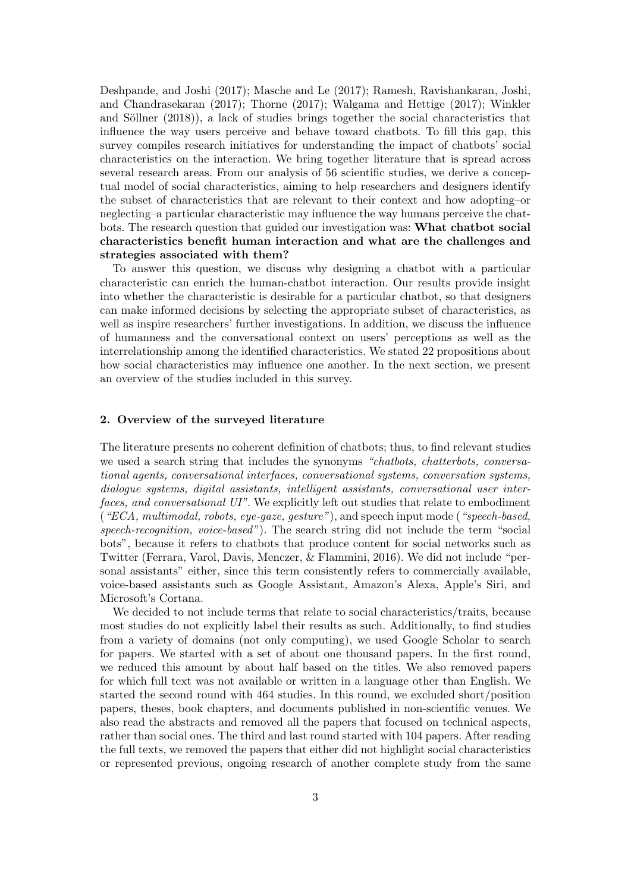Deshpande, and Joshi (2017); Masche and Le (2017); Ramesh, Ravishankaran, Joshi, and Chandrasekaran (2017); Thorne (2017); Walgama and Hettige (2017); Winkler and Söllner (2018)), a lack of studies brings together the social characteristics that influence the way users perceive and behave toward chatbots. To fill this gap, this survey compiles research initiatives for understanding the impact of chatbots' social characteristics on the interaction. We bring together literature that is spread across several research areas. From our analysis of 56 scientific studies, we derive a conceptual model of social characteristics, aiming to help researchers and designers identify the subset of characteristics that are relevant to their context and how adopting–or neglecting–a particular characteristic may influence the way humans perceive the chatbots. The research question that guided our investigation was: **What chatbot social characteristics benefit human interaction and what are the challenges and strategies associated with them?**

To answer this question, we discuss why designing a chatbot with a particular characteristic can enrich the human-chatbot interaction. Our results provide insight into whether the characteristic is desirable for a particular chatbot, so that designers can make informed decisions by selecting the appropriate subset of characteristics, as well as inspire researchers' further investigations. In addition, we discuss the influence of humanness and the conversational context on users' perceptions as well as the interrelationship among the identified characteristics. We stated 22 propositions about how social characteristics may influence one another. In the next section, we present an overview of the studies included in this survey.

## 2. Overview of the surveyed literature

The literature presents no coherent definition of chatbots; thus, to find relevant studies we used a search string that includes the synonyms *"chatbots, chatterbots, conversational agents, conversational interfaces, conversational systems, conversation systems, dialogue systems, digital assistants, intelligent assistants, conversational user interfaces, and conversational UI"*. We explicitly left out studies that relate to embodiment (*"ECA, multimodal, robots, eye-gaze, gesture"*), and speech input mode (*"speech-based, speech-recognition, voice-based"*). The search string did not include the term "social bots", because it refers to chatbots that produce content for social networks such as Twitter (Ferrara, Varol, Davis, Menczer, & Flammini, 2016). We did not include "personal assistants" either, since this term consistently refers to commercially available, voice-based assistants such as Google Assistant, Amazon's Alexa, Apple's Siri, and Microsoft's Cortana.

We decided to not include terms that relate to social characteristics/traits, because most studies do not explicitly label their results as such. Additionally, to find studies from a variety of domains (not only computing), we used Google Scholar to search for papers. We started with a set of about one thousand papers. In the first round, we reduced this amount by about half based on the titles. We also removed papers for which full text was not available or written in a language other than English. We started the second round with 464 studies. In this round, we excluded short/position papers, theses, book chapters, and documents published in non-scientific venues. We also read the abstracts and removed all the papers that focused on technical aspects, rather than social ones. The third and last round started with 104 papers. After reading the full texts, we removed the papers that either did not highlight social characteristics or represented previous, ongoing research of another complete study from the same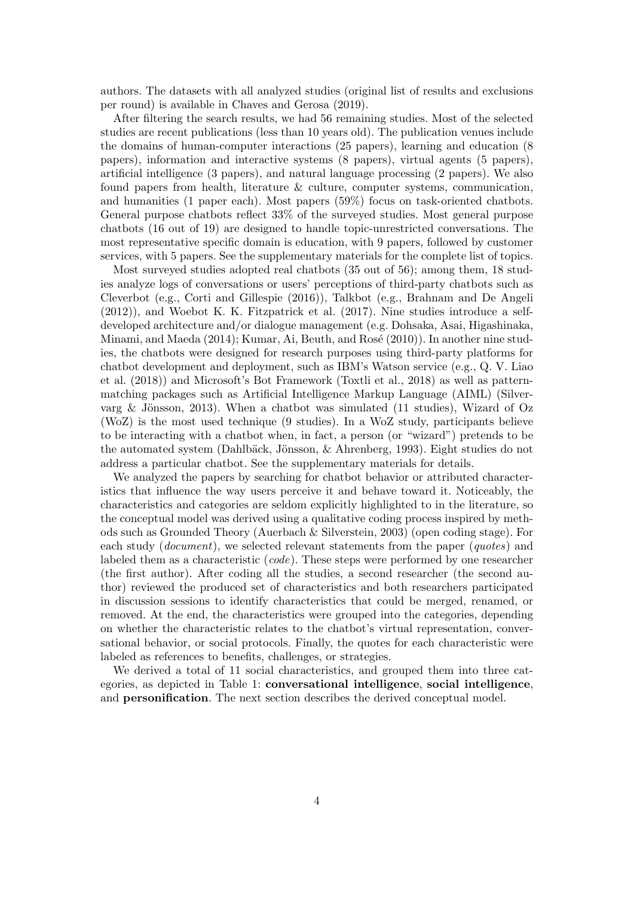authors. The datasets with all analyzed studies (original list of results and exclusions per round) is available in Chaves and Gerosa (2019).

After filtering the search results, we had 56 remaining studies. Most of the selected studies are recent publications (less than 10 years old). The publication venues include the domains of human-computer interactions (25 papers), learning and education (8 papers), information and interactive systems (8 papers), virtual agents (5 papers), artificial intelligence (3 papers), and natural language processing (2 papers). We also found papers from health, literature & culture, computer systems, communication, and humanities (1 paper each). Most papers (59%) focus on task-oriented chatbots. General purpose chatbots reflect 33% of the surveyed studies. Most general purpose chatbots (16 out of 19) are designed to handle topic-unrestricted conversations. The most representative specific domain is education, with 9 papers, followed by customer services, with 5 papers. See the supplementary materials for the complete list of topics.

Most surveyed studies adopted real chatbots (35 out of 56); among them, 18 studies analyze logs of conversations or users' perceptions of third-party chatbots such as Cleverbot (e.g., Corti and Gillespie (2016)), Talkbot (e.g., Brahnam and De Angeli (2012)), and Woebot K. K. Fitzpatrick et al. (2017). Nine studies introduce a self-developed architecture and/or dialogue management (e.g. Dohsaka, Asai, Higashinaka, Minami, and Maeda (2014); Kumar, Ai, Beuth, and Rosé (2010)). In another nine studies, the chatbots were designed for research purposes using third-party platforms for chatbot development and deployment, such as IBM's Watson service (e.g., Q. V. Liao et al. (2018)) and Microsoft's Bot Framework (Toxtli et al., 2018) as well as pattern-matching packages such as Artificial Intelligence Markup Language (AIML) (Silvervarg & Jönsson, 2013). When a chatbot was simulated (11 studies), Wizard of Oz (WoZ) is the most used technique (9 studies). In a WoZ study, participants believe to be interacting with a chatbot when, in fact, a person (or "wizard") pretends to be the automated system (Dahlbäck, Jönsson, & Ahrenberg, 1993). Eight studies do not address a particular chatbot. See the supplementary materials for details.

We analyzed the papers by searching for chatbot behavior or attributed characteristics that influence the way users perceive it and behave toward it. Noticeably, the characteristics and categories are seldom explicitly highlighted to in the literature, so the conceptual model was derived using a qualitative coding process inspired by methods such as Grounded Theory (Auerbach & Silverstein, 2003) (open coding stage). For each study (*document*), we selected relevant statements from the paper (*quotes*) and labeled them as a characteristic (*code*). These steps were performed by one researcher (the first author). After coding all the studies, a second researcher (the second author) reviewed the produced set of characteristics and both researchers participated in discussion sessions to identify characteristics that could be merged, renamed, or removed. At the end, the characteristics were grouped into the categories, depending on whether the characteristic relates to the chatbot's virtual representation, conversational behavior, or social protocols. Finally, the quotes for each characteristic were labeled as references to benefits, challenges, or strategies.

We derived a total of 11 social characteristics, and grouped them into three categories, as depicted in Table 1: **conversational intelligence**, **social intelligence**, and **personification**. The next section describes the derived conceptual model.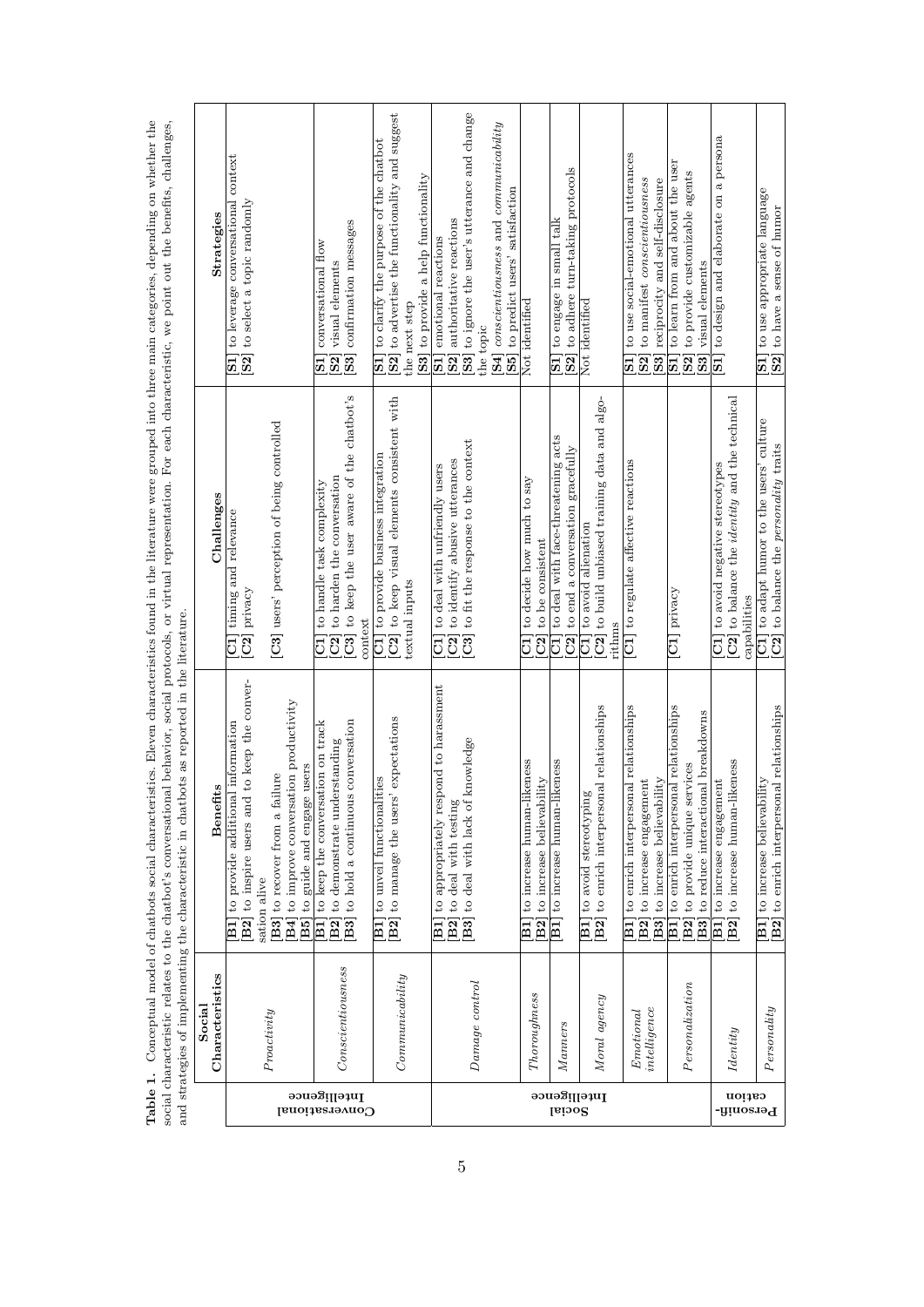**Table 1.** Conceptual model of chatbots social characteristics. Eleven characteristics found in the literature were grouped into three main categories, depending on whether the social characteristic relates to the chatbot's conversational behavior, social protocols, or virtual representation. For each characteristic, we point out the benefits, challenges, and strategies of implementing the characteristic in chatbots as reported in the literature.

| | Social Characteristics | Benefits | Challenges | Strategies |
|---|---|---|---|---|
| Conversational Intelligence | *Proactivity* | [B1] to provide additional information<br>[B2] to inspire users and to keep the conversation alive<br>[B3] to recover from a failure<br>[B4] to improve conversation productivity<br>[B5] to guide and engage users | [C1] timing and relevance<br>[C2] privacy<br>[C3] users' perception of being controlled | [S1] to leverage conversational context<br>[S2] to select a topic randomly |
| | *Conscientiousness* | [B1] to keep the conversation on track<br>[B2] to demonstrate understanding<br>[B3] to hold a continuous conversation | [C1] to handle task complexity<br>[C2] to harden the conversation<br>[C3] to keep the user aware of the chatbot's context | [S1] conversational flow<br>[S2] visual elements<br>[S3] confirmation messages |
| | *Communicability* | [B1] to unveil functionalities<br>[B2] to manage the users' expectations | [C1] to provide business integration<br>[C2] to keep visual elements consistent with textual inputs | [S1] to clarify the purpose of the chatbot<br>[S2] to advertise the functionality and suggest the next step<br>[S3] to provide a help functionality |
| Social Intelligence | *Damage control* | [B1] to appropriately respond to harassment<br>[B2] to deal with testing<br>[B3] to deal with lack of knowledge | [C1] to deal with unfriendly users<br>[C2] to identify abusive utterances<br>[C3] to fit the response to the context | [S1] emotional reactions<br>[S2] authoritative reactions<br>[S3] to ignore the user's utterance and change the topic<br>[S4] *conscientiousness* and *communicability*<br>[S5] to predict users' satisfaction |
| | *Thoroughness* | [B1] to increase human-likeness<br>[B2] to increase believability | [C1] to decide how much to say<br>[C2] to be consistent | Not identified |
| | *Manners* | [B1] to increase human-likeness | [C1] to deal with face-threatening acts<br>[C2] to end a conversation gracefully | [S1] to engage in small talk<br>[S2] to adhere turn-taking protocols |
| | *Moral agency* | [B1] to avoid stereotyping<br>[B2] to enrich interpersonal relationships | [C1] to avoid alienation<br>[C2] to build unbiased training data and algorithms | Not identified |
| | *Emotional intelligence* | [B1] to enrich interpersonal relationships<br>[B2] to increase engagement<br>[B3] to increase believability | [C1] to regulate affective reactions | [S1] to use social-emotional utterances<br>[S2] to manifest *conscientiousness*<br>[S3] reciprocity and self-disclosure |
| | *Personalization* | [B1] to enrich interpersonal relationships<br>[B2] to provide unique services<br>[B3] to reduce interactional breakdowns | [C1] privacy | [S1] to learn from and about the user<br>[S2] to provide customizable agents<br>[S3] visual elements |
| Personification | *Identity* | [B1] to increase engagement<br>[B2] to increase human-likeness | [C1] to avoid negative stereotypes<br>[C2] to balance the *identity* and the technical capabilities | [S1] to design and elaborate on a persona |
| | *Personality* | [B1] to increase believability<br>[B2] to enrich interpersonal relationships | [C1] to adapt humor to the users' culture<br>[C2] to balance the *personality* traits | [S1] to use appropriate language<br>[S2] to have a sense of humor |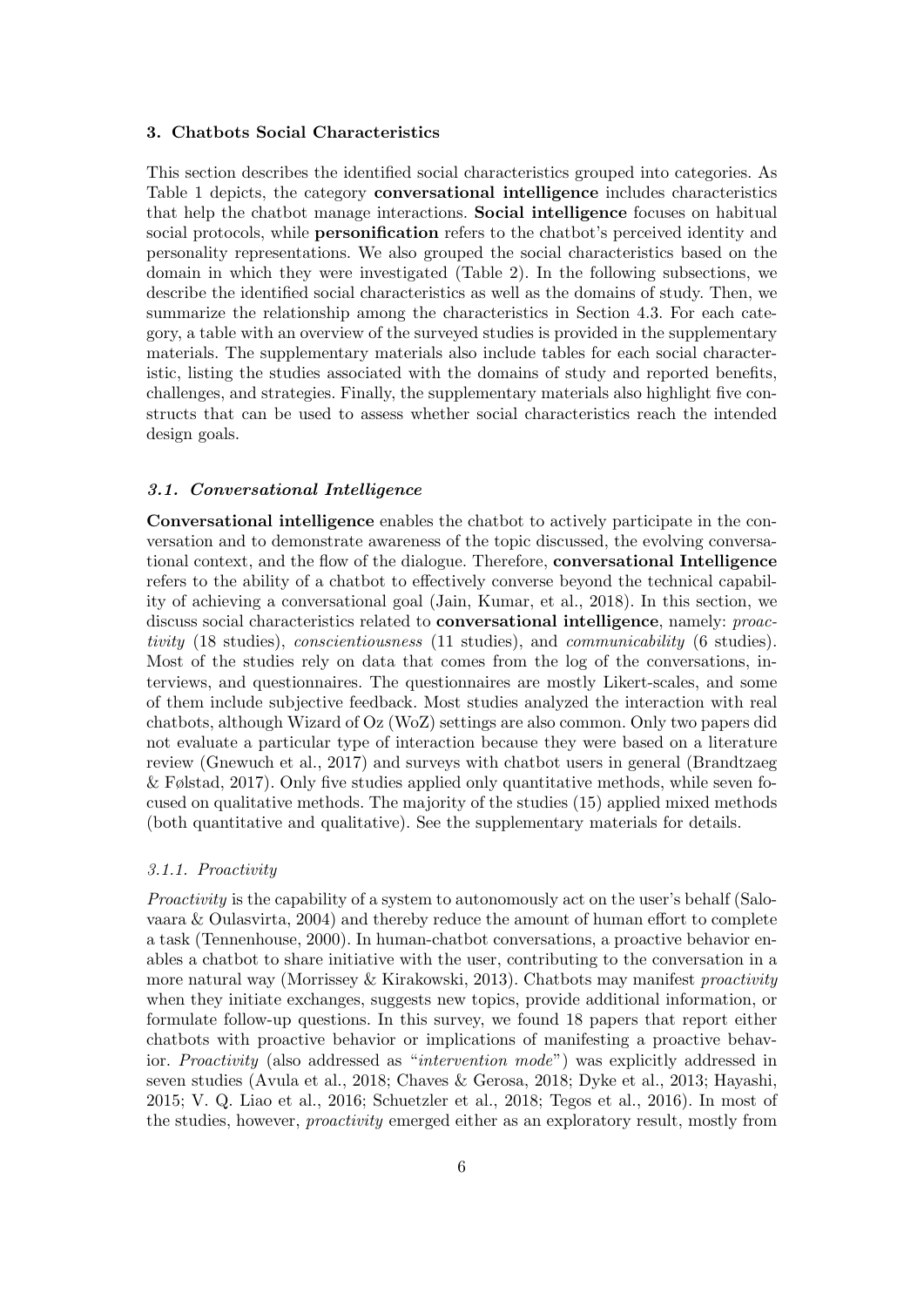## 3. Chatbots Social Characteristics

This section describes the identified social characteristics grouped into categories. As Table 1 depicts, the category **conversational intelligence** includes characteristics that help the chatbot manage interactions. **Social intelligence** focuses on habitual social protocols, while **personification** refers to the chatbot's perceived identity and personality representations. We also grouped the social characteristics based on the domain in which they were investigated (Table 2). In the following subsections, we describe the identified social characteristics as well as the domains of study. Then, we summarize the relationship among the characteristics in Section 4.3. For each category, a table with an overview of the surveyed studies is provided in the supplementary materials. The supplementary materials also include tables for each social characteristic, listing the studies associated with the domains of study and reported benefits, challenges, and strategies. Finally, the supplementary materials also highlight five constructs that can be used to assess whether social characteristics reach the intended design goals.

### *3.1. Conversational Intelligence*

**Conversational intelligence** enables the chatbot to actively participate in the conversation and to demonstrate awareness of the topic discussed, the evolving conversational context, and the flow of the dialogue. Therefore, **conversational Intelligence** refers to the ability of a chatbot to effectively converse beyond the technical capability of achieving a conversational goal (Jain, Kumar, et al., 2018). In this section, we discuss social characteristics related to **conversational intelligence**, namely: *proactivity* (18 studies), *conscientiousness* (11 studies), and *communicability* (6 studies). Most of the studies rely on data that comes from the log of the conversations, interviews, and questionnaires. The questionnaires are mostly Likert-scales, and some of them include subjective feedback. Most studies analyzed the interaction with real chatbots, although Wizard of Oz (WoZ) settings are also common. Only two papers did not evaluate a particular type of interaction because they were based on a literature review (Gnewuch et al., 2017) and surveys with chatbot users in general (Brandtzaeg & Følstad, 2017). Only five studies applied only quantitative methods, while seven focused on qualitative methods. The majority of the studies (15) applied mixed methods (both quantitative and qualitative). See the supplementary materials for details.

#### *3.1.1. Proactivity*

*Proactivity* is the capability of a system to autonomously act on the user's behalf (Salovaara & Oulasvirta, 2004) and thereby reduce the amount of human effort to complete a task (Tennenhouse, 2000). In human-chatbot conversations, a proactive behavior enables a chatbot to share initiative with the user, contributing to the conversation in a more natural way (Morrissey & Kirakowski, 2013). Chatbots may manifest *proactivity* when they initiate exchanges, suggests new topics, provide additional information, or formulate follow-up questions. In this survey, we found 18 papers that report either chatbots with proactive behavior or implications of manifesting a proactive behavior. *Proactivity* (also addressed as "*intervention mode*") was explicitly addressed in seven studies (Avula et al., 2018; Chaves & Gerosa, 2018; Dyke et al., 2013; Hayashi, 2015; V. Q. Liao et al., 2016; Schuetzler et al., 2018; Tegos et al., 2016). In most of the studies, however, *proactivity* emerged either as an exploratory result, mostly from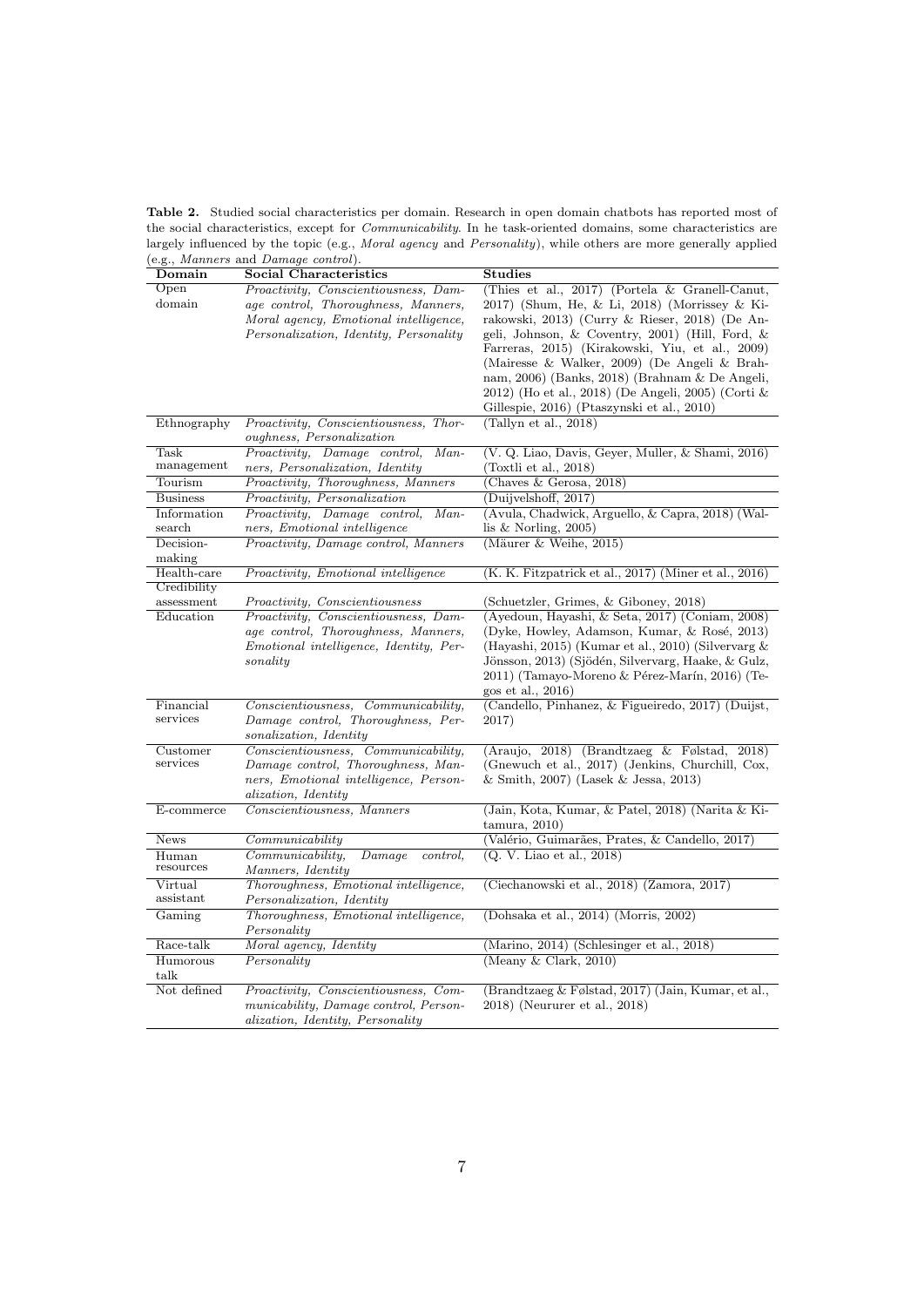**Table 2.** Studied social characteristics per domain. Research in open domain chatbots has reported most of the social characteristics, except for *Communicability*. In he task-oriented domains, some characteristics are largely influenced by the topic (e.g., *Moral agency* and *Personality*), while others are more generally applied (e.g., *Manners* and *Damage control*).

| Domain | Social Characteristics | Studies |
|---|---|---|
| Open domain | *Proactivity, Conscientiousness, Damage control, Thoroughness, Manners, Moral agency, Emotional intelligence, Personalization, Identity, Personality* | (Thies et al., 2017) (Portela & Granell-Canut, 2017) (Shum, He, & Li, 2018) (Morrissey & Kirakowski, 2013) (Curry & Rieser, 2018) (De Angeli, Johnson, & Coventry, 2001) (Hill, Ford, & Farreras, 2015) (Kirakowski, Yiu, et al., 2009) (Mairesse & Walker, 2009) (De Angeli & Brahnam, 2006) (Banks, 2018) (Brahnam & De Angeli, 2012) (Ho et al., 2018) (De Angeli, 2005) (Corti & Gillespie, 2016) (Ptaszynski et al., 2010) |
| Ethnography | *Proactivity, Conscientiousness, Thoroughness, Personalization* | (Tallyn et al., 2018) |
| Task management | *Proactivity, Damage control, Manners, Personalization, Identity* | (V. Q. Liao, Davis, Geyer, Muller, & Shami, 2016) (Toxtli et al., 2018) |
| Tourism | *Proactivity, Thoroughness, Manners* | (Chaves & Gerosa, 2018) |
| Business | *Proactivity, Personalization* | (Duijvelshoff, 2017) |
| Information search | *Proactivity, Damage control, Manners, Emotional intelligence* | (Avula, Chadwick, Arguello, & Capra, 2018) (Wallis & Norling, 2005) |
| Decision-making | *Proactivity, Damage control, Manners* | (Mäurer & Weihe, 2015) |
| Health-care | *Proactivity, Emotional intelligence* | (K. K. Fitzpatrick et al., 2017) (Miner et al., 2016) |
| Credibility assessment | *Proactivity, Conscientiousness* | (Schuetzler, Grimes, & Giboney, 2018) |
| Education | *Proactivity, Conscientiousness, Damage control, Thoroughness, Manners, Emotional intelligence, Identity, Personality* | (Ayedoun, Hayashi, & Seta, 2017) (Coniam, 2008) (Dyke, Howley, Adamson, Kumar, & Rosé, 2013) (Hayashi, 2015) (Kumar et al., 2010) (Silvervarg & Jönsson, 2013) (Sjödén, Silvervarg, Haake, & Gulz, 2011) (Tamayo-Moreno & Pérez-Marín, 2016) (Tegos et al., 2016) |
| Financial services | *Conscientiousness, Communicability, Damage control, Thoroughness, Personalization, Identity* | (Candello, Pinhanez, & Figueiredo, 2017) (Duijst, 2017) |
| Customer services | *Conscientiousness, Communicability, Damage control, Thoroughness, Manners, Emotional intelligence, Personalization, Identity* | (Araujo, 2018) (Brandtzaeg & Følstad, 2018) (Gnewuch et al., 2017) (Jenkins, Churchill, Cox, & Smith, 2007) (Lasek & Jessa, 2013) |
| E-commerce | *Conscientiousness, Manners* | (Jain, Kota, Kumar, & Patel, 2018) (Narita & Kitamura, 2010) |
| News | *Communicability* | (Valério, Guimarães, Prates, & Candello, 2017) |
| Human resources | *Communicability, Damage control, Manners, Identity* | (Q. V. Liao et al., 2018) |
| Virtual assistant | *Thoroughness, Emotional intelligence, Personalization, Identity* | (Ciechanowski et al., 2018) (Zamora, 2017) |
| Gaming | *Thoroughness, Emotional intelligence, Personality* | (Dohsaka et al., 2014) (Morris, 2002) |
| Race-talk | *Moral agency, Identity* | (Marino, 2014) (Schlesinger et al., 2018) |
| Humorous talk | *Personality* | (Meany & Clark, 2010) |
| Not defined | *Proactivity, Conscientiousness, Communicability, Damage control, Personalization, Identity, Personality* | (Brandtzaeg & Følstad, 2017) (Jain, Kumar, et al., 2018) (Neururer et al., 2018) |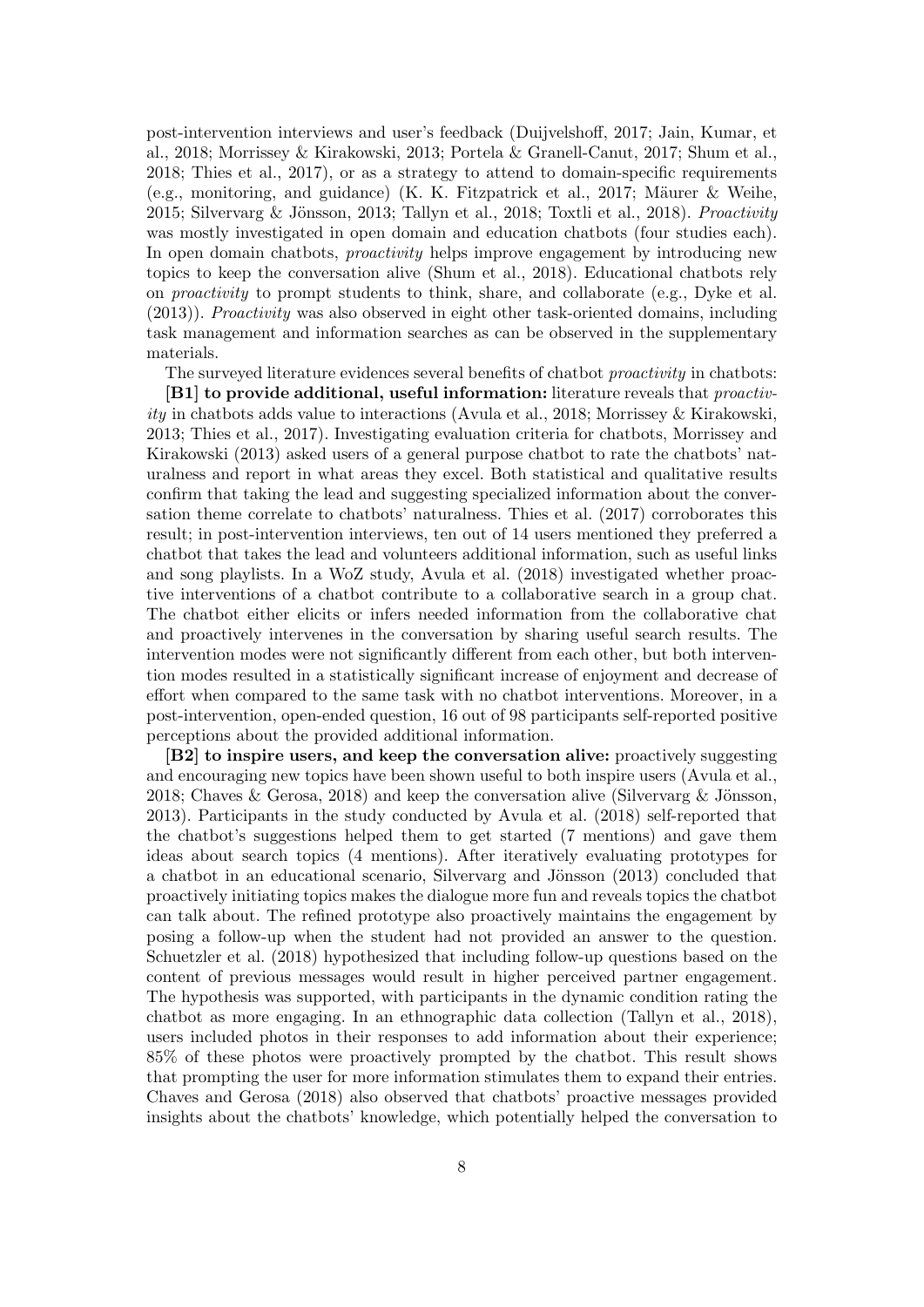post-intervention interviews and user's feedback (Duijvelshoff, 2017; Jain, Kumar, et al., 2018; Morrissey & Kirakowski, 2013; Portela & Granell-Canut, 2017; Shum et al., 2018; Thies et al., 2017), or as a strategy to attend to domain-specific requirements (e.g., monitoring, and guidance) (K. K. Fitzpatrick et al., 2017; Mäurer & Weihe, 2015; Silvervarg & Jönsson, 2013; Tallyn et al., 2018; Toxtli et al., 2018). *Proactivity* was mostly investigated in open domain and education chatbots (four studies each). In open domain chatbots, *proactivity* helps improve engagement by introducing new topics to keep the conversation alive (Shum et al., 2018). Educational chatbots rely on *proactivity* to prompt students to think, share, and collaborate (e.g., Dyke et al. (2013)). *Proactivity* was also observed in eight other task-oriented domains, including task management and information searches as can be observed in the supplementary materials.

The surveyed literature evidences several benefits of chatbot *proactivity* in chatbots:

**[B1] to provide additional, useful information:** literature reveals that *proactivity* in chatbots adds value to interactions (Avula et al., 2018; Morrissey & Kirakowski, 2013; Thies et al., 2017). Investigating evaluation criteria for chatbots, Morrissey and Kirakowski (2013) asked users of a general purpose chatbot to rate the chatbots' naturalness and report in what areas they excel. Both statistical and qualitative results confirm that taking the lead and suggesting specialized information about the conversation theme correlate to chatbots' naturalness. Thies et al. (2017) corroborates this result; in post-intervention interviews, ten out of 14 users mentioned they preferred a chatbot that takes the lead and volunteers additional information, such as useful links and song playlists. In a WoZ study, Avula et al. (2018) investigated whether proactive interventions of a chatbot contribute to a collaborative search in a group chat. The chatbot either elicits or infers needed information from the collaborative chat and proactively intervenes in the conversation by sharing useful search results. The intervention modes were not significantly different from each other, but both intervention modes resulted in a statistically significant increase of enjoyment and decrease of effort when compared to the same task with no chatbot interventions. Moreover, in a post-intervention, open-ended question, 16 out of 98 participants self-reported positive perceptions about the provided additional information.

**[B2] to inspire users, and keep the conversation alive:** proactively suggesting and encouraging new topics have been shown useful to both inspire users (Avula et al., 2018; Chaves & Gerosa, 2018) and keep the conversation alive (Silvervarg & Jönsson, 2013). Participants in the study conducted by Avula et al. (2018) self-reported that the chatbot's suggestions helped them to get started (7 mentions) and gave them ideas about search topics (4 mentions). After iteratively evaluating prototypes for a chatbot in an educational scenario, Silvervarg and Jönsson (2013) concluded that proactively initiating topics makes the dialogue more fun and reveals topics the chatbot can talk about. The refined prototype also proactively maintains the engagement by posing a follow-up when the student had not provided an answer to the question. Schuetzler et al. (2018) hypothesized that including follow-up questions based on the content of previous messages would result in higher perceived partner engagement. The hypothesis was supported, with participants in the dynamic condition rating the chatbot as more engaging. In an ethnographic data collection (Tallyn et al., 2018), users included photos in their responses to add information about their experience; 85% of these photos were proactively prompted by the chatbot. This result shows that prompting the user for more information stimulates them to expand their entries. Chaves and Gerosa (2018) also observed that chatbots' proactive messages provided insights about the chatbots' knowledge, which potentially helped the conversation to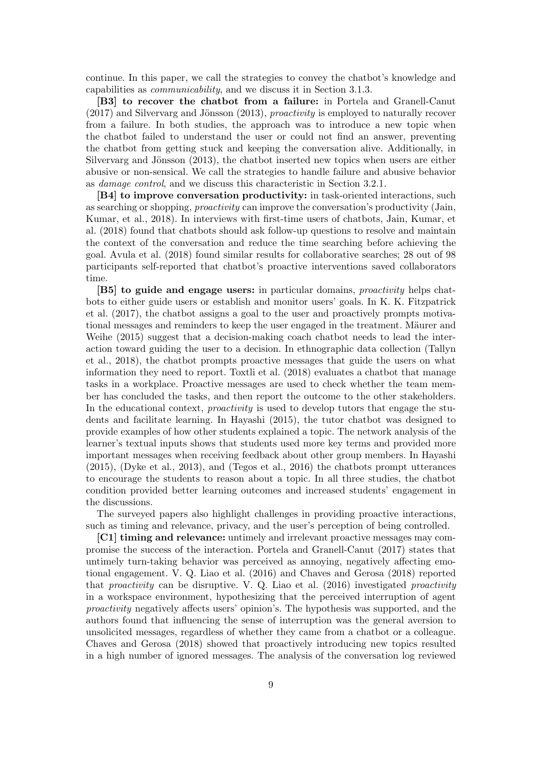continue. In this paper, we call the strategies to convey the chatbot's knowledge and capabilities as *communicability*, and we discuss it in Section 3.1.3.

**[B3] to recover the chatbot from a failure:** in Portela and Granell-Canut (2017) and Silvervarg and Jönsson (2013), *proactivity* is employed to naturally recover from a failure. In both studies, the approach was to introduce a new topic when the chatbot failed to understand the user or could not find an answer, preventing the chatbot from getting stuck and keeping the conversation alive. Additionally, in Silvervarg and Jönsson (2013), the chatbot inserted new topics when users are either abusive or non-sensical. We call the strategies to handle failure and abusive behavior as *damage control*, and we discuss this characteristic in Section 3.2.1.

**[B4] to improve conversation productivity:** in task-oriented interactions, such as searching or shopping, *proactivity* can improve the conversation's productivity (Jain, Kumar, et al., 2018). In interviews with first-time users of chatbots, Jain, Kumar, et al. (2018) found that chatbots should ask follow-up questions to resolve and maintain the context of the conversation and reduce the time searching before achieving the goal. Avula et al. (2018) found similar results for collaborative searches; 28 out of 98 participants self-reported that chatbot's proactive interventions saved collaborators time.

**[B5] to guide and engage users:** in particular domains, *proactivity* helps chatbots to either guide users or establish and monitor users' goals. In K. K. Fitzpatrick et al. (2017), the chatbot assigns a goal to the user and proactively prompts motivational messages and reminders to keep the user engaged in the treatment. Mäurer and Weihe (2015) suggest that a decision-making coach chatbot needs to lead the interaction toward guiding the user to a decision. In ethnographic data collection (Tallyn et al., 2018), the chatbot prompts proactive messages that guide the users on what information they need to report. Toxtli et al. (2018) evaluates a chatbot that manage tasks in a workplace. Proactive messages are used to check whether the team member has concluded the tasks, and then report the outcome to the other stakeholders. In the educational context, *proactivity* is used to develop tutors that engage the students and facilitate learning. In Hayashi (2015), the tutor chatbot was designed to provide examples of how other students explained a topic. The network analysis of the learner's textual inputs shows that students used more key terms and provided more important messages when receiving feedback about other group members. In Hayashi (2015), (Dyke et al., 2013), and (Tegos et al., 2016) the chatbots prompt utterances to encourage the students to reason about a topic. In all three studies, the chatbot condition provided better learning outcomes and increased students' engagement in the discussions.

The surveyed papers also highlight challenges in providing proactive interactions, such as timing and relevance, privacy, and the user's perception of being controlled.

**[C1] timing and relevance:** untimely and irrelevant proactive messages may compromise the success of the interaction. Portela and Granell-Canut (2017) states that untimely turn-taking behavior was perceived as annoying, negatively affecting emotional engagement. V. Q. Liao et al. (2016) and Chaves and Gerosa (2018) reported that *proactivity* can be disruptive. V. Q. Liao et al. (2016) investigated *proactivity* in a workspace environment, hypothesizing that the perceived interruption of agent *proactivity* negatively affects users' opinion's. The hypothesis was supported, and the authors found that influencing the sense of interruption was the general aversion to unsolicited messages, regardless of whether they came from a chatbot or a colleague. Chaves and Gerosa (2018) showed that proactively introducing new topics resulted in a high number of ignored messages. The analysis of the conversation log reviewed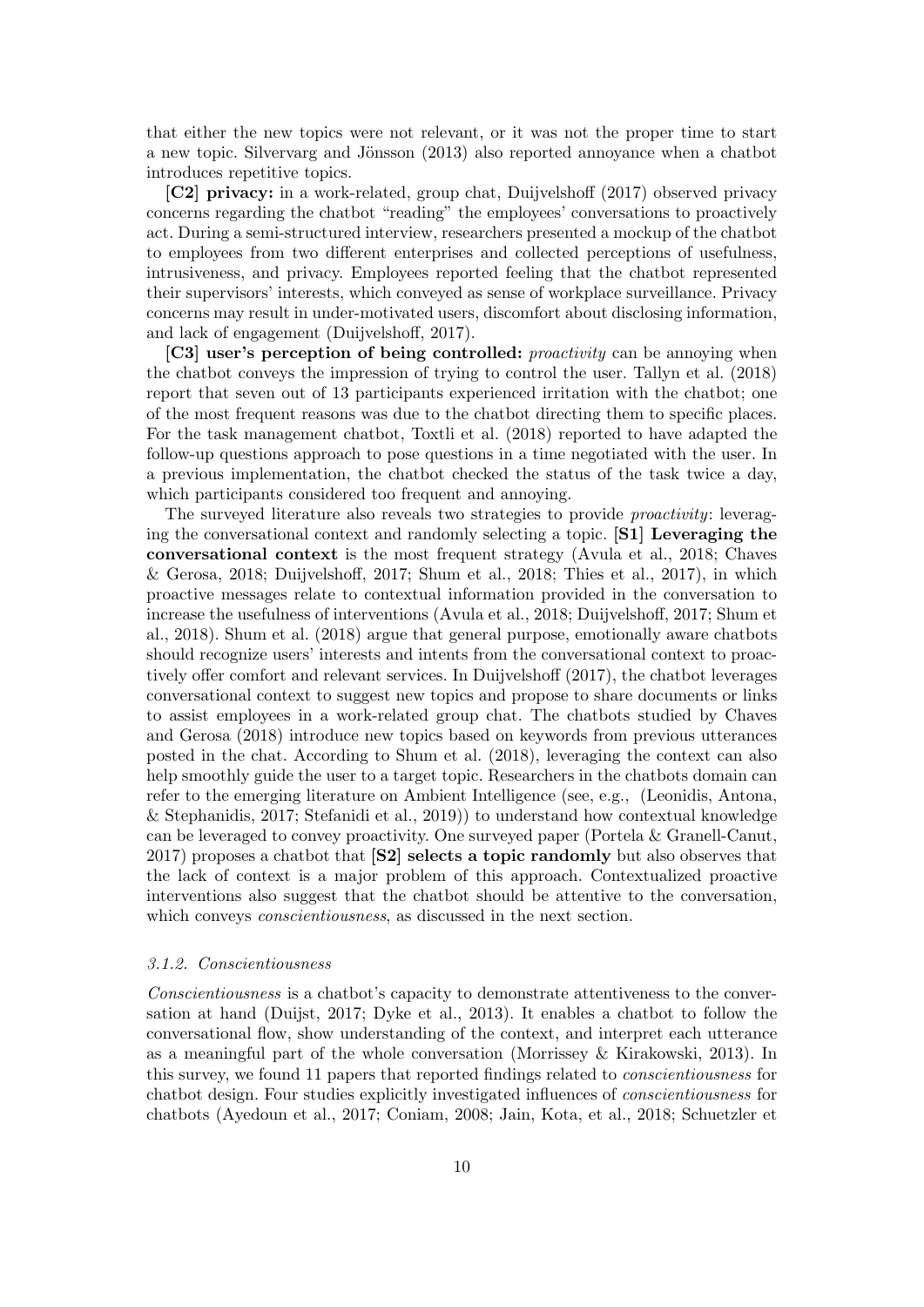that either the new topics were not relevant, or it was not the proper time to start a new topic. Silvervarg and Jönsson (2013) also reported annoyance when a chatbot introduces repetitive topics.

**[C2] privacy:** in a work-related, group chat, Duijvelshoff (2017) observed privacy concerns regarding the chatbot "reading" the employees' conversations to proactively act. During a semi-structured interview, researchers presented a mockup of the chatbot to employees from two different enterprises and collected perceptions of usefulness, intrusiveness, and privacy. Employees reported feeling that the chatbot represented their supervisors' interests, which conveyed as sense of workplace surveillance. Privacy concerns may result in under-motivated users, discomfort about disclosing information, and lack of engagement (Duijvelshoff, 2017).

**[C3] user's perception of being controlled:** *proactivity* can be annoying when the chatbot conveys the impression of trying to control the user. Tallyn et al. (2018) report that seven out of 13 participants experienced irritation with the chatbot; one of the most frequent reasons was due to the chatbot directing them to specific places. For the task management chatbot, Toxtli et al. (2018) reported to have adapted the follow-up questions approach to pose questions in a time negotiated with the user. In a previous implementation, the chatbot checked the status of the task twice a day, which participants considered too frequent and annoying.

The surveyed literature also reveals two strategies to provide *proactivity*: leveraging the conversational context and randomly selecting a topic. **[S1] Leveraging the conversational context** is the most frequent strategy (Avula et al., 2018; Chaves & Gerosa, 2018; Duijvelshoff, 2017; Shum et al., 2018; Thies et al., 2017), in which proactive messages relate to contextual information provided in the conversation to increase the usefulness of interventions (Avula et al., 2018; Duijvelshoff, 2017; Shum et al., 2018). Shum et al. (2018) argue that general purpose, emotionally aware chatbots should recognize users' interests and intents from the conversational context to proactively offer comfort and relevant services. In Duijvelshoff (2017), the chatbot leverages conversational context to suggest new topics and propose to share documents or links to assist employees in a work-related group chat. The chatbots studied by Chaves and Gerosa (2018) introduce new topics based on keywords from previous utterances posted in the chat. According to Shum et al. (2018), leveraging the context can also help smoothly guide the user to a target topic. Researchers in the chatbots domain can refer to the emerging literature on Ambient Intelligence (see, e.g., (Leonidis, Antona, & Stephanidis, 2017; Stefanidi et al., 2019)) to understand how contextual knowledge can be leveraged to convey proactivity. One surveyed paper (Portela & Granell-Canut, 2017) proposes a chatbot that **[S2] selects a topic randomly** but also observes that the lack of context is a major problem of this approach. Contextualized proactive interventions also suggest that the chatbot should be attentive to the conversation, which conveys *conscientiousness*, as discussed in the next section.

### *3.1.2. Conscientiousness*

*Conscientiousness* is a chatbot's capacity to demonstrate attentiveness to the conversation at hand (Duijst, 2017; Dyke et al., 2013). It enables a chatbot to follow the conversational flow, show understanding of the context, and interpret each utterance as a meaningful part of the whole conversation (Morrissey & Kirakowski, 2013). In this survey, we found 11 papers that reported findings related to *conscientiousness* for chatbot design. Four studies explicitly investigated influences of *conscientiousness* for chatbots (Ayedoun et al., 2017; Coniam, 2008; Jain, Kota, et al., 2018; Schuetzler et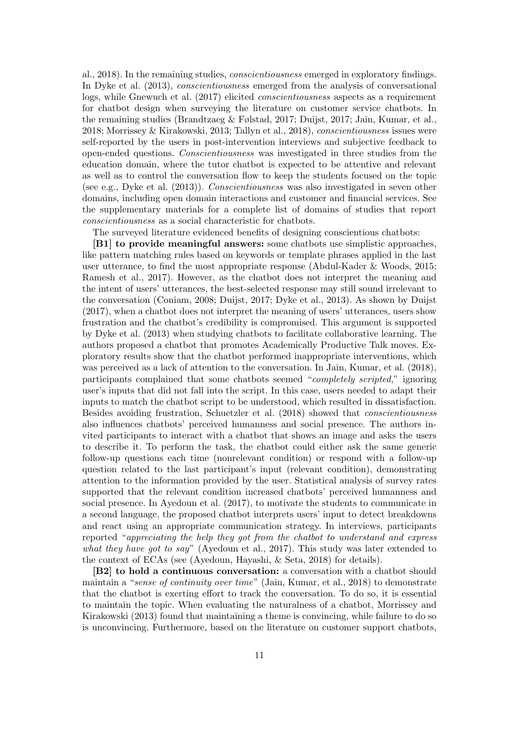al., 2018). In the remaining studies, *conscientiousness* emerged in exploratory findings. In Dyke et al. (2013), *conscientiousness* emerged from the analysis of conversational logs, while Gnewuch et al. (2017) elicited *conscientiousness* aspects as a requirement for chatbot design when surveying the literature on customer service chatbots. In the remaining studies (Brandtzaeg & Følstad, 2017; Duijst, 2017; Jain, Kumar, et al., 2018; Morrissey & Kirakowski, 2013; Tallyn et al., 2018), *conscientiousness* issues were self-reported by the users in post-intervention interviews and subjective feedback to open-ended questions. *Conscientiousness* was investigated in three studies from the education domain, where the tutor chatbot is expected to be attentive and relevant as well as to control the conversation flow to keep the students focused on the topic (see e.g., Dyke et al. (2013)). *Conscientiousness* was also investigated in seven other domains, including open domain interactions and customer and financial services. See the supplementary materials for a complete list of domains of studies that report *conscientiousness* as a social characteristic for chatbots.

The surveyed literature evidenced benefits of designing conscientious chatbots:

**[B1] to provide meaningful answers:** some chatbots use simplistic approaches, like pattern matching rules based on keywords or template phrases applied in the last user utterance, to find the most appropriate response (Abdul-Kader & Woods, 2015; Ramesh et al., 2017). However, as the chatbot does not interpret the meaning and the intent of users' utterances, the best-selected response may still sound irrelevant to the conversation (Coniam, 2008; Duijst, 2017; Dyke et al., 2013). As shown by Duijst (2017), when a chatbot does not interpret the meaning of users' utterances, users show frustration and the chatbot's credibility is compromised. This argument is supported by Dyke et al. (2013) when studying chatbots to facilitate collaborative learning. The authors proposed a chatbot that promotes Academically Productive Talk moves. Exploratory results show that the chatbot performed inappropriate interventions, which was perceived as a lack of attention to the conversation. In Jain, Kumar, et al. (2018), participants complained that some chatbots seemed "*completely scripted,*" ignoring user's inputs that did not fall into the script. In this case, users needed to adapt their inputs to match the chatbot script to be understood, which resulted in dissatisfaction. Besides avoiding frustration, Schuetzler et al. (2018) showed that *conscientiousness* also influences chatbots' perceived humanness and social presence. The authors invited participants to interact with a chatbot that shows an image and asks the users to describe it. To perform the task, the chatbot could either ask the same generic follow-up questions each time (nonrelevant condition) or respond with a follow-up question related to the last participant's input (relevant condition), demonstrating attention to the information provided by the user. Statistical analysis of survey rates supported that the relevant condition increased chatbots' perceived humanness and social presence. In Ayedoun et al. (2017), to motivate the students to communicate in a second language, the proposed chatbot interprets users' input to detect breakdowns and react using an appropriate communication strategy. In interviews, participants reported "*appreciating the help they got from the chatbot to understand and express what they have got to say*" (Ayedoun et al., 2017). This study was later extended to the context of ECAs (see (Ayedoun, Hayashi, & Seta, 2018) for details).

**[B2] to hold a continuous conversation:** a conversation with a chatbot should maintain a "*sense of continuity over time*" (Jain, Kumar, et al., 2018) to demonstrate that the chatbot is exerting effort to track the conversation. To do so, it is essential to maintain the topic. When evaluating the naturalness of a chatbot, Morrissey and Kirakowski (2013) found that maintaining a theme is convincing, while failure to do so is unconvincing. Furthermore, based on the literature on customer support chatbots,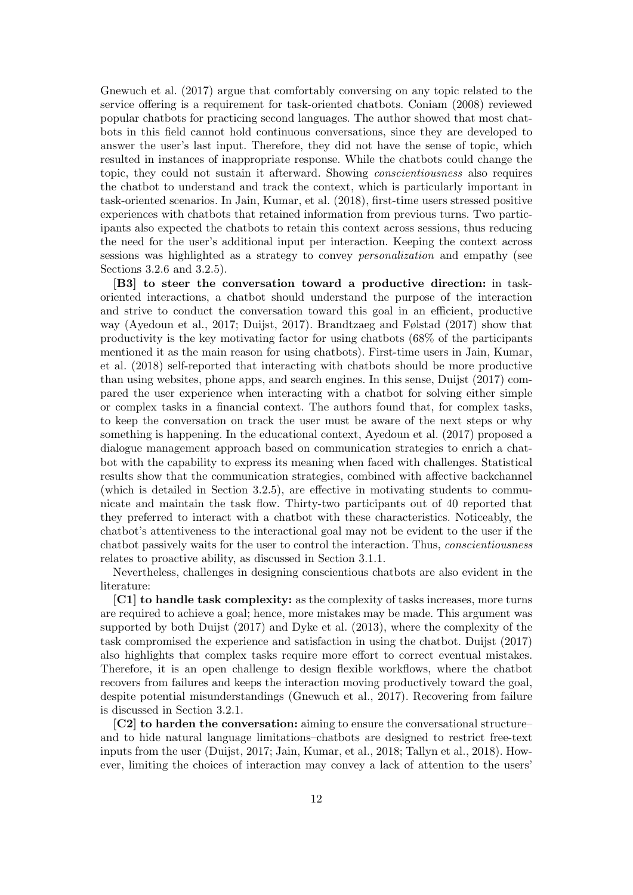Gnewuch et al. (2017) argue that comfortably conversing on any topic related to the service offering is a requirement for task-oriented chatbots. Coniam (2008) reviewed popular chatbots for practicing second languages. The author showed that most chatbots in this field cannot hold continuous conversations, since they are developed to answer the user's last input. Therefore, they did not have the sense of topic, which resulted in instances of inappropriate response. While the chatbots could change the topic, they could not sustain it afterward. Showing *conscientiousness* also requires the chatbot to understand and track the context, which is particularly important in task-oriented scenarios. In Jain, Kumar, et al. (2018), first-time users stressed positive experiences with chatbots that retained information from previous turns. Two participants also expected the chatbots to retain this context across sessions, thus reducing the need for the user's additional input per interaction. Keeping the context across sessions was highlighted as a strategy to convey *personalization* and empathy (see Sections 3.2.6 and 3.2.5).

**[B3] to steer the conversation toward a productive direction:** in task-oriented interactions, a chatbot should understand the purpose of the interaction and strive to conduct the conversation toward this goal in an efficient, productive way (Ayedoun et al., 2017; Duijst, 2017). Brandtzaeg and Følstad (2017) show that productivity is the key motivating factor for using chatbots (68% of the participants mentioned it as the main reason for using chatbots). First-time users in Jain, Kumar, et al. (2018) self-reported that interacting with chatbots should be more productive than using websites, phone apps, and search engines. In this sense, Duijst (2017) compared the user experience when interacting with a chatbot for solving either simple or complex tasks in a financial context. The authors found that, for complex tasks, to keep the conversation on track the user must be aware of the next steps or why something is happening. In the educational context, Ayedoun et al. (2017) proposed a dialogue management approach based on communication strategies to enrich a chatbot with the capability to express its meaning when faced with challenges. Statistical results show that the communication strategies, combined with affective backchannel (which is detailed in Section 3.2.5), are effective in motivating students to communicate and maintain the task flow. Thirty-two participants out of 40 reported that they preferred to interact with a chatbot with these characteristics. Noticeably, the chatbot's attentiveness to the interactional goal may not be evident to the user if the chatbot passively waits for the user to control the interaction. Thus, *conscientiousness* relates to proactive ability, as discussed in Section 3.1.1.

Nevertheless, challenges in designing conscientious chatbots are also evident in the literature:

**[C1] to handle task complexity:** as the complexity of tasks increases, more turns are required to achieve a goal; hence, more mistakes may be made. This argument was supported by both Duijst (2017) and Dyke et al. (2013), where the complexity of the task compromised the experience and satisfaction in using the chatbot. Duijst (2017) also highlights that complex tasks require more effort to correct eventual mistakes. Therefore, it is an open challenge to design flexible workflows, where the chatbot recovers from failures and keeps the interaction moving productively toward the goal, despite potential misunderstandings (Gnewuch et al., 2017). Recovering from failure is discussed in Section 3.2.1.

**[C2] to harden the conversation:** aiming to ensure the conversational structure– and to hide natural language limitations–chatbots are designed to restrict free-text inputs from the user (Duijst, 2017; Jain, Kumar, et al., 2018; Tallyn et al., 2018). However, limiting the choices of interaction may convey a lack of attention to the users'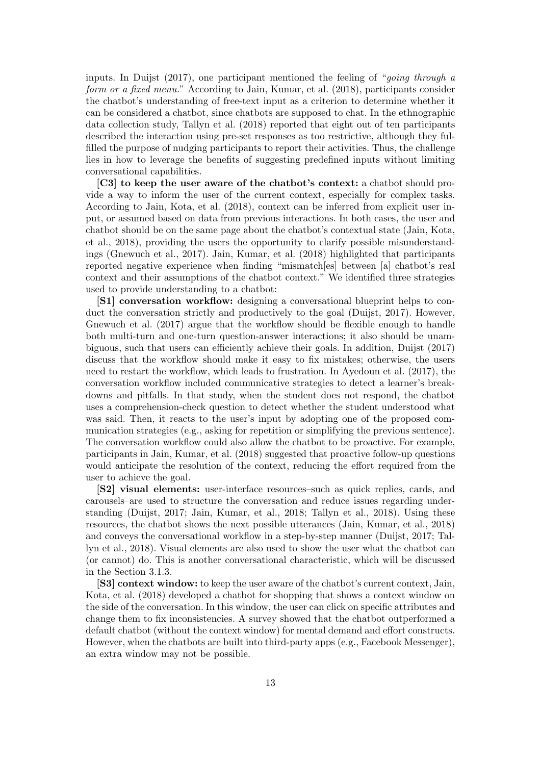inputs. In Duijst (2017), one participant mentioned the feeling of "*going through a form or a fixed menu.*" According to Jain, Kumar, et al. (2018), participants consider the chatbot's understanding of free-text input as a criterion to determine whether it can be considered a chatbot, since chatbots are supposed to chat. In the ethnographic data collection study, Tallyn et al. (2018) reported that eight out of ten participants described the interaction using pre-set responses as too restrictive, although they fulfilled the purpose of nudging participants to report their activities. Thus, the challenge lies in how to leverage the benefits of suggesting predefined inputs without limiting conversational capabilities.

**[C3] to keep the user aware of the chatbot's context:** a chatbot should provide a way to inform the user of the current context, especially for complex tasks. According to Jain, Kota, et al. (2018), context can be inferred from explicit user input, or assumed based on data from previous interactions. In both cases, the user and chatbot should be on the same page about the chatbot's contextual state (Jain, Kota, et al., 2018), providing the users the opportunity to clarify possible misunderstandings (Gnewuch et al., 2017). Jain, Kumar, et al. (2018) highlighted that participants reported negative experience when finding "mismatch[es] between [a] chatbot's real context and their assumptions of the chatbot context." We identified three strategies used to provide understanding to a chatbot:

**[S1] conversation workflow:** designing a conversational blueprint helps to conduct the conversation strictly and productively to the goal (Duijst, 2017). However, Gnewuch et al. (2017) argue that the workflow should be flexible enough to handle both multi-turn and one-turn question-answer interactions; it also should be unambiguous, such that users can efficiently achieve their goals. In addition, Duijst (2017) discuss that the workflow should make it easy to fix mistakes; otherwise, the users need to restart the workflow, which leads to frustration. In Ayedoun et al. (2017), the conversation workflow included communicative strategies to detect a learner's breakdowns and pitfalls. In that study, when the student does not respond, the chatbot uses a comprehension-check question to detect whether the student understood what was said. Then, it reacts to the user's input by adopting one of the proposed communication strategies (e.g., asking for repetition or simplifying the previous sentence). The conversation workflow could also allow the chatbot to be proactive. For example, participants in Jain, Kumar, et al. (2018) suggested that proactive follow-up questions would anticipate the resolution of the context, reducing the effort required from the user to achieve the goal.

**[S2] visual elements:** user-interface resources–such as quick replies, cards, and carousels–are used to structure the conversation and reduce issues regarding understanding (Duijst, 2017; Jain, Kumar, et al., 2018; Tallyn et al., 2018). Using these resources, the chatbot shows the next possible utterances (Jain, Kumar, et al., 2018) and conveys the conversational workflow in a step-by-step manner (Duijst, 2017; Tallyn et al., 2018). Visual elements are also used to show the user what the chatbot can (or cannot) do. This is another conversational characteristic, which will be discussed in the Section 3.1.3.

**[S3] context window:** to keep the user aware of the chatbot's current context, Jain, Kota, et al. (2018) developed a chatbot for shopping that shows a context window on the side of the conversation. In this window, the user can click on specific attributes and change them to fix inconsistencies. A survey showed that the chatbot outperformed a default chatbot (without the context window) for mental demand and effort constructs. However, when the chatbots are built into third-party apps (e.g., Facebook Messenger), an extra window may not be possible.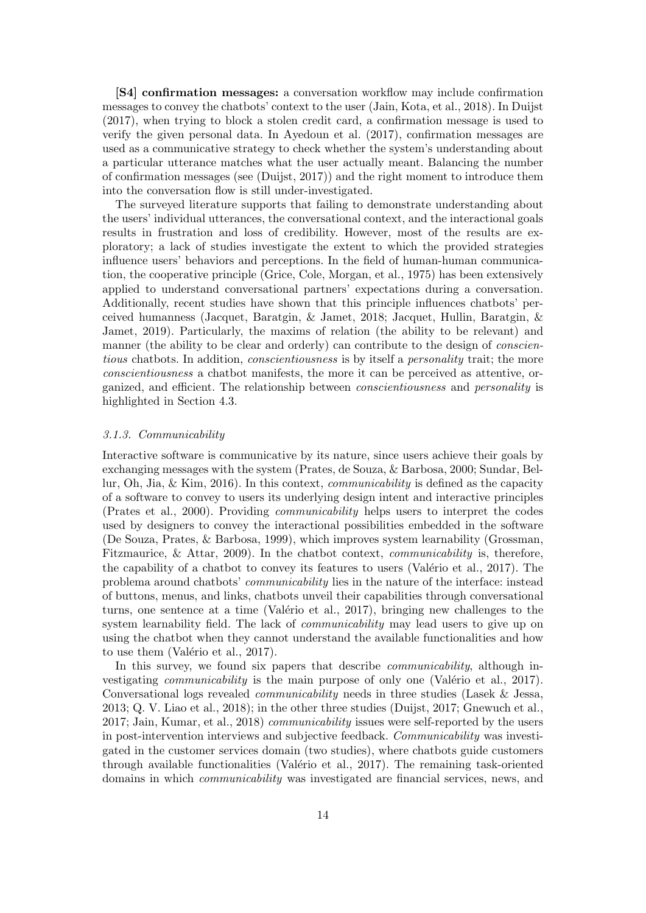**[S4] confirmation messages:** a conversation workflow may include confirmation messages to convey the chatbots' context to the user (Jain, Kota, et al., 2018). In Duijst (2017), when trying to block a stolen credit card, a confirmation message is used to verify the given personal data. In Ayedoun et al. (2017), confirmation messages are used as a communicative strategy to check whether the system's understanding about a particular utterance matches what the user actually meant. Balancing the number of confirmation messages (see (Duijst, 2017)) and the right moment to introduce them into the conversation flow is still under-investigated.

The surveyed literature supports that failing to demonstrate understanding about the users' individual utterances, the conversational context, and the interactional goals results in frustration and loss of credibility. However, most of the results are exploratory; a lack of studies investigate the extent to which the provided strategies influence users' behaviors and perceptions. In the field of human-human communication, the cooperative principle (Grice, Cole, Morgan, et al., 1975) has been extensively applied to understand conversational partners' expectations during a conversation. Additionally, recent studies have shown that this principle influences chatbots' perceived humanness (Jacquet, Baratgin, & Jamet, 2018; Jacquet, Hullin, Baratgin, & Jamet, 2019). Particularly, the maxims of relation (the ability to be relevant) and manner (the ability to be clear and orderly) can contribute to the design of *conscientious* chatbots. In addition, *conscientiousness* is by itself a *personality* trait; the more *conscientiousness* a chatbot manifests, the more it can be perceived as attentive, organized, and efficient. The relationship between *conscientiousness* and *personality* is highlighted in Section 4.3.

### *3.1.3. Communicability*

Interactive software is communicative by its nature, since users achieve their goals by exchanging messages with the system (Prates, de Souza, & Barbosa, 2000; Sundar, Bellur, Oh, Jia, & Kim, 2016). In this context, *communicability* is defined as the capacity of a software to convey to users its underlying design intent and interactive principles (Prates et al., 2000). Providing *communicability* helps users to interpret the codes used by designers to convey the interactional possibilities embedded in the software (De Souza, Prates, & Barbosa, 1999), which improves system learnability (Grossman, Fitzmaurice, & Attar, 2009). In the chatbot context, *communicability* is, therefore, the capability of a chatbot to convey its features to users (Valério et al., 2017). The problema around chatbots' *communicability* lies in the nature of the interface: instead of buttons, menus, and links, chatbots unveil their capabilities through conversational turns, one sentence at a time (Valério et al., 2017), bringing new challenges to the system learnability field. The lack of *communicability* may lead users to give up on using the chatbot when they cannot understand the available functionalities and how to use them (Valério et al., 2017).

In this survey, we found six papers that describe *communicability*, although investigating *communicability* is the main purpose of only one (Valério et al., 2017). Conversational logs revealed *communicability* needs in three studies (Lasek & Jessa, 2013; Q. V. Liao et al., 2018); in the other three studies (Duijst, 2017; Gnewuch et al., 2017; Jain, Kumar, et al., 2018) *communicability* issues were self-reported by the users in post-intervention interviews and subjective feedback. *Communicability* was investigated in the customer services domain (two studies), where chatbots guide customers through available functionalities (Valério et al., 2017). The remaining task-oriented domains in which *communicability* was investigated are financial services, news, and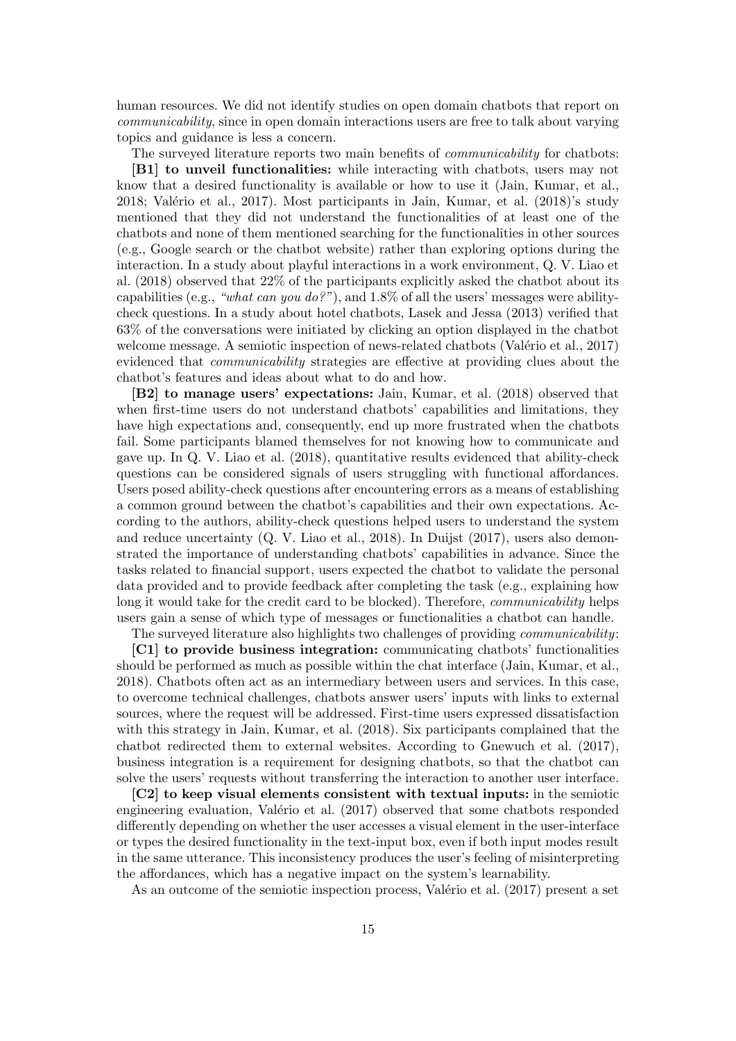human resources. We did not identify studies on open domain chatbots that report on *communicability*, since in open domain interactions users are free to talk about varying topics and guidance is less a concern.

The surveyed literature reports two main benefits of *communicability* for chatbots:

**[B1] to unveil functionalities:** while interacting with chatbots, users may not know that a desired functionality is available or how to use it (Jain, Kumar, et al., 2018; Valério et al., 2017). Most participants in Jain, Kumar, et al. (2018)'s study mentioned that they did not understand the functionalities of at least one of the chatbots and none of them mentioned searching for the functionalities in other sources (e.g., Google search or the chatbot website) rather than exploring options during the interaction. In a study about playful interactions in a work environment, Q. V. Liao et al. (2018) observed that 22% of the participants explicitly asked the chatbot about its capabilities (e.g., *"what can you do?"*), and 1.8% of all the users' messages were ability-check questions. In a study about hotel chatbots, Lasek and Jessa (2013) verified that 63% of the conversations were initiated by clicking an option displayed in the chatbot welcome message. A semiotic inspection of news-related chatbots (Valério et al., 2017) evidenced that *communicability* strategies are effective at providing clues about the chatbot's features and ideas about what to do and how.

**[B2] to manage users' expectations:** Jain, Kumar, et al. (2018) observed that when first-time users do not understand chatbots' capabilities and limitations, they have high expectations and, consequently, end up more frustrated when the chatbots fail. Some participants blamed themselves for not knowing how to communicate and gave up. In Q. V. Liao et al. (2018), quantitative results evidenced that ability-check questions can be considered signals of users struggling with functional affordances. Users posed ability-check questions after encountering errors as a means of establishing a common ground between the chatbot's capabilities and their own expectations. According to the authors, ability-check questions helped users to understand the system and reduce uncertainty (Q. V. Liao et al., 2018). In Duijst (2017), users also demonstrated the importance of understanding chatbots' capabilities in advance. Since the tasks related to financial support, users expected the chatbot to validate the personal data provided and to provide feedback after completing the task (e.g., explaining how long it would take for the credit card to be blocked). Therefore, *communicability* helps users gain a sense of which type of messages or functionalities a chatbot can handle.

The surveyed literature also highlights two challenges of providing *communicability*:

**[C1] to provide business integration:** communicating chatbots' functionalities should be performed as much as possible within the chat interface (Jain, Kumar, et al., 2018). Chatbots often act as an intermediary between users and services. In this case, to overcome technical challenges, chatbots answer users' inputs with links to external sources, where the request will be addressed. First-time users expressed dissatisfaction with this strategy in Jain, Kumar, et al. (2018). Six participants complained that the chatbot redirected them to external websites. According to Gnewuch et al. (2017), business integration is a requirement for designing chatbots, so that the chatbot can solve the users' requests without transferring the interaction to another user interface.

**[C2] to keep visual elements consistent with textual inputs:** in the semiotic engineering evaluation, Valério et al. (2017) observed that some chatbots responded differently depending on whether the user accesses a visual element in the user-interface or types the desired functionality in the text-input box, even if both input modes result in the same utterance. This inconsistency produces the user's feeling of misinterpreting the affordances, which has a negative impact on the system's learnability.

As an outcome of the semiotic inspection process, Valério et al. (2017) present a set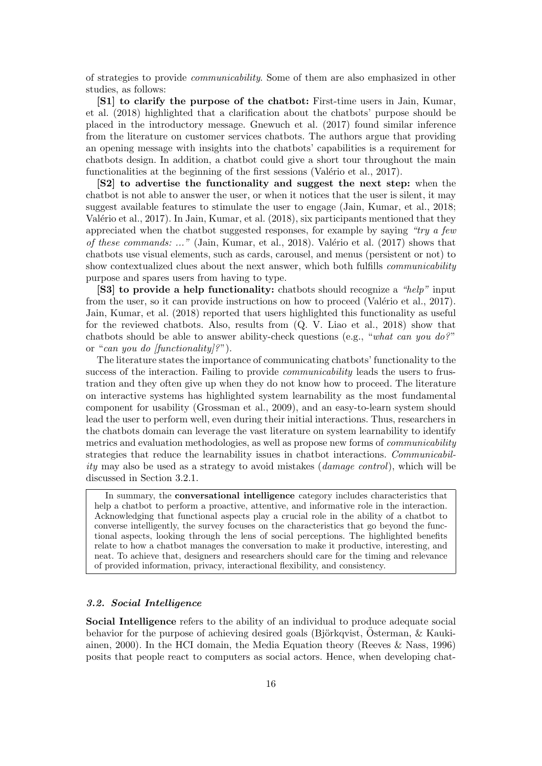of strategies to provide *communicability*. Some of them are also emphasized in other studies, as follows:

**[S1] to clarify the purpose of the chatbot:** First-time users in Jain, Kumar, et al. (2018) highlighted that a clarification about the chatbots' purpose should be placed in the introductory message. Gnewuch et al. (2017) found similar inference from the literature on customer services chatbots. The authors argue that providing an opening message with insights into the chatbots' capabilities is a requirement for chatbots design. In addition, a chatbot could give a short tour throughout the main functionalities at the beginning of the first sessions (Valério et al., 2017).

**[S2] to advertise the functionality and suggest the next step:** when the chatbot is not able to answer the user, or when it notices that the user is silent, it may suggest available features to stimulate the user to engage (Jain, Kumar, et al., 2018; Valério et al., 2017). In Jain, Kumar, et al. (2018), six participants mentioned that they appreciated when the chatbot suggested responses, for example by saying *"try a few of these commands: ..."* (Jain, Kumar, et al., 2018). Valério et al. (2017) shows that chatbots use visual elements, such as cards, carousel, and menus (persistent or not) to show contextualized clues about the next answer, which both fulfills *communicability* purpose and spares users from having to type.

**[S3] to provide a help functionality:** chatbots should recognize a *"help"* input from the user, so it can provide instructions on how to proceed (Valério et al., 2017). Jain, Kumar, et al. (2018) reported that users highlighted this functionality as useful for the reviewed chatbots. Also, results from (Q. V. Liao et al., 2018) show that chatbots should be able to answer ability-check questions (e.g., "*what can you do?*" or "*can you do [functionality]?*").

The literature states the importance of communicating chatbots' functionality to the success of the interaction. Failing to provide *communicability* leads the users to frustration and they often give up when they do not know how to proceed. The literature on interactive systems has highlighted system learnability as the most fundamental component for usability (Grossman et al., 2009), and an easy-to-learn system should lead the user to perform well, even during their initial interactions. Thus, researchers in the chatbots domain can leverage the vast literature on system learnability to identify metrics and evaluation methodologies, as well as propose new forms of *communicability* strategies that reduce the learnability issues in chatbot interactions. *Communicability* may also be used as a strategy to avoid mistakes (*damage control*), which will be discussed in Section 3.2.1.

> In summary, the **conversational intelligence** category includes characteristics that help a chatbot to perform a proactive, attentive, and informative role in the interaction. Acknowledging that functional aspects play a crucial role in the ability of a chatbot to converse intelligently, the survey focuses on the characteristics that go beyond the functional aspects, looking through the lens of social perceptions. The highlighted benefits relate to how a chatbot manages the conversation to make it productive, interesting, and neat. To achieve that, designers and researchers should care for the timing and relevance of provided information, privacy, interactional flexibility, and consistency.

### *3.2. Social Intelligence*

**Social Intelligence** refers to the ability of an individual to produce adequate social behavior for the purpose of achieving desired goals (Björkqvist, Österman, & Kaukiainen, 2000). In the HCI domain, the Media Equation theory (Reeves & Nass, 1996) posits that people react to computers as social actors. Hence, when developing chat-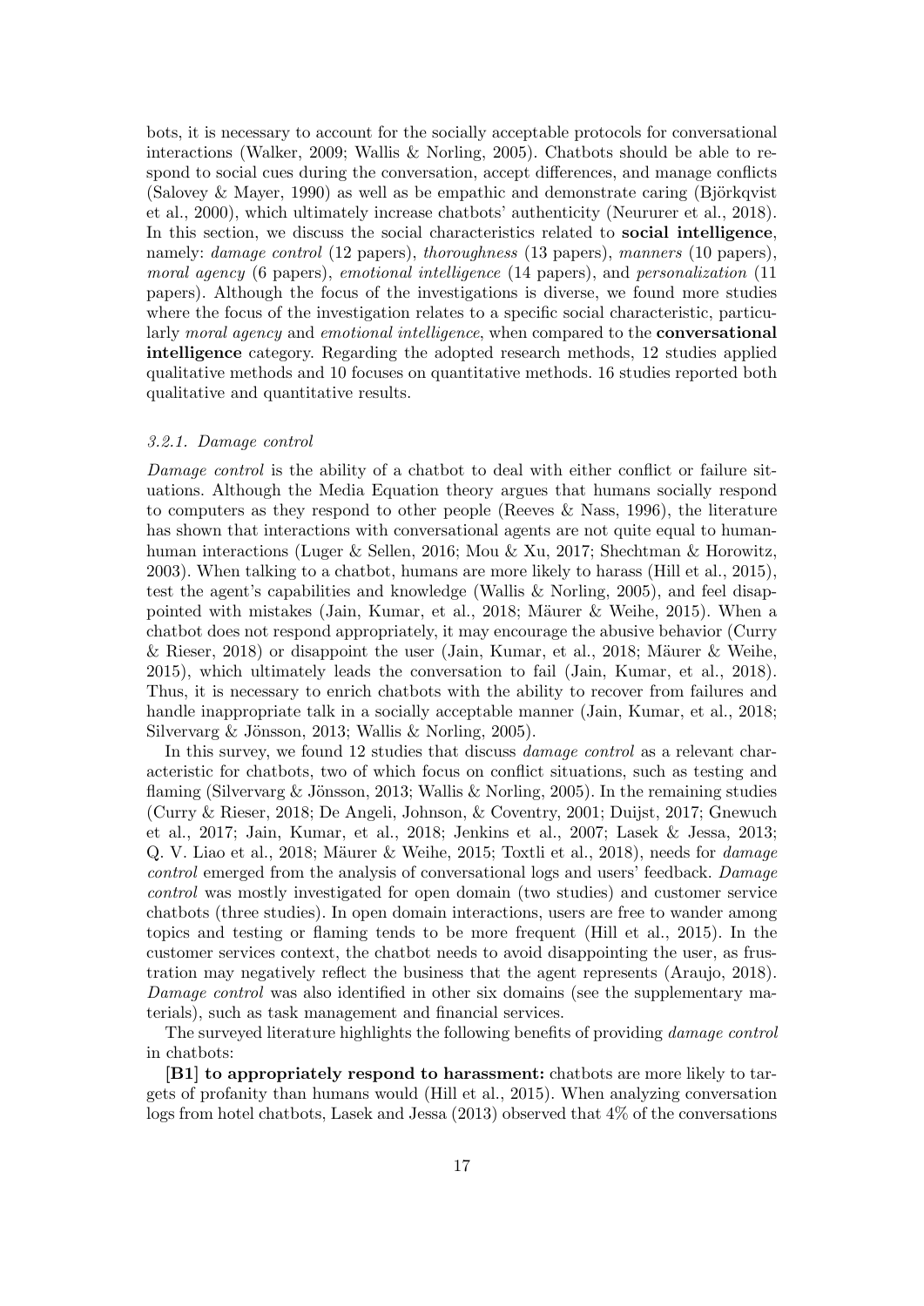bots, it is necessary to account for the socially acceptable protocols for conversational interactions (Walker, 2009; Wallis & Norling, 2005). Chatbots should be able to respond to social cues during the conversation, accept differences, and manage conflicts (Salovey & Mayer, 1990) as well as be empathic and demonstrate caring (Björkqvist et al., 2000), which ultimately increase chatbots' authenticity (Neururer et al., 2018). In this section, we discuss the social characteristics related to **social intelligence**, namely: *damage control* (12 papers), *thoroughness* (13 papers), *manners* (10 papers), *moral agency* (6 papers), *emotional intelligence* (14 papers), and *personalization* (11 papers). Although the focus of the investigations is diverse, we found more studies where the focus of the investigation relates to a specific social characteristic, particularly *moral agency* and *emotional intelligence*, when compared to the **conversational intelligence** category. Regarding the adopted research methods, 12 studies applied qualitative methods and 10 focuses on quantitative methods. 16 studies reported both qualitative and quantitative results.

#### *3.2.1. Damage control*

*Damage control* is the ability of a chatbot to deal with either conflict or failure situations. Although the Media Equation theory argues that humans socially respond to computers as they respond to other people (Reeves & Nass, 1996), the literature has shown that interactions with conversational agents are not quite equal to human-human interactions (Luger & Sellen, 2016; Mou & Xu, 2017; Shechtman & Horowitz, 2003). When talking to a chatbot, humans are more likely to harass (Hill et al., 2015), test the agent's capabilities and knowledge (Wallis & Norling, 2005), and feel disappointed with mistakes (Jain, Kumar, et al., 2018; Mäurer & Weihe, 2015). When a chatbot does not respond appropriately, it may encourage the abusive behavior (Curry & Rieser, 2018) or disappoint the user (Jain, Kumar, et al., 2018; Mäurer & Weihe, 2015), which ultimately leads the conversation to fail (Jain, Kumar, et al., 2018). Thus, it is necessary to enrich chatbots with the ability to recover from failures and handle inappropriate talk in a socially acceptable manner (Jain, Kumar, et al., 2018; Silvervarg & Jönsson, 2013; Wallis & Norling, 2005).

In this survey, we found 12 studies that discuss *damage control* as a relevant characteristic for chatbots, two of which focus on conflict situations, such as testing and flaming (Silvervarg & Jönsson, 2013; Wallis & Norling, 2005). In the remaining studies (Curry & Rieser, 2018; De Angeli, Johnson, & Coventry, 2001; Duijst, 2017; Gnewuch et al., 2017; Jain, Kumar, et al., 2018; Jenkins et al., 2007; Lasek & Jessa, 2013; Q. V. Liao et al., 2018; Mäurer & Weihe, 2015; Toxtli et al., 2018), needs for *damage control* emerged from the analysis of conversational logs and users' feedback. *Damage control* was mostly investigated for open domain (two studies) and customer service chatbots (three studies). In open domain interactions, users are free to wander among topics and testing or flaming tends to be more frequent (Hill et al., 2015). In the customer services context, the chatbot needs to avoid disappointing the user, as frustration may negatively reflect the business that the agent represents (Araujo, 2018). *Damage control* was also identified in other six domains (see the supplementary materials), such as task management and financial services.

The surveyed literature highlights the following benefits of providing *damage control* in chatbots:

**[B1] to appropriately respond to harassment:** chatbots are more likely to targets of profanity than humans would (Hill et al., 2015). When analyzing conversation logs from hotel chatbots, Lasek and Jessa (2013) observed that 4% of the conversations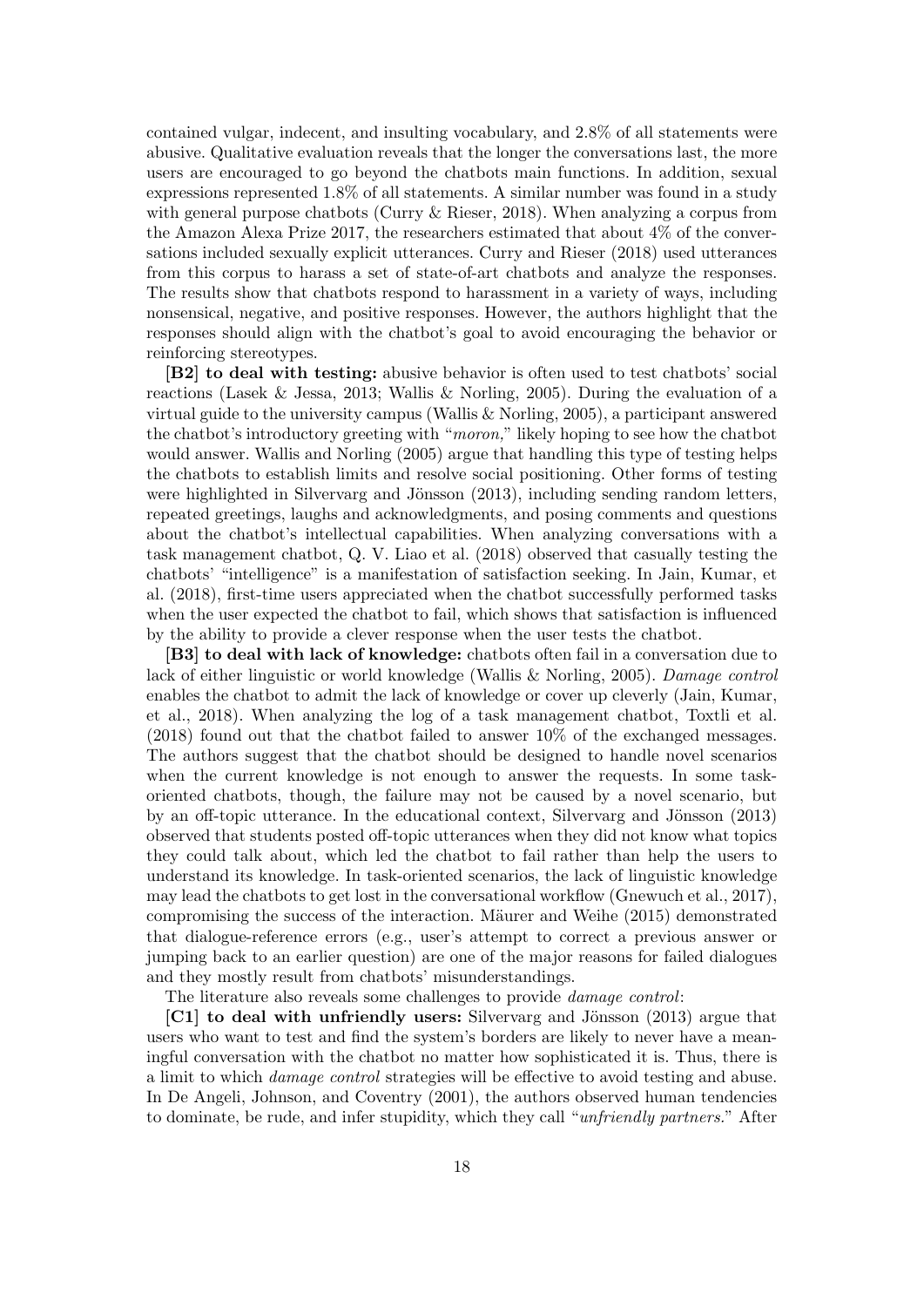contained vulgar, indecent, and insulting vocabulary, and 2.8% of all statements were abusive. Qualitative evaluation reveals that the longer the conversations last, the more users are encouraged to go beyond the chatbots main functions. In addition, sexual expressions represented 1.8% of all statements. A similar number was found in a study with general purpose chatbots (Curry & Rieser, 2018). When analyzing a corpus from the Amazon Alexa Prize 2017, the researchers estimated that about 4% of the conversations included sexually explicit utterances. Curry and Rieser (2018) used utterances from this corpus to harass a set of state-of-art chatbots and analyze the responses. The results show that chatbots respond to harassment in a variety of ways, including nonsensical, negative, and positive responses. However, the authors highlight that the responses should align with the chatbot's goal to avoid encouraging the behavior or reinforcing stereotypes.

**[B2] to deal with testing:** abusive behavior is often used to test chatbots' social reactions (Lasek & Jessa, 2013; Wallis & Norling, 2005). During the evaluation of a virtual guide to the university campus (Wallis & Norling, 2005), a participant answered the chatbot's introductory greeting with "*moron,*" likely hoping to see how the chatbot would answer. Wallis and Norling (2005) argue that handling this type of testing helps the chatbots to establish limits and resolve social positioning. Other forms of testing were highlighted in Silvervarg and Jönsson (2013), including sending random letters, repeated greetings, laughs and acknowledgments, and posing comments and questions about the chatbot's intellectual capabilities. When analyzing conversations with a task management chatbot, Q. V. Liao et al. (2018) observed that casually testing the chatbots' "intelligence" is a manifestation of satisfaction seeking. In Jain, Kumar, et al. (2018), first-time users appreciated when the chatbot successfully performed tasks when the user expected the chatbot to fail, which shows that satisfaction is influenced by the ability to provide a clever response when the user tests the chatbot.

**[B3] to deal with lack of knowledge:** chatbots often fail in a conversation due to lack of either linguistic or world knowledge (Wallis & Norling, 2005). *Damage control* enables the chatbot to admit the lack of knowledge or cover up cleverly (Jain, Kumar, et al., 2018). When analyzing the log of a task management chatbot, Toxtli et al. (2018) found out that the chatbot failed to answer 10% of the exchanged messages. The authors suggest that the chatbot should be designed to handle novel scenarios when the current knowledge is not enough to answer the requests. In some task-oriented chatbots, though, the failure may not be caused by a novel scenario, but by an off-topic utterance. In the educational context, Silvervarg and Jönsson (2013) observed that students posted off-topic utterances when they did not know what topics they could talk about, which led the chatbot to fail rather than help the users to understand its knowledge. In task-oriented scenarios, the lack of linguistic knowledge may lead the chatbots to get lost in the conversational workflow (Gnewuch et al., 2017), compromising the success of the interaction. Mäurer and Weihe (2015) demonstrated that dialogue-reference errors (e.g., user's attempt to correct a previous answer or jumping back to an earlier question) are one of the major reasons for failed dialogues and they mostly result from chatbots' misunderstandings.

The literature also reveals some challenges to provide *damage control*:

**[C1] to deal with unfriendly users:** Silvervarg and Jönsson (2013) argue that users who want to test and find the system's borders are likely to never have a meaningful conversation with the chatbot no matter how sophisticated it is. Thus, there is a limit to which *damage control* strategies will be effective to avoid testing and abuse. In De Angeli, Johnson, and Coventry (2001), the authors observed human tendencies to dominate, be rude, and infer stupidity, which they call "*unfriendly partners.*" After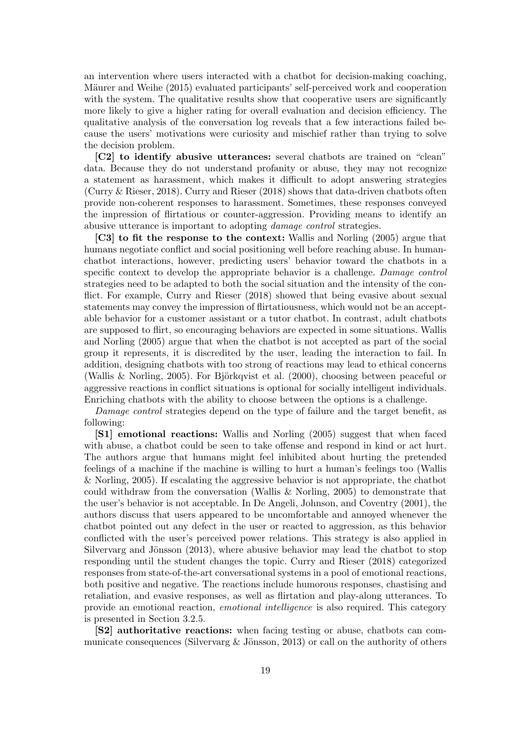an intervention where users interacted with a chatbot for decision-making coaching, Mäurer and Weihe (2015) evaluated participants' self-perceived work and cooperation with the system. The qualitative results show that cooperative users are significantly more likely to give a higher rating for overall evaluation and decision efficiency. The qualitative analysis of the conversation log reveals that a few interactions failed because the users' motivations were curiosity and mischief rather than trying to solve the decision problem.

**[C2] to identify abusive utterances:** several chatbots are trained on "clean" data. Because they do not understand profanity or abuse, they may not recognize a statement as harassment, which makes it difficult to adopt answering strategies (Curry & Rieser, 2018). Curry and Rieser (2018) shows that data-driven chatbots often provide non-coherent responses to harassment. Sometimes, these responses conveyed the impression of flirtatious or counter-aggression. Providing means to identify an abusive utterance is important to adopting *damage control* strategies.

**[C3] to fit the response to the context:** Wallis and Norling (2005) argue that humans negotiate conflict and social positioning well before reaching abuse. In human-chatbot interactions, however, predicting users' behavior toward the chatbots in a specific context to develop the appropriate behavior is a challenge. *Damage control* strategies need to be adapted to both the social situation and the intensity of the conflict. For example, Curry and Rieser (2018) showed that being evasive about sexual statements may convey the impression of flirtatiousness, which would not be an acceptable behavior for a customer assistant or a tutor chatbot. In contrast, adult chatbots are supposed to flirt, so encouraging behaviors are expected in some situations. Wallis and Norling (2005) argue that when the chatbot is not accepted as part of the social group it represents, it is discredited by the user, leading the interaction to fail. In addition, designing chatbots with too strong of reactions may lead to ethical concerns (Wallis & Norling, 2005). For Björkqvist et al. (2000), choosing between peaceful or aggressive reactions in conflict situations is optional for socially intelligent individuals. Enriching chatbots with the ability to choose between the options is a challenge.

*Damage control* strategies depend on the type of failure and the target benefit, as following:

**[S1] emotional reactions:** Wallis and Norling (2005) suggest that when faced with abuse, a chatbot could be seen to take offense and respond in kind or act hurt. The authors argue that humans might feel inhibited about hurting the pretended feelings of a machine if the machine is willing to hurt a human's feelings too (Wallis & Norling, 2005). If escalating the aggressive behavior is not appropriate, the chatbot could withdraw from the conversation (Wallis & Norling, 2005) to demonstrate that the user's behavior is not acceptable. In De Angeli, Johnson, and Coventry (2001), the authors discuss that users appeared to be uncomfortable and annoyed whenever the chatbot pointed out any defect in the user or reacted to aggression, as this behavior conflicted with the user's perceived power relations. This strategy is also applied in Silvervarg and Jönsson (2013), where abusive behavior may lead the chatbot to stop responding until the student changes the topic. Curry and Rieser (2018) categorized responses from state-of-the-art conversational systems in a pool of emotional reactions, both positive and negative. The reactions include humorous responses, chastising and retaliation, and evasive responses, as well as flirtation and play-along utterances. To provide an emotional reaction, *emotional intelligence* is also required. This category is presented in Section 3.2.5.

**[S2] authoritative reactions:** when facing testing or abuse, chatbots can communicate consequences (Silvervarg & Jönsson, 2013) or call on the authority of others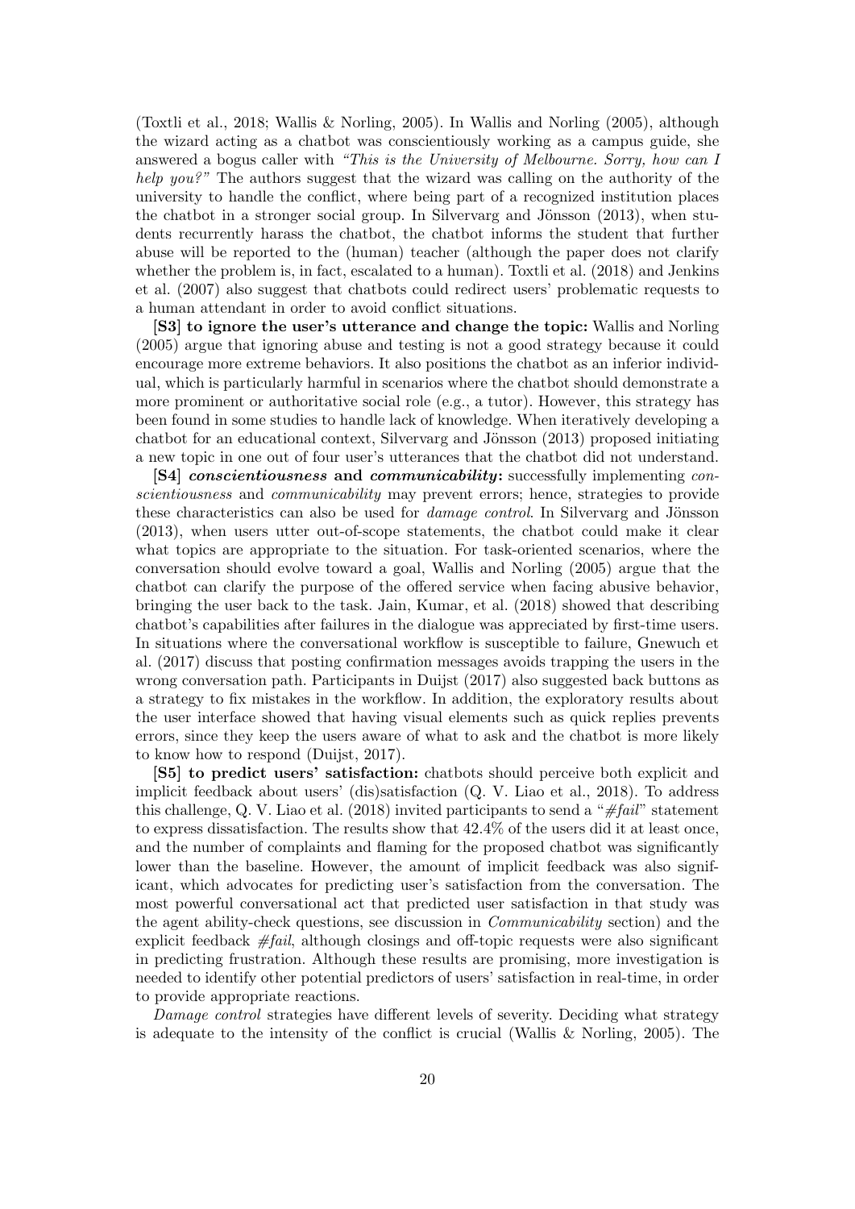(Toxtli et al., 2018; Wallis & Norling, 2005). In Wallis and Norling (2005), although the wizard acting as a chatbot was conscientiously working as a campus guide, she answered a bogus caller with *"This is the University of Melbourne. Sorry, how can I help you?"* The authors suggest that the wizard was calling on the authority of the university to handle the conflict, where being part of a recognized institution places the chatbot in a stronger social group. In Silvervarg and Jönsson (2013), when students recurrently harass the chatbot, the chatbot informs the student that further abuse will be reported to the (human) teacher (although the paper does not clarify whether the problem is, in fact, escalated to a human). Toxtli et al. (2018) and Jenkins et al. (2007) also suggest that chatbots could redirect users' problematic requests to a human attendant in order to avoid conflict situations.

**[S3] to ignore the user's utterance and change the topic:** Wallis and Norling (2005) argue that ignoring abuse and testing is not a good strategy because it could encourage more extreme behaviors. It also positions the chatbot as an inferior individual, which is particularly harmful in scenarios where the chatbot should demonstrate a more prominent or authoritative social role (e.g., a tutor). However, this strategy has been found in some studies to handle lack of knowledge. When iteratively developing a chatbot for an educational context, Silvervarg and Jönsson (2013) proposed initiating a new topic in one out of four user's utterances that the chatbot did not understand.

**[S4]** ***conscientiousness*** **and** ***communicability*****:** successfully implementing *conscientiousness* and *communicability* may prevent errors; hence, strategies to provide these characteristics can also be used for *damage control*. In Silvervarg and Jönsson (2013), when users utter out-of-scope statements, the chatbot could make it clear what topics are appropriate to the situation. For task-oriented scenarios, where the conversation should evolve toward a goal, Wallis and Norling (2005) argue that the chatbot can clarify the purpose of the offered service when facing abusive behavior, bringing the user back to the task. Jain, Kumar, et al. (2018) showed that describing chatbot's capabilities after failures in the dialogue was appreciated by first-time users. In situations where the conversational workflow is susceptible to failure, Gnewuch et al. (2017) discuss that posting confirmation messages avoids trapping the users in the wrong conversation path. Participants in Duijst (2017) also suggested back buttons as a strategy to fix mistakes in the workflow. In addition, the exploratory results about the user interface showed that having visual elements such as quick replies prevents errors, since they keep the users aware of what to ask and the chatbot is more likely to know how to respond (Duijst, 2017).

**[S5] to predict users' satisfaction:** chatbots should perceive both explicit and implicit feedback about users' (dis)satisfaction (Q. V. Liao et al., 2018). To address this challenge, Q. V. Liao et al. (2018) invited participants to send a "*#fail*" statement to express dissatisfaction. The results show that 42.4% of the users did it at least once, and the number of complaints and flaming for the proposed chatbot was significantly lower than the baseline. However, the amount of implicit feedback was also significant, which advocates for predicting user's satisfaction from the conversation. The most powerful conversational act that predicted user satisfaction in that study was the agent ability-check questions, see discussion in *Communicability* section) and the explicit feedback *#fail*, although closings and off-topic requests were also significant in predicting frustration. Although these results are promising, more investigation is needed to identify other potential predictors of users' satisfaction in real-time, in order to provide appropriate reactions.

*Damage control* strategies have different levels of severity. Deciding what strategy is adequate to the intensity of the conflict is crucial (Wallis & Norling, 2005). The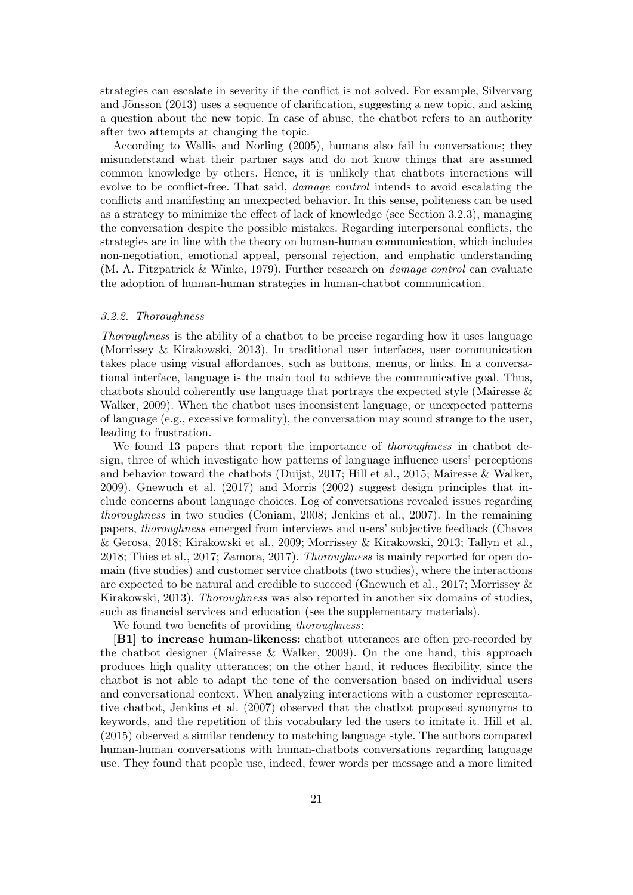strategies can escalate in severity if the conflict is not solved. For example, Silvervarg and Jönsson (2013) uses a sequence of clarification, suggesting a new topic, and asking a question about the new topic. In case of abuse, the chatbot refers to an authority after two attempts at changing the topic.

According to Wallis and Norling (2005), humans also fail in conversations; they misunderstand what their partner says and do not know things that are assumed common knowledge by others. Hence, it is unlikely that chatbots interactions will evolve to be conflict-free. That said, *damage control* intends to avoid escalating the conflicts and manifesting an unexpected behavior. In this sense, politeness can be used as a strategy to minimize the effect of lack of knowledge (see Section 3.2.3), managing the conversation despite the possible mistakes. Regarding interpersonal conflicts, the strategies are in line with the theory on human-human communication, which includes non-negotiation, emotional appeal, personal rejection, and emphatic understanding (M. A. Fitzpatrick & Winke, 1979). Further research on *damage control* can evaluate the adoption of human-human strategies in human-chatbot communication.

### *3.2.2. Thoroughness*

*Thoroughness* is the ability of a chatbot to be precise regarding how it uses language (Morrissey & Kirakowski, 2013). In traditional user interfaces, user communication takes place using visual affordances, such as buttons, menus, or links. In a conversational interface, language is the main tool to achieve the communicative goal. Thus, chatbots should coherently use language that portrays the expected style (Mairesse & Walker, 2009). When the chatbot uses inconsistent language, or unexpected patterns of language (e.g., excessive formality), the conversation may sound strange to the user, leading to frustration.

We found 13 papers that report the importance of *thoroughness* in chatbot design, three of which investigate how patterns of language influence users' perceptions and behavior toward the chatbots (Duijst, 2017; Hill et al., 2015; Mairesse & Walker, 2009). Gnewuch et al. (2017) and Morris (2002) suggest design principles that include concerns about language choices. Log of conversations revealed issues regarding *thoroughness* in two studies (Coniam, 2008; Jenkins et al., 2007). In the remaining papers, *thoroughness* emerged from interviews and users' subjective feedback (Chaves & Gerosa, 2018; Kirakowski et al., 2009; Morrissey & Kirakowski, 2013; Tallyn et al., 2018; Thies et al., 2017; Zamora, 2017). *Thoroughness* is mainly reported for open domain (five studies) and customer service chatbots (two studies), where the interactions are expected to be natural and credible to succeed (Gnewuch et al., 2017; Morrissey & Kirakowski, 2013). *Thoroughness* was also reported in another six domains of studies, such as financial services and education (see the supplementary materials).

We found two benefits of providing *thoroughness*:

**[B1] to increase human-likeness:** chatbot utterances are often pre-recorded by the chatbot designer (Mairesse & Walker, 2009). On the one hand, this approach produces high quality utterances; on the other hand, it reduces flexibility, since the chatbot is not able to adapt the tone of the conversation based on individual users and conversational context. When analyzing interactions with a customer representative chatbot, Jenkins et al. (2007) observed that the chatbot proposed synonyms to keywords, and the repetition of this vocabulary led the users to imitate it. Hill et al. (2015) observed a similar tendency to matching language style. The authors compared human-human conversations with human-chatbots conversations regarding language use. They found that people use, indeed, fewer words per message and a more limited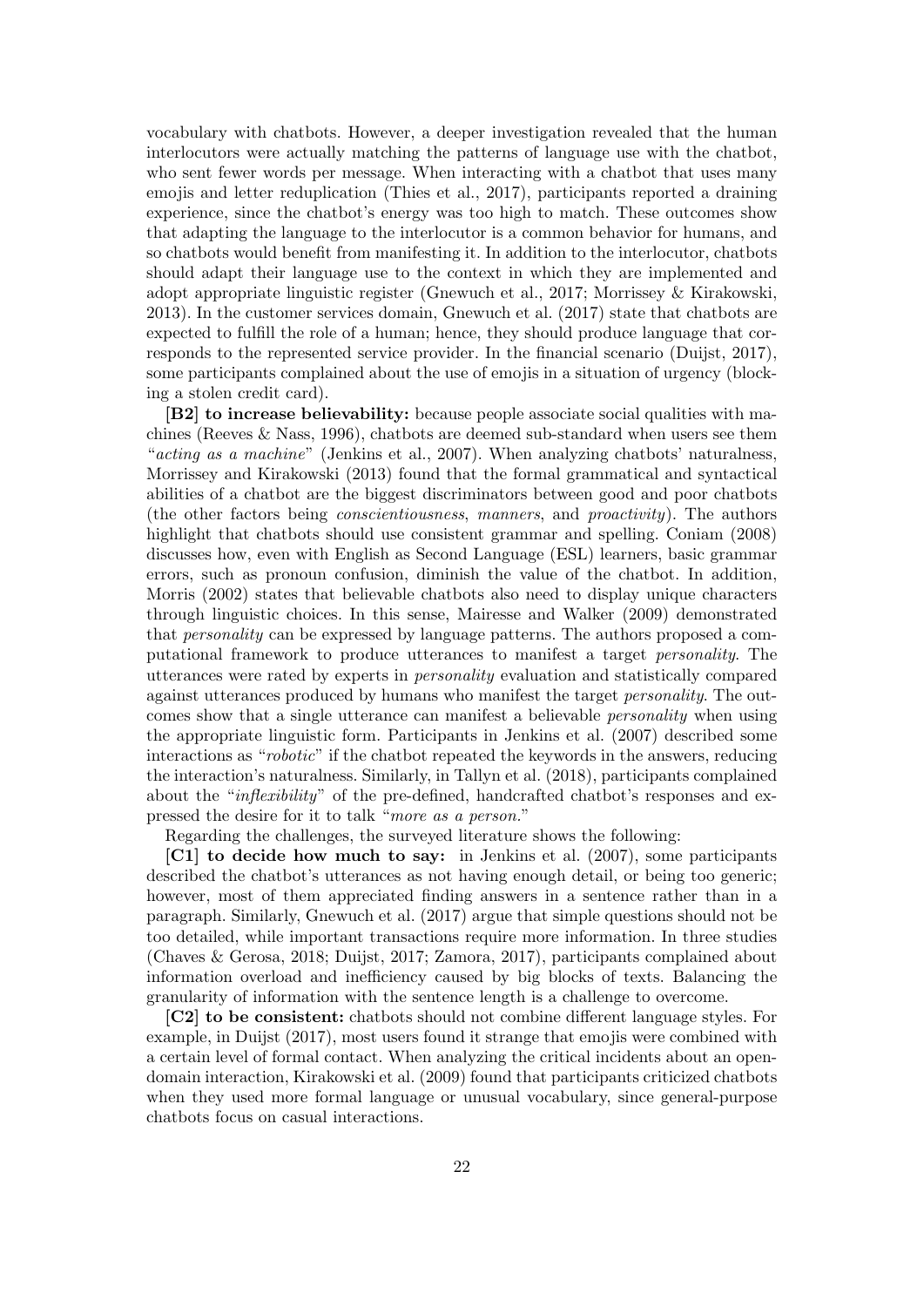vocabulary with chatbots. However, a deeper investigation revealed that the human interlocutors were actually matching the patterns of language use with the chatbot, who sent fewer words per message. When interacting with a chatbot that uses many emojis and letter reduplication (Thies et al., 2017), participants reported a draining experience, since the chatbot's energy was too high to match. These outcomes show that adapting the language to the interlocutor is a common behavior for humans, and so chatbots would benefit from manifesting it. In addition to the interlocutor, chatbots should adapt their language use to the context in which they are implemented and adopt appropriate linguistic register (Gnewuch et al., 2017; Morrissey & Kirakowski, 2013). In the customer services domain, Gnewuch et al. (2017) state that chatbots are expected to fulfill the role of a human; hence, they should produce language that corresponds to the represented service provider. In the financial scenario (Duijst, 2017), some participants complained about the use of emojis in a situation of urgency (blocking a stolen credit card).

**[B2] to increase believability:** because people associate social qualities with machines (Reeves & Nass, 1996), chatbots are deemed sub-standard when users see them "*acting as a machine*" (Jenkins et al., 2007). When analyzing chatbots' naturalness, Morrissey and Kirakowski (2013) found that the formal grammatical and syntactical abilities of a chatbot are the biggest discriminators between good and poor chatbots (the other factors being *conscientiousness*, *manners*, and *proactivity*). The authors highlight that chatbots should use consistent grammar and spelling. Coniam (2008) discusses how, even with English as Second Language (ESL) learners, basic grammar errors, such as pronoun confusion, diminish the value of the chatbot. In addition, Morris (2002) states that believable chatbots also need to display unique characters through linguistic choices. In this sense, Mairesse and Walker (2009) demonstrated that *personality* can be expressed by language patterns. The authors proposed a computational framework to produce utterances to manifest a target *personality*. The utterances were rated by experts in *personality* evaluation and statistically compared against utterances produced by humans who manifest the target *personality*. The outcomes show that a single utterance can manifest a believable *personality* when using the appropriate linguistic form. Participants in Jenkins et al. (2007) described some interactions as "*robotic*" if the chatbot repeated the keywords in the answers, reducing the interaction's naturalness. Similarly, in Tallyn et al. (2018), participants complained about the "*inflexibility*" of the pre-defined, handcrafted chatbot's responses and expressed the desire for it to talk "*more as a person*."

Regarding the challenges, the surveyed literature shows the following:

**[C1] to decide how much to say:** in Jenkins et al. (2007), some participants described the chatbot's utterances as not having enough detail, or being too generic; however, most of them appreciated finding answers in a sentence rather than in a paragraph. Similarly, Gnewuch et al. (2017) argue that simple questions should not be too detailed, while important transactions require more information. In three studies (Chaves & Gerosa, 2018; Duijst, 2017; Zamora, 2017), participants complained about information overload and inefficiency caused by big blocks of texts. Balancing the granularity of information with the sentence length is a challenge to overcome.

**[C2] to be consistent:** chatbots should not combine different language styles. For example, in Duijst (2017), most users found it strange that emojis were combined with a certain level of formal contact. When analyzing the critical incidents about an open-domain interaction, Kirakowski et al. (2009) found that participants criticized chatbots when they used more formal language or unusual vocabulary, since general-purpose chatbots focus on casual interactions.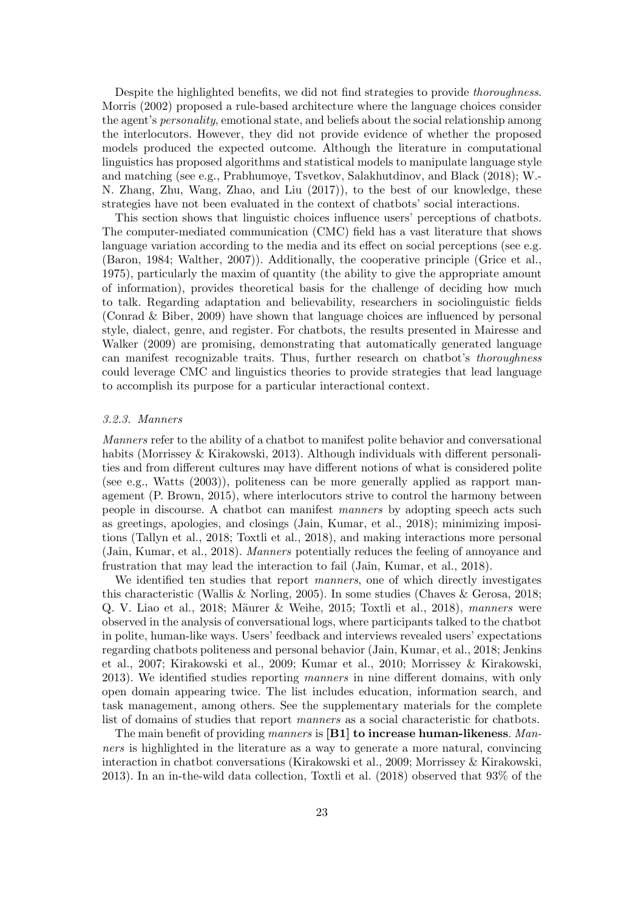Despite the highlighted benefits, we did not find strategies to provide *thoroughness*. Morris (2002) proposed a rule-based architecture where the language choices consider the agent's *personality*, emotional state, and beliefs about the social relationship among the interlocutors. However, they did not provide evidence of whether the proposed models produced the expected outcome. Although the literature in computational linguistics has proposed algorithms and statistical models to manipulate language style and matching (see e.g., Prabhumoye, Tsvetkov, Salakhutdinov, and Black (2018); W.-N. Zhang, Zhu, Wang, Zhao, and Liu (2017)), to the best of our knowledge, these strategies have not been evaluated in the context of chatbots' social interactions.

This section shows that linguistic choices influence users' perceptions of chatbots. The computer-mediated communication (CMC) field has a vast literature that shows language variation according to the media and its effect on social perceptions (see e.g. (Baron, 1984; Walther, 2007)). Additionally, the cooperative principle (Grice et al., 1975), particularly the maxim of quantity (the ability to give the appropriate amount of information), provides theoretical basis for the challenge of deciding how much to talk. Regarding adaptation and believability, researchers in sociolinguistic fields (Conrad & Biber, 2009) have shown that language choices are influenced by personal style, dialect, genre, and register. For chatbots, the results presented in Mairesse and Walker (2009) are promising, demonstrating that automatically generated language can manifest recognizable traits. Thus, further research on chatbot's *thoroughness* could leverage CMC and linguistics theories to provide strategies that lead language to accomplish its purpose for a particular interactional context.

#### *3.2.3. Manners*

*Manners* refer to the ability of a chatbot to manifest polite behavior and conversational habits (Morrissey & Kirakowski, 2013). Although individuals with different personalities and from different cultures may have different notions of what is considered polite (see e.g., Watts (2003)), politeness can be more generally applied as rapport management (P. Brown, 2015), where interlocutors strive to control the harmony between people in discourse. A chatbot can manifest *manners* by adopting speech acts such as greetings, apologies, and closings (Jain, Kumar, et al., 2018); minimizing impositions (Tallyn et al., 2018; Toxtli et al., 2018), and making interactions more personal (Jain, Kumar, et al., 2018). *Manners* potentially reduces the feeling of annoyance and frustration that may lead the interaction to fail (Jain, Kumar, et al., 2018).

We identified ten studies that report *manners*, one of which directly investigates this characteristic (Wallis & Norling, 2005). In some studies (Chaves & Gerosa, 2018; Q. V. Liao et al., 2018; Mäurer & Weihe, 2015; Toxtli et al., 2018), *manners* were observed in the analysis of conversational logs, where participants talked to the chatbot in polite, human-like ways. Users' feedback and interviews revealed users' expectations regarding chatbots politeness and personal behavior (Jain, Kumar, et al., 2018; Jenkins et al., 2007; Kirakowski et al., 2009; Kumar et al., 2010; Morrissey & Kirakowski, 2013). We identified studies reporting *manners* in nine different domains, with only open domain appearing twice. The list includes education, information search, and task management, among others. See the supplementary materials for the complete list of domains of studies that report *manners* as a social characteristic for chatbots.

The main benefit of providing *manners* is **[B1] to increase human-likeness**. *Manners* is highlighted in the literature as a way to generate a more natural, convincing interaction in chatbot conversations (Kirakowski et al., 2009; Morrissey & Kirakowski, 2013). In an in-the-wild data collection, Toxtli et al. (2018) observed that 93% of the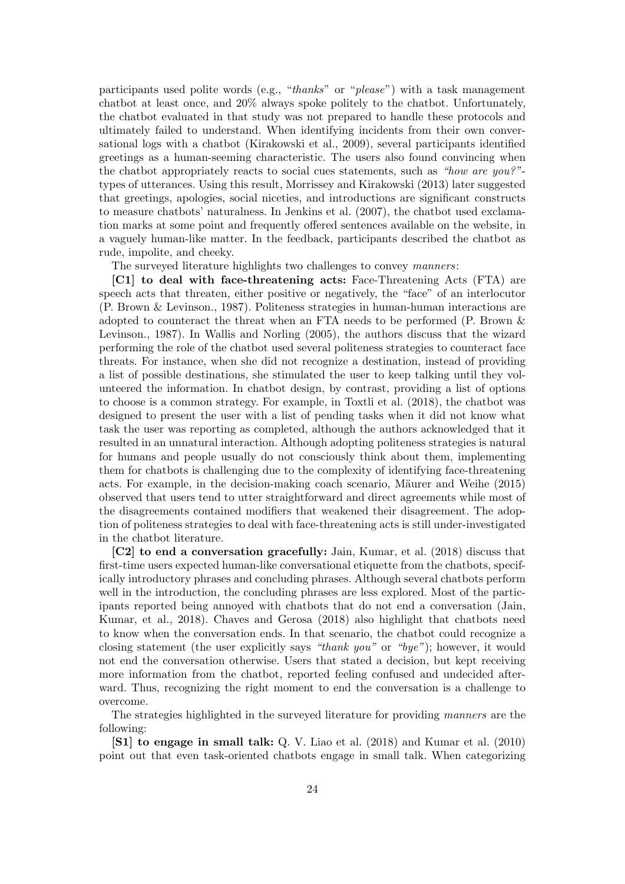participants used polite words (e.g., "*thanks*" or "*please*") with a task management chatbot at least once, and 20% always spoke politely to the chatbot. Unfortunately, the chatbot evaluated in that study was not prepared to handle these protocols and ultimately failed to understand. When identifying incidents from their own conversational logs with a chatbot (Kirakowski et al., 2009), several participants identified greetings as a human-seeming characteristic. The users also found convincing when the chatbot appropriately reacts to social cues statements, such as *"how are you?"*-types of utterances. Using this result, Morrissey and Kirakowski (2013) later suggested that greetings, apologies, social niceties, and introductions are significant constructs to measure chatbots' naturalness. In Jenkins et al. (2007), the chatbot used exclamation marks at some point and frequently offered sentences available on the website, in a vaguely human-like matter. In the feedback, participants described the chatbot as rude, impolite, and cheeky.

The surveyed literature highlights two challenges to convey *manners*:

**[C1] to deal with face-threatening acts:** Face-Threatening Acts (FTA) are speech acts that threaten, either positive or negatively, the "face" of an interlocutor (P. Brown & Levinson., 1987). Politeness strategies in human-human interactions are adopted to counteract the threat when an FTA needs to be performed (P. Brown & Levinson., 1987). In Wallis and Norling (2005), the authors discuss that the wizard performing the role of the chatbot used several politeness strategies to counteract face threats. For instance, when she did not recognize a destination, instead of providing a list of possible destinations, she stimulated the user to keep talking until they volunteered the information. In chatbot design, by contrast, providing a list of options to choose is a common strategy. For example, in Toxtli et al. (2018), the chatbot was designed to present the user with a list of pending tasks when it did not know what task the user was reporting as completed, although the authors acknowledged that it resulted in an unnatural interaction. Although adopting politeness strategies is natural for humans and people usually do not consciously think about them, implementing them for chatbots is challenging due to the complexity of identifying face-threatening acts. For example, in the decision-making coach scenario, Mäurer and Weihe (2015) observed that users tend to utter straightforward and direct agreements while most of the disagreements contained modifiers that weakened their disagreement. The adoption of politeness strategies to deal with face-threatening acts is still under-investigated in the chatbot literature.

**[C2] to end a conversation gracefully:** Jain, Kumar, et al. (2018) discuss that first-time users expected human-like conversational etiquette from the chatbots, specifically introductory phrases and concluding phrases. Although several chatbots perform well in the introduction, the concluding phrases are less explored. Most of the participants reported being annoyed with chatbots that do not end a conversation (Jain, Kumar, et al., 2018). Chaves and Gerosa (2018) also highlight that chatbots need to know when the conversation ends. In that scenario, the chatbot could recognize a closing statement (the user explicitly says *"thank you"* or *"bye"*); however, it would not end the conversation otherwise. Users that stated a decision, but kept receiving more information from the chatbot, reported feeling confused and undecided afterward. Thus, recognizing the right moment to end the conversation is a challenge to overcome.

The strategies highlighted in the surveyed literature for providing *manners* are the following:

**[S1] to engage in small talk:** Q. V. Liao et al. (2018) and Kumar et al. (2010) point out that even task-oriented chatbots engage in small talk. When categorizing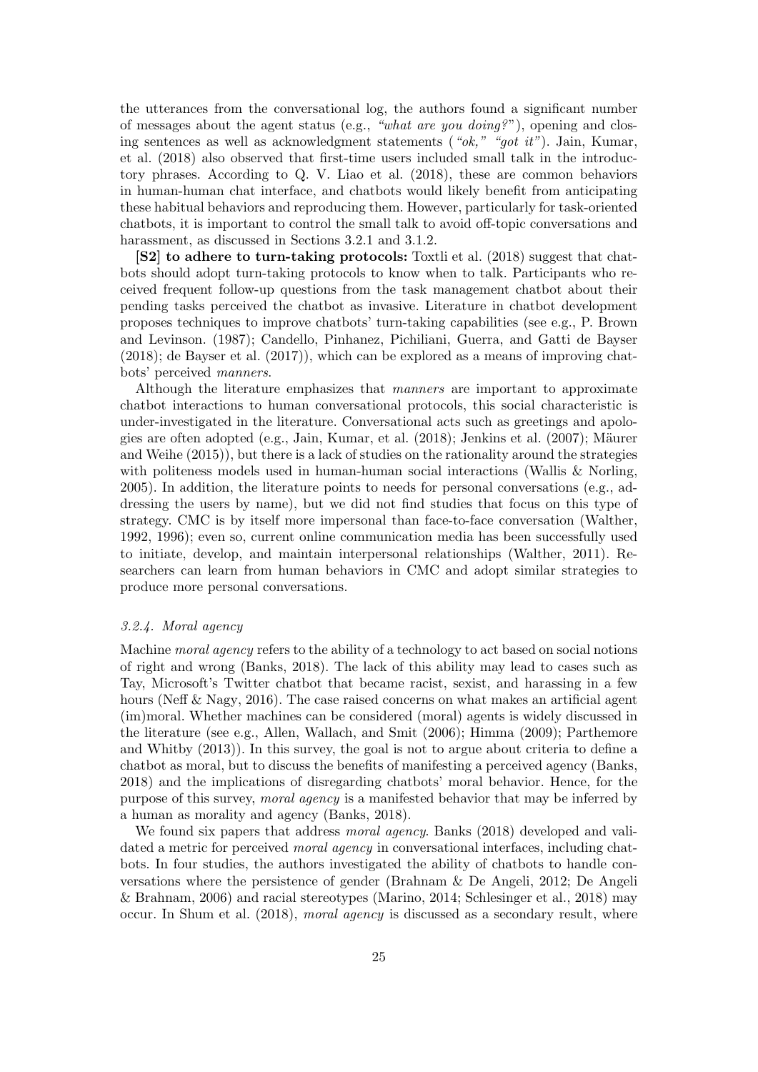the utterances from the conversational log, the authors found a significant number of messages about the agent status (e.g., *"what are you doing?"*), opening and closing sentences as well as acknowledgment statements (*"ok," "got it"*). Jain, Kumar, et al. (2018) also observed that first-time users included small talk in the introductory phrases. According to Q. V. Liao et al. (2018), these are common behaviors in human-human chat interface, and chatbots would likely benefit from anticipating these habitual behaviors and reproducing them. However, particularly for task-oriented chatbots, it is important to control the small talk to avoid off-topic conversations and harassment, as discussed in Sections 3.2.1 and 3.1.2.

**[S2] to adhere to turn-taking protocols:** Toxtli et al. (2018) suggest that chatbots should adopt turn-taking protocols to know when to talk. Participants who received frequent follow-up questions from the task management chatbot about their pending tasks perceived the chatbot as invasive. Literature in chatbot development proposes techniques to improve chatbots' turn-taking capabilities (see e.g., P. Brown and Levinson. (1987); Candello, Pinhanez, Pichiliani, Guerra, and Gatti de Bayser (2018); de Bayser et al. (2017)), which can be explored as a means of improving chatbots' perceived *manners*.

Although the literature emphasizes that *manners* are important to approximate chatbot interactions to human conversational protocols, this social characteristic is under-investigated in the literature. Conversational acts such as greetings and apologies are often adopted (e.g., Jain, Kumar, et al. (2018); Jenkins et al. (2007); Mäurer and Weihe (2015)), but there is a lack of studies on the rationality around the strategies with politeness models used in human-human social interactions (Wallis & Norling, 2005). In addition, the literature points to needs for personal conversations (e.g., addressing the users by name), but we did not find studies that focus on this type of strategy. CMC is by itself more impersonal than face-to-face conversation (Walther, 1992, 1996); even so, current online communication media has been successfully used to initiate, develop, and maintain interpersonal relationships (Walther, 2011). Researchers can learn from human behaviors in CMC and adopt similar strategies to produce more personal conversations.

#### *3.2.4. Moral agency*

Machine *moral agency* refers to the ability of a technology to act based on social notions of right and wrong (Banks, 2018). The lack of this ability may lead to cases such as Tay, Microsoft's Twitter chatbot that became racist, sexist, and harassing in a few hours (Neff & Nagy, 2016). The case raised concerns on what makes an artificial agent (im)moral. Whether machines can be considered (moral) agents is widely discussed in the literature (see e.g., Allen, Wallach, and Smit (2006); Himma (2009); Parthemore and Whitby (2013)). In this survey, the goal is not to argue about criteria to define a chatbot as moral, but to discuss the benefits of manifesting a perceived agency (Banks, 2018) and the implications of disregarding chatbots' moral behavior. Hence, for the purpose of this survey, *moral agency* is a manifested behavior that may be inferred by a human as morality and agency (Banks, 2018).

We found six papers that address *moral agency*. Banks (2018) developed and validated a metric for perceived *moral agency* in conversational interfaces, including chatbots. In four studies, the authors investigated the ability of chatbots to handle conversations where the persistence of gender (Brahnam & De Angeli, 2012; De Angeli & Brahnam, 2006) and racial stereotypes (Marino, 2014; Schlesinger et al., 2018) may occur. In Shum et al. (2018), *moral agency* is discussed as a secondary result, where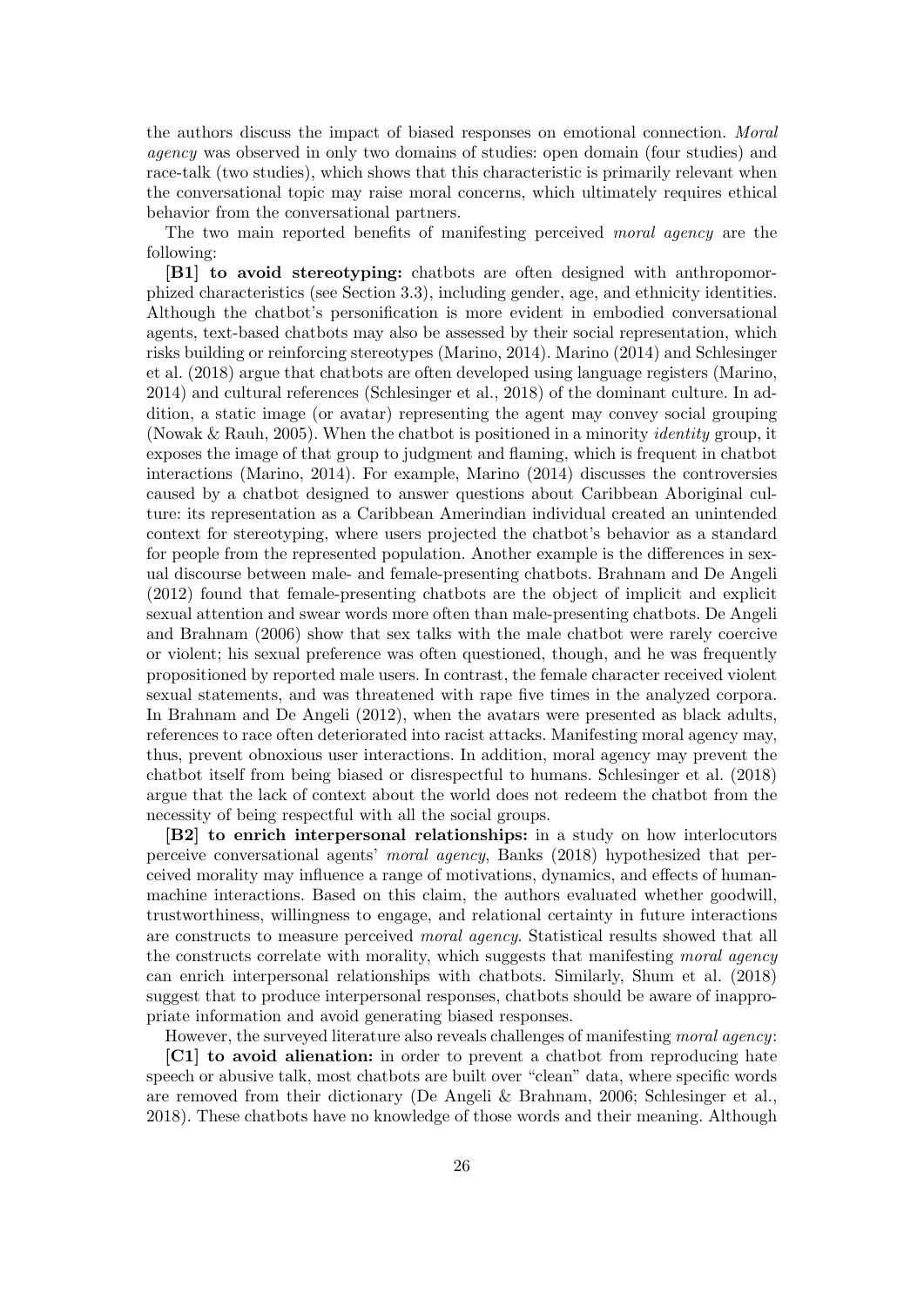the authors discuss the impact of biased responses on emotional connection. *Moral agency* was observed in only two domains of studies: open domain (four studies) and race-talk (two studies), which shows that this characteristic is primarily relevant when the conversational topic may raise moral concerns, which ultimately requires ethical behavior from the conversational partners.

The two main reported benefits of manifesting perceived *moral agency* are the following:

**[B1] to avoid stereotyping:** chatbots are often designed with anthropomorphized characteristics (see Section 3.3), including gender, age, and ethnicity identities. Although the chatbot's personification is more evident in embodied conversational agents, text-based chatbots may also be assessed by their social representation, which risks building or reinforcing stereotypes (Marino, 2014). Marino (2014) and Schlesinger et al. (2018) argue that chatbots are often developed using language registers (Marino, 2014) and cultural references (Schlesinger et al., 2018) of the dominant culture. In addition, a static image (or avatar) representing the agent may convey social grouping (Nowak & Rauh, 2005). When the chatbot is positioned in a minority *identity* group, it exposes the image of that group to judgment and flaming, which is frequent in chatbot interactions (Marino, 2014). For example, Marino (2014) discusses the controversies caused by a chatbot designed to answer questions about Caribbean Aboriginal culture: its representation as a Caribbean Amerindian individual created an unintended context for stereotyping, where users projected the chatbot's behavior as a standard for people from the represented population. Another example is the differences in sexual discourse between male- and female-presenting chatbots. Brahnam and De Angeli (2012) found that female-presenting chatbots are the object of implicit and explicit sexual attention and swear words more often than male-presenting chatbots. De Angeli and Brahnam (2006) show that sex talks with the male chatbot were rarely coercive or violent; his sexual preference was often questioned, though, and he was frequently propositioned by reported male users. In contrast, the female character received violent sexual statements, and was threatened with rape five times in the analyzed corpora. In Brahnam and De Angeli (2012), when the avatars were presented as black adults, references to race often deteriorated into racist attacks. Manifesting moral agency may, thus, prevent obnoxious user interactions. In addition, moral agency may prevent the chatbot itself from being biased or disrespectful to humans. Schlesinger et al. (2018) argue that the lack of context about the world does not redeem the chatbot from the necessity of being respectful with all the social groups.

**[B2] to enrich interpersonal relationships:** in a study on how interlocutors perceive conversational agents' *moral agency*, Banks (2018) hypothesized that perceived morality may influence a range of motivations, dynamics, and effects of human-machine interactions. Based on this claim, the authors evaluated whether goodwill, trustworthiness, willingness to engage, and relational certainty in future interactions are constructs to measure perceived *moral agency*. Statistical results showed that all the constructs correlate with morality, which suggests that manifesting *moral agency* can enrich interpersonal relationships with chatbots. Similarly, Shum et al. (2018) suggest that to produce interpersonal responses, chatbots should be aware of inappropriate information and avoid generating biased responses.

However, the surveyed literature also reveals challenges of manifesting *moral agency*:

**[C1] to avoid alienation:** in order to prevent a chatbot from reproducing hate speech or abusive talk, most chatbots are built over "clean" data, where specific words are removed from their dictionary (De Angeli & Brahnam, 2006; Schlesinger et al., 2018). These chatbots have no knowledge of those words and their meaning. Although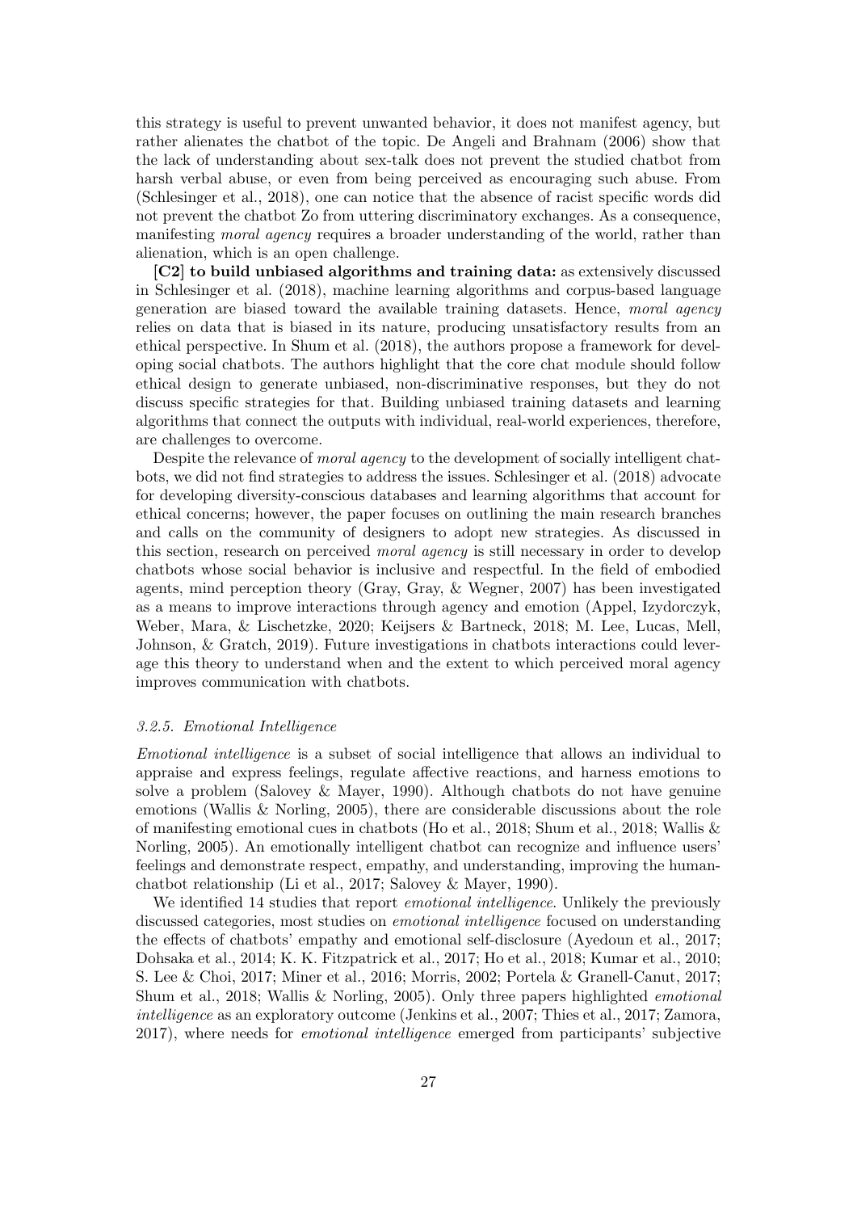this strategy is useful to prevent unwanted behavior, it does not manifest agency, but rather alienates the chatbot of the topic. De Angeli and Brahnam (2006) show that the lack of understanding about sex-talk does not prevent the studied chatbot from harsh verbal abuse, or even from being perceived as encouraging such abuse. From (Schlesinger et al., 2018), one can notice that the absence of racist specific words did not prevent the chatbot Zo from uttering discriminatory exchanges. As a consequence, manifesting *moral agency* requires a broader understanding of the world, rather than alienation, which is an open challenge.

**[C2] to build unbiased algorithms and training data:** as extensively discussed in Schlesinger et al. (2018), machine learning algorithms and corpus-based language generation are biased toward the available training datasets. Hence, *moral agency* relies on data that is biased in its nature, producing unsatisfactory results from an ethical perspective. In Shum et al. (2018), the authors propose a framework for developing social chatbots. The authors highlight that the core chat module should follow ethical design to generate unbiased, non-discriminative responses, but they do not discuss specific strategies for that. Building unbiased training datasets and learning algorithms that connect the outputs with individual, real-world experiences, therefore, are challenges to overcome.

Despite the relevance of *moral agency* to the development of socially intelligent chatbots, we did not find strategies to address the issues. Schlesinger et al. (2018) advocate for developing diversity-conscious databases and learning algorithms that account for ethical concerns; however, the paper focuses on outlining the main research branches and calls on the community of designers to adopt new strategies. As discussed in this section, research on perceived *moral agency* is still necessary in order to develop chatbots whose social behavior is inclusive and respectful. In the field of embodied agents, mind perception theory (Gray, Gray, & Wegner, 2007) has been investigated as a means to improve interactions through agency and emotion (Appel, Izydorczyk, Weber, Mara, & Lischetzke, 2020; Keijsers & Bartneck, 2018; M. Lee, Lucas, Mell, Johnson, & Gratch, 2019). Future investigations in chatbots interactions could leverage this theory to understand when and the extent to which perceived moral agency improves communication with chatbots.

### *3.2.5. Emotional Intelligence*

*Emotional intelligence* is a subset of social intelligence that allows an individual to appraise and express feelings, regulate affective reactions, and harness emotions to solve a problem (Salovey & Mayer, 1990). Although chatbots do not have genuine emotions (Wallis & Norling, 2005), there are considerable discussions about the role of manifesting emotional cues in chatbots (Ho et al., 2018; Shum et al., 2018; Wallis & Norling, 2005). An emotionally intelligent chatbot can recognize and influence users' feelings and demonstrate respect, empathy, and understanding, improving the human-chatbot relationship (Li et al., 2017; Salovey & Mayer, 1990).

We identified 14 studies that report *emotional intelligence*. Unlikely the previously discussed categories, most studies on *emotional intelligence* focused on understanding the effects of chatbots' empathy and emotional self-disclosure (Ayedoun et al., 2017; Dohsaka et al., 2014; K. K. Fitzpatrick et al., 2017; Ho et al., 2018; Kumar et al., 2010; S. Lee & Choi, 2017; Miner et al., 2016; Morris, 2002; Portela & Granell-Canut, 2017; Shum et al., 2018; Wallis & Norling, 2005). Only three papers highlighted *emotional intelligence* as an exploratory outcome (Jenkins et al., 2007; Thies et al., 2017; Zamora, 2017), where needs for *emotional intelligence* emerged from participants' subjective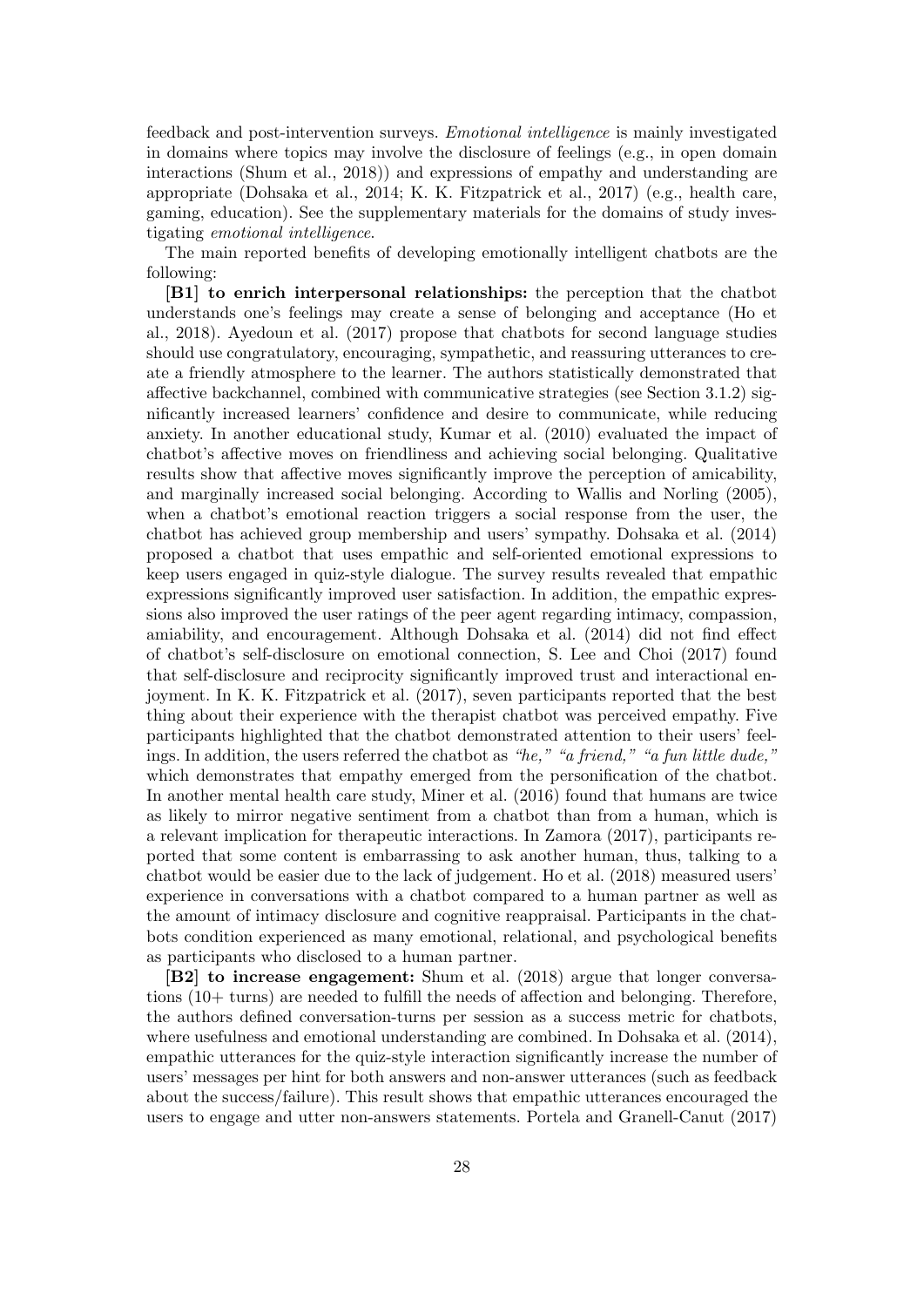feedback and post-intervention surveys. *Emotional intelligence* is mainly investigated in domains where topics may involve the disclosure of feelings (e.g., in open domain interactions (Shum et al., 2018)) and expressions of empathy and understanding are appropriate (Dohsaka et al., 2014; K. K. Fitzpatrick et al., 2017) (e.g., health care, gaming, education). See the supplementary materials for the domains of study investigating *emotional intelligence*.

The main reported benefits of developing emotionally intelligent chatbots are the following:

**[B1] to enrich interpersonal relationships:** the perception that the chatbot understands one's feelings may create a sense of belonging and acceptance (Ho et al., 2018). Ayedoun et al. (2017) propose that chatbots for second language studies should use congratulatory, encouraging, sympathetic, and reassuring utterances to create a friendly atmosphere to the learner. The authors statistically demonstrated that affective backchannel, combined with communicative strategies (see Section 3.1.2) significantly increased learners' confidence and desire to communicate, while reducing anxiety. In another educational study, Kumar et al. (2010) evaluated the impact of chatbot's affective moves on friendliness and achieving social belonging. Qualitative results show that affective moves significantly improve the perception of amicability, and marginally increased social belonging. According to Wallis and Norling (2005), when a chatbot's emotional reaction triggers a social response from the user, the chatbot has achieved group membership and users' sympathy. Dohsaka et al. (2014) proposed a chatbot that uses empathic and self-oriented emotional expressions to keep users engaged in quiz-style dialogue. The survey results revealed that empathic expressions significantly improved user satisfaction. In addition, the empathic expressions also improved the user ratings of the peer agent regarding intimacy, compassion, amiability, and encouragement. Although Dohsaka et al. (2014) did not find effect of chatbot's self-disclosure on emotional connection, S. Lee and Choi (2017) found that self-disclosure and reciprocity significantly improved trust and interactional enjoyment. In K. K. Fitzpatrick et al. (2017), seven participants reported that the best thing about their experience with the therapist chatbot was perceived empathy. Five participants highlighted that the chatbot demonstrated attention to their users' feelings. In addition, the users referred the chatbot as *"he," "a friend," "a fun little dude,"* which demonstrates that empathy emerged from the personification of the chatbot. In another mental health care study, Miner et al. (2016) found that humans are twice as likely to mirror negative sentiment from a chatbot than from a human, which is a relevant implication for therapeutic interactions. In Zamora (2017), participants reported that some content is embarrassing to ask another human, thus, talking to a chatbot would be easier due to the lack of judgement. Ho et al. (2018) measured users' experience in conversations with a chatbot compared to a human partner as well as the amount of intimacy disclosure and cognitive reappraisal. Participants in the chatbots condition experienced as many emotional, relational, and psychological benefits as participants who disclosed to a human partner.

**[B2] to increase engagement:** Shum et al. (2018) argue that longer conversations (10+ turns) are needed to fulfill the needs of affection and belonging. Therefore, the authors defined conversation-turns per session as a success metric for chatbots, where usefulness and emotional understanding are combined. In Dohsaka et al. (2014), empathic utterances for the quiz-style interaction significantly increase the number of users' messages per hint for both answers and non-answer utterances (such as feedback about the success/failure). This result shows that empathic utterances encouraged the users to engage and utter non-answers statements. Portela and Granell-Canut (2017)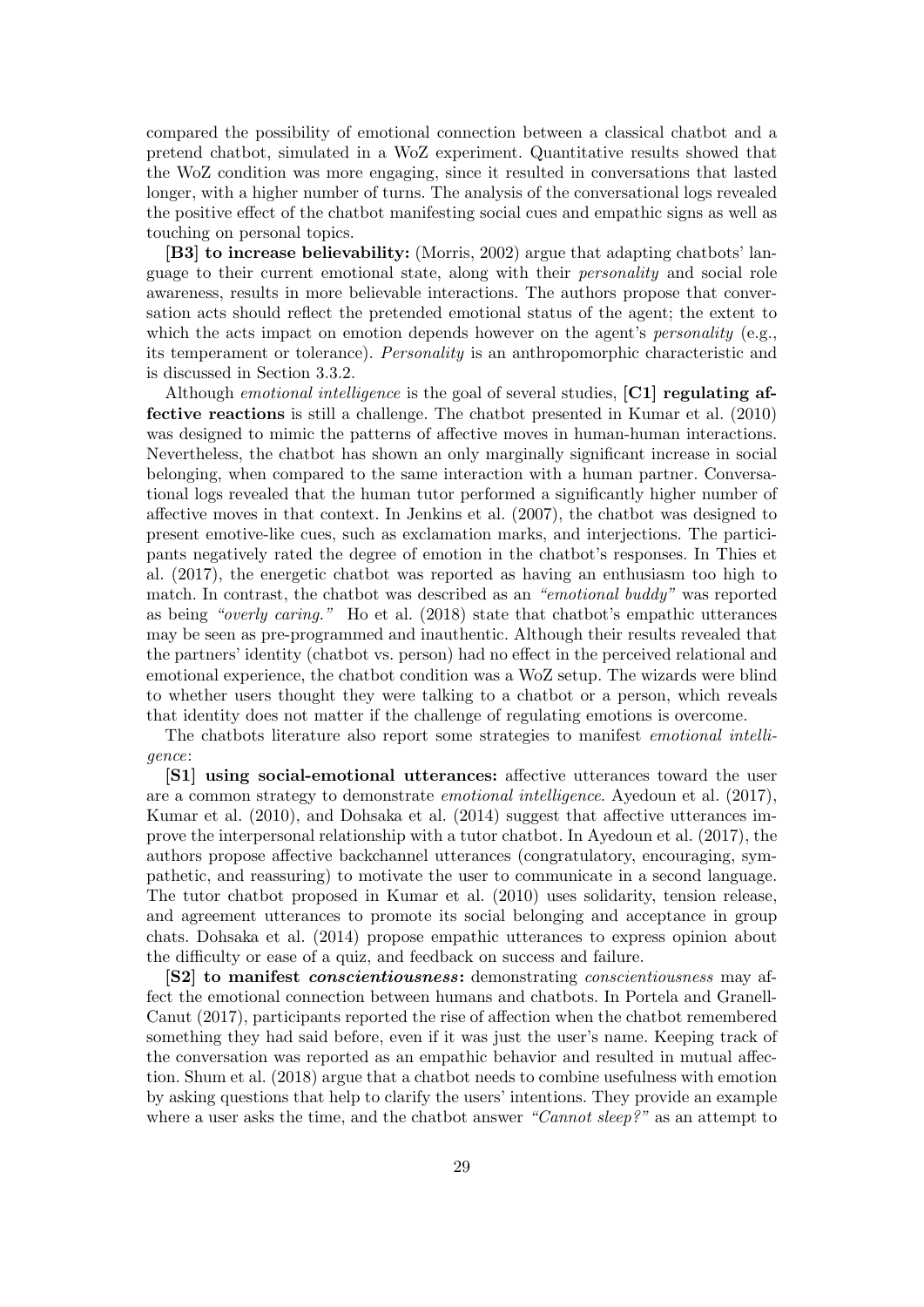compared the possibility of emotional connection between a classical chatbot and a pretend chatbot, simulated in a WoZ experiment. Quantitative results showed that the WoZ condition was more engaging, since it resulted in conversations that lasted longer, with a higher number of turns. The analysis of the conversational logs revealed the positive effect of the chatbot manifesting social cues and empathic signs as well as touching on personal topics.

**[B3] to increase believability:** (Morris, 2002) argue that adapting chatbots' language to their current emotional state, along with their *personality* and social role awareness, results in more believable interactions. The authors propose that conversation acts should reflect the pretended emotional status of the agent; the extent to which the acts impact on emotion depends however on the agent's *personality* (e.g., its temperament or tolerance). *Personality* is an anthropomorphic characteristic and is discussed in Section 3.3.2.

Although *emotional intelligence* is the goal of several studies, **[C1] regulating affective reactions** is still a challenge. The chatbot presented in Kumar et al. (2010) was designed to mimic the patterns of affective moves in human-human interactions. Nevertheless, the chatbot has shown an only marginally significant increase in social belonging, when compared to the same interaction with a human partner. Conversational logs revealed that the human tutor performed a significantly higher number of affective moves in that context. In Jenkins et al. (2007), the chatbot was designed to present emotive-like cues, such as exclamation marks, and interjections. The participants negatively rated the degree of emotion in the chatbot's responses. In Thies et al. (2017), the energetic chatbot was reported as having an enthusiasm too high to match. In contrast, the chatbot was described as an *"emotional buddy"* was reported as being *"overly caring."* Ho et al. (2018) state that chatbot's empathic utterances may be seen as pre-programmed and inauthentic. Although their results revealed that the partners' identity (chatbot vs. person) had no effect in the perceived relational and emotional experience, the chatbot condition was a WoZ setup. The wizards were blind to whether users thought they were talking to a chatbot or a person, which reveals that identity does not matter if the challenge of regulating emotions is overcome.

The chatbots literature also report some strategies to manifest *emotional intelligence*:

**[S1] using social-emotional utterances:** affective utterances toward the user are a common strategy to demonstrate *emotional intelligence*. Ayedoun et al. (2017), Kumar et al. (2010), and Dohsaka et al. (2014) suggest that affective utterances improve the interpersonal relationship with a tutor chatbot. In Ayedoun et al. (2017), the authors propose affective backchannel utterances (congratulatory, encouraging, sympathetic, and reassuring) to motivate the user to communicate in a second language. The tutor chatbot proposed in Kumar et al. (2010) uses solidarity, tension release, and agreement utterances to promote its social belonging and acceptance in group chats. Dohsaka et al. (2014) propose empathic utterances to express opinion about the difficulty or ease of a quiz, and feedback on success and failure.

**[S2] to manifest *conscientiousness*:** demonstrating *conscientiousness* may affect the emotional connection between humans and chatbots. In Portela and Granell-Canut (2017), participants reported the rise of affection when the chatbot remembered something they had said before, even if it was just the user's name. Keeping track of the conversation was reported as an empathic behavior and resulted in mutual affection. Shum et al. (2018) argue that a chatbot needs to combine usefulness with emotion by asking questions that help to clarify the users' intentions. They provide an example where a user asks the time, and the chatbot answer *"Cannot sleep?"* as an attempt to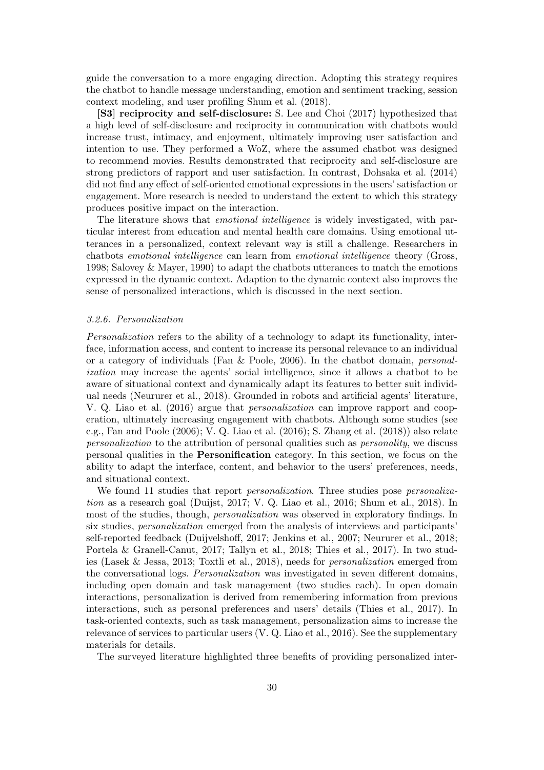guide the conversation to a more engaging direction. Adopting this strategy requires the chatbot to handle message understanding, emotion and sentiment tracking, session context modeling, and user profiling Shum et al. (2018).

**[S3] reciprocity and self-disclosure:** S. Lee and Choi (2017) hypothesized that a high level of self-disclosure and reciprocity in communication with chatbots would increase trust, intimacy, and enjoyment, ultimately improving user satisfaction and intention to use. They performed a WoZ, where the assumed chatbot was designed to recommend movies. Results demonstrated that reciprocity and self-disclosure are strong predictors of rapport and user satisfaction. In contrast, Dohsaka et al. (2014) did not find any effect of self-oriented emotional expressions in the users' satisfaction or engagement. More research is needed to understand the extent to which this strategy produces positive impact on the interaction.

The literature shows that *emotional intelligence* is widely investigated, with particular interest from education and mental health care domains. Using emotional utterances in a personalized, context relevant way is still a challenge. Researchers in chatbots *emotional intelligence* can learn from *emotional intelligence* theory (Gross, 1998; Salovey & Mayer, 1990) to adapt the chatbots utterances to match the emotions expressed in the dynamic context. Adaption to the dynamic context also improves the sense of personalized interactions, which is discussed in the next section.

### *3.2.6. Personalization*

*Personalization* refers to the ability of a technology to adapt its functionality, interface, information access, and content to increase its personal relevance to an individual or a category of individuals (Fan & Poole, 2006). In the chatbot domain, *personalization* may increase the agents' social intelligence, since it allows a chatbot to be aware of situational context and dynamically adapt its features to better suit individual needs (Neururer et al., 2018). Grounded in robots and artificial agents' literature, V. Q. Liao et al. (2016) argue that *personalization* can improve rapport and cooperation, ultimately increasing engagement with chatbots. Although some studies (see e.g., Fan and Poole (2006); V. Q. Liao et al. (2016); S. Zhang et al. (2018)) also relate *personalization* to the attribution of personal qualities such as *personality*, we discuss personal qualities in the **Personification** category. In this section, we focus on the ability to adapt the interface, content, and behavior to the users' preferences, needs, and situational context.

We found 11 studies that report *personalization*. Three studies pose *personalization* as a research goal (Duijst, 2017; V. Q. Liao et al., 2016; Shum et al., 2018). In most of the studies, though, *personalization* was observed in exploratory findings. In six studies, *personalization* emerged from the analysis of interviews and participants' self-reported feedback (Duijvelshoff, 2017; Jenkins et al., 2007; Neururer et al., 2018; Portela & Granell-Canut, 2017; Tallyn et al., 2018; Thies et al., 2017). In two studies (Lasek & Jessa, 2013; Toxtli et al., 2018), needs for *personalization* emerged from the conversational logs. *Personalization* was investigated in seven different domains, including open domain and task management (two studies each). In open domain interactions, personalization is derived from remembering information from previous interactions, such as personal preferences and users' details (Thies et al., 2017). In task-oriented contexts, such as task management, personalization aims to increase the relevance of services to particular users (V. Q. Liao et al., 2016). See the supplementary materials for details.

The surveyed literature highlighted three benefits of providing personalized inter-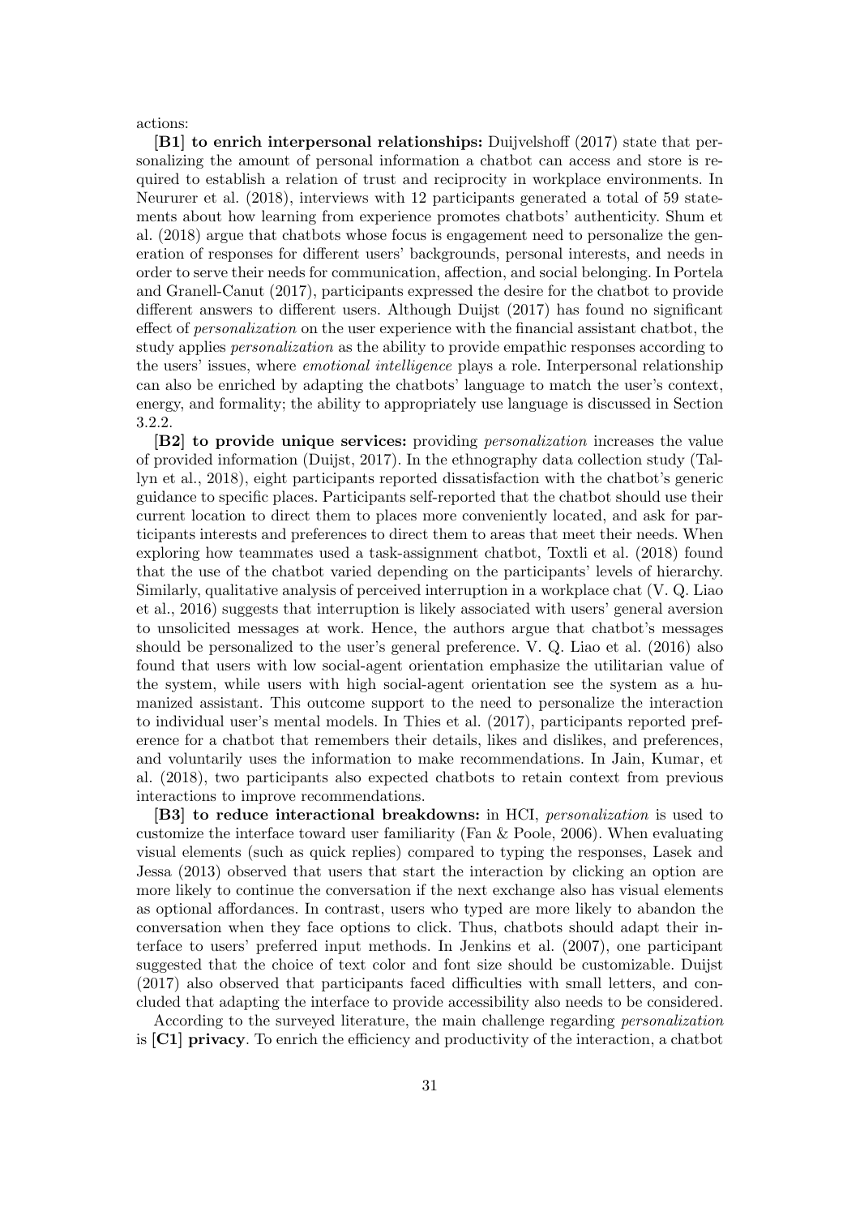actions:

**[B1] to enrich interpersonal relationships:** Duijvelshoff (2017) state that personalizing the amount of personal information a chatbot can access and store is required to establish a relation of trust and reciprocity in workplace environments. In Neururer et al. (2018), interviews with 12 participants generated a total of 59 statements about how learning from experience promotes chatbots' authenticity. Shum et al. (2018) argue that chatbots whose focus is engagement need to personalize the generation of responses for different users' backgrounds, personal interests, and needs in order to serve their needs for communication, affection, and social belonging. In Portela and Granell-Canut (2017), participants expressed the desire for the chatbot to provide different answers to different users. Although Duijst (2017) has found no significant effect of *personalization* on the user experience with the financial assistant chatbot, the study applies *personalization* as the ability to provide empathic responses according to the users' issues, where *emotional intelligence* plays a role. Interpersonal relationship can also be enriched by adapting the chatbots' language to match the user's context, energy, and formality; the ability to appropriately use language is discussed in Section 3.2.2.

**[B2] to provide unique services:** providing *personalization* increases the value of provided information (Duijst, 2017). In the ethnography data collection study (Tallyn et al., 2018), eight participants reported dissatisfaction with the chatbot's generic guidance to specific places. Participants self-reported that the chatbot should use their current location to direct them to places more conveniently located, and ask for participants interests and preferences to direct them to areas that meet their needs. When exploring how teammates used a task-assignment chatbot, Toxtli et al. (2018) found that the use of the chatbot varied depending on the participants' levels of hierarchy. Similarly, qualitative analysis of perceived interruption in a workplace chat (V. Q. Liao et al., 2016) suggests that interruption is likely associated with users' general aversion to unsolicited messages at work. Hence, the authors argue that chatbot's messages should be personalized to the user's general preference. V. Q. Liao et al. (2016) also found that users with low social-agent orientation emphasize the utilitarian value of the system, while users with high social-agent orientation see the system as a humanized assistant. This outcome support to the need to personalize the interaction to individual user's mental models. In Thies et al. (2017), participants reported preference for a chatbot that remembers their details, likes and dislikes, and preferences, and voluntarily uses the information to make recommendations. In Jain, Kumar, et al. (2018), two participants also expected chatbots to retain context from previous interactions to improve recommendations.

**[B3] to reduce interactional breakdowns:** in HCI, *personalization* is used to customize the interface toward user familiarity (Fan & Poole, 2006). When evaluating visual elements (such as quick replies) compared to typing the responses, Lasek and Jessa (2013) observed that users that start the interaction by clicking an option are more likely to continue the conversation if the next exchange also has visual elements as optional affordances. In contrast, users who typed are more likely to abandon the conversation when they face options to click. Thus, chatbots should adapt their interface to users' preferred input methods. In Jenkins et al. (2007), one participant suggested that the choice of text color and font size should be customizable. Duijst (2017) also observed that participants faced difficulties with small letters, and concluded that adapting the interface to provide accessibility also needs to be considered.

According to the surveyed literature, the main challenge regarding *personalization* is **[C1] privacy**. To enrich the efficiency and productivity of the interaction, a chatbot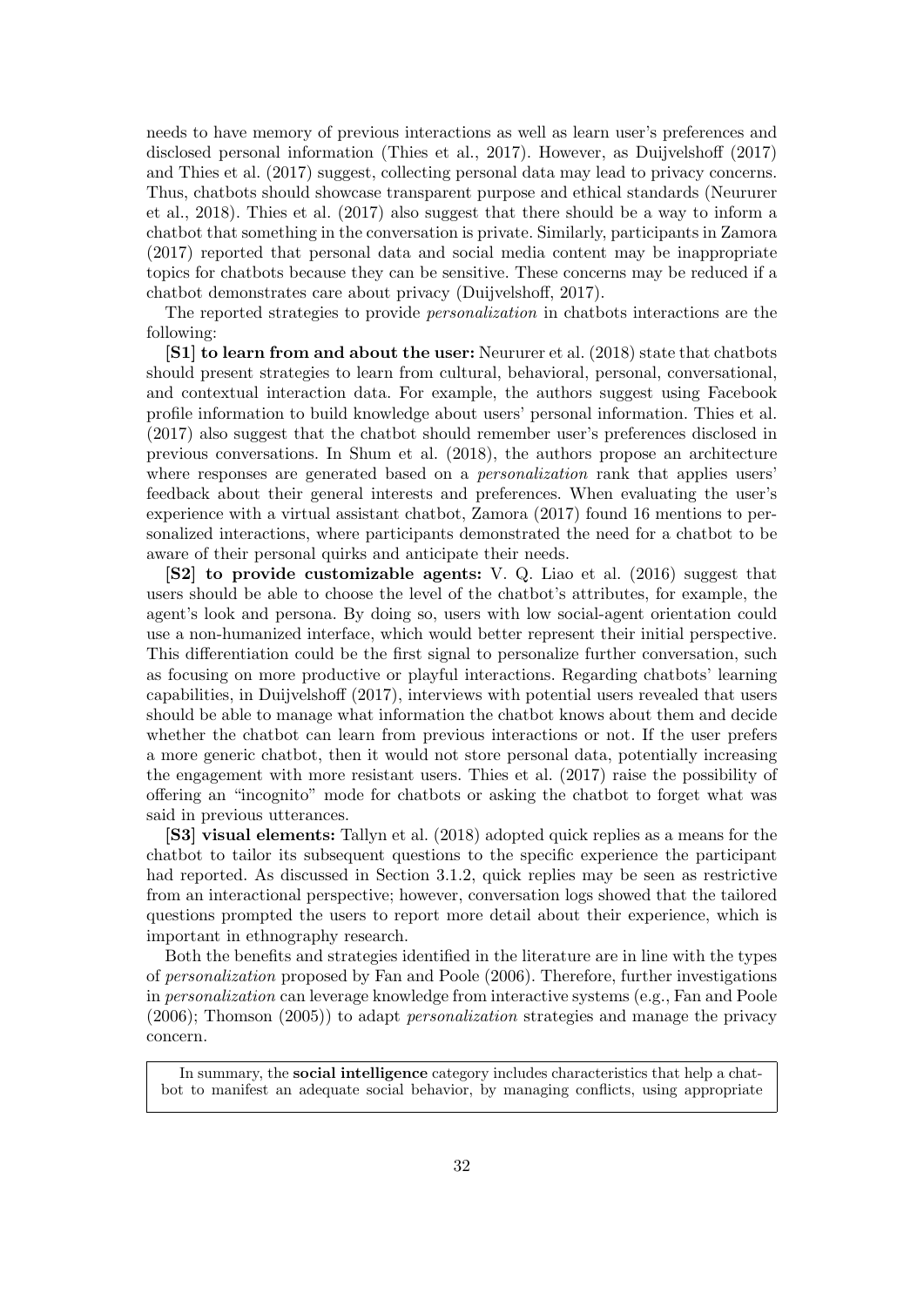needs to have memory of previous interactions as well as learn user's preferences and disclosed personal information (Thies et al., 2017). However, as Duijvelshoff (2017) and Thies et al. (2017) suggest, collecting personal data may lead to privacy concerns. Thus, chatbots should showcase transparent purpose and ethical standards (Neururer et al., 2018). Thies et al. (2017) also suggest that there should be a way to inform a chatbot that something in the conversation is private. Similarly, participants in Zamora (2017) reported that personal data and social media content may be inappropriate topics for chatbots because they can be sensitive. These concerns may be reduced if a chatbot demonstrates care about privacy (Duijvelshoff, 2017).

The reported strategies to provide *personalization* in chatbots interactions are the following:

**[S1] to learn from and about the user:** Neururer et al. (2018) state that chatbots should present strategies to learn from cultural, behavioral, personal, conversational, and contextual interaction data. For example, the authors suggest using Facebook profile information to build knowledge about users' personal information. Thies et al. (2017) also suggest that the chatbot should remember user's preferences disclosed in previous conversations. In Shum et al. (2018), the authors propose an architecture where responses are generated based on a *personalization* rank that applies users' feedback about their general interests and preferences. When evaluating the user's experience with a virtual assistant chatbot, Zamora (2017) found 16 mentions to personalized interactions, where participants demonstrated the need for a chatbot to be aware of their personal quirks and anticipate their needs.

**[S2] to provide customizable agents:** V. Q. Liao et al. (2016) suggest that users should be able to choose the level of the chatbot's attributes, for example, the agent's look and persona. By doing so, users with low social-agent orientation could use a non-humanized interface, which would better represent their initial perspective. This differentiation could be the first signal to personalize further conversation, such as focusing on more productive or playful interactions. Regarding chatbots' learning capabilities, in Duijvelshoff (2017), interviews with potential users revealed that users should be able to manage what information the chatbot knows about them and decide whether the chatbot can learn from previous interactions or not. If the user prefers a more generic chatbot, then it would not store personal data, potentially increasing the engagement with more resistant users. Thies et al. (2017) raise the possibility of offering an "incognito" mode for chatbots or asking the chatbot to forget what was said in previous utterances.

**[S3] visual elements:** Tallyn et al. (2018) adopted quick replies as a means for the chatbot to tailor its subsequent questions to the specific experience the participant had reported. As discussed in Section 3.1.2, quick replies may be seen as restrictive from an interactional perspective; however, conversation logs showed that the tailored questions prompted the users to report more detail about their experience, which is important in ethnography research.

Both the benefits and strategies identified in the literature are in line with the types of *personalization* proposed by Fan and Poole (2006). Therefore, further investigations in *personalization* can leverage knowledge from interactive systems (e.g., Fan and Poole (2006); Thomson (2005)) to adapt *personalization* strategies and manage the privacy concern.

In summary, the **social intelligence** category includes characteristics that help a chatbot to manifest an adequate social behavior, by managing conflicts, using appropriate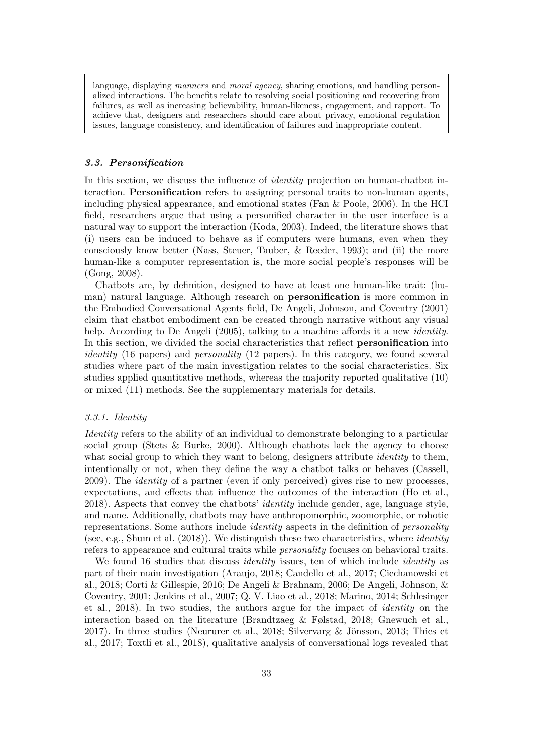language, displaying *manners* and *moral agency*, sharing emotions, and handling personalized interactions. The benefits relate to resolving social positioning and recovering from failures, as well as increasing believability, human-likeness, engagement, and rapport. To achieve that, designers and researchers should care about privacy, emotional regulation issues, language consistency, and identification of failures and inappropriate content.

### *3.3. Personification*

In this section, we discuss the influence of *identity* projection on human-chatbot interaction. **Personification** refers to assigning personal traits to non-human agents, including physical appearance, and emotional states (Fan & Poole, 2006). In the HCI field, researchers argue that using a personified character in the user interface is a natural way to support the interaction (Koda, 2003). Indeed, the literature shows that (i) users can be induced to behave as if computers were humans, even when they consciously know better (Nass, Steuer, Tauber, & Reeder, 1993); and (ii) the more human-like a computer representation is, the more social people's responses will be (Gong, 2008).

Chatbots are, by definition, designed to have at least one human-like trait: (human) natural language. Although research on **personification** is more common in the Embodied Conversational Agents field, De Angeli, Johnson, and Coventry (2001) claim that chatbot embodiment can be created through narrative without any visual help. According to De Angeli (2005), talking to a machine affords it a new *identity*. In this section, we divided the social characteristics that reflect **personification** into *identity* (16 papers) and *personality* (12 papers). In this category, we found several studies where part of the main investigation relates to the social characteristics. Six studies applied quantitative methods, whereas the majority reported qualitative (10) or mixed (11) methods. See the supplementary materials for details.

#### *3.3.1. Identity*

*Identity* refers to the ability of an individual to demonstrate belonging to a particular social group (Stets & Burke, 2000). Although chatbots lack the agency to choose what social group to which they want to belong, designers attribute *identity* to them, intentionally or not, when they define the way a chatbot talks or behaves (Cassell, 2009). The *identity* of a partner (even if only perceived) gives rise to new processes, expectations, and effects that influence the outcomes of the interaction (Ho et al., 2018). Aspects that convey the chatbots' *identity* include gender, age, language style, and name. Additionally, chatbots may have anthropomorphic, zoomorphic, or robotic representations. Some authors include *identity* aspects in the definition of *personality* (see, e.g., Shum et al. (2018)). We distinguish these two characteristics, where *identity* refers to appearance and cultural traits while *personality* focuses on behavioral traits.

We found 16 studies that discuss *identity* issues, ten of which include *identity* as part of their main investigation (Araujo, 2018; Candello et al., 2017; Ciechanowski et al., 2018; Corti & Gillespie, 2016; De Angeli & Brahnam, 2006; De Angeli, Johnson, & Coventry, 2001; Jenkins et al., 2007; Q. V. Liao et al., 2018; Marino, 2014; Schlesinger et al., 2018). In two studies, the authors argue for the impact of *identity* on the interaction based on the literature (Brandtzaeg & Følstad, 2018; Gnewuch et al., 2017). In three studies (Neururer et al., 2018; Silvervarg & Jönsson, 2013; Thies et al., 2017; Toxtli et al., 2018), qualitative analysis of conversational logs revealed that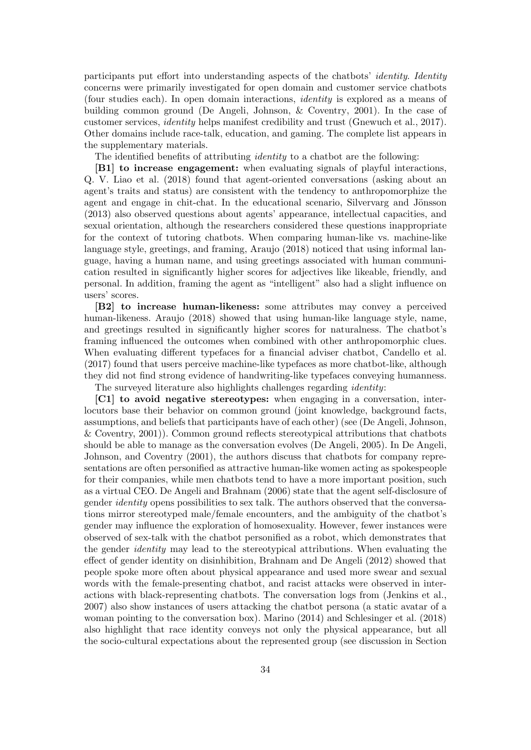participants put effort into understanding aspects of the chatbots' *identity*. *Identity* concerns were primarily investigated for open domain and customer service chatbots (four studies each). In open domain interactions, *identity* is explored as a means of building common ground (De Angeli, Johnson, & Coventry, 2001). In the case of customer services, *identity* helps manifest credibility and trust (Gnewuch et al., 2017). Other domains include race-talk, education, and gaming. The complete list appears in the supplementary materials.

The identified benefits of attributing *identity* to a chatbot are the following:

**[B1] to increase engagement:** when evaluating signals of playful interactions, Q. V. Liao et al. (2018) found that agent-oriented conversations (asking about an agent's traits and status) are consistent with the tendency to anthropomorphize the agent and engage in chit-chat. In the educational scenario, Silvervarg and Jönsson (2013) also observed questions about agents' appearance, intellectual capacities, and sexual orientation, although the researchers considered these questions inappropriate for the context of tutoring chatbots. When comparing human-like vs. machine-like language style, greetings, and framing, Araujo (2018) noticed that using informal language, having a human name, and using greetings associated with human communication resulted in significantly higher scores for adjectives like likeable, friendly, and personal. In addition, framing the agent as "intelligent" also had a slight influence on users' scores.

**[B2] to increase human-likeness:** some attributes may convey a perceived human-likeness. Araujo (2018) showed that using human-like language style, name, and greetings resulted in significantly higher scores for naturalness. The chatbot's framing influenced the outcomes when combined with other anthropomorphic clues. When evaluating different typefaces for a financial adviser chatbot, Candello et al. (2017) found that users perceive machine-like typefaces as more chatbot-like, although they did not find strong evidence of handwriting-like typefaces conveying humanness.

The surveyed literature also highlights challenges regarding *identity*:

**[C1] to avoid negative stereotypes:** when engaging in a conversation, interlocutors base their behavior on common ground (joint knowledge, background facts, assumptions, and beliefs that participants have of each other) (see (De Angeli, Johnson, & Coventry, 2001)). Common ground reflects stereotypical attributions that chatbots should be able to manage as the conversation evolves (De Angeli, 2005). In De Angeli, Johnson, and Coventry (2001), the authors discuss that chatbots for company representations are often personified as attractive human-like women acting as spokespeople for their companies, while men chatbots tend to have a more important position, such as a virtual CEO. De Angeli and Brahnam (2006) state that the agent self-disclosure of gender *identity* opens possibilities to sex talk. The authors observed that the conversations mirror stereotyped male/female encounters, and the ambiguity of the chatbot's gender may influence the exploration of homosexuality. However, fewer instances were observed of sex-talk with the chatbot personified as a robot, which demonstrates that the gender *identity* may lead to the stereotypical attributions. When evaluating the effect of gender identity on disinhibition, Brahnam and De Angeli (2012) showed that people spoke more often about physical appearance and used more swear and sexual words with the female-presenting chatbot, and racist attacks were observed in interactions with black-representing chatbots. The conversation logs from (Jenkins et al., 2007) also show instances of users attacking the chatbot persona (a static avatar of a woman pointing to the conversation box). Marino (2014) and Schlesinger et al. (2018) also highlight that race identity conveys not only the physical appearance, but all the socio-cultural expectations about the represented group (see discussion in Section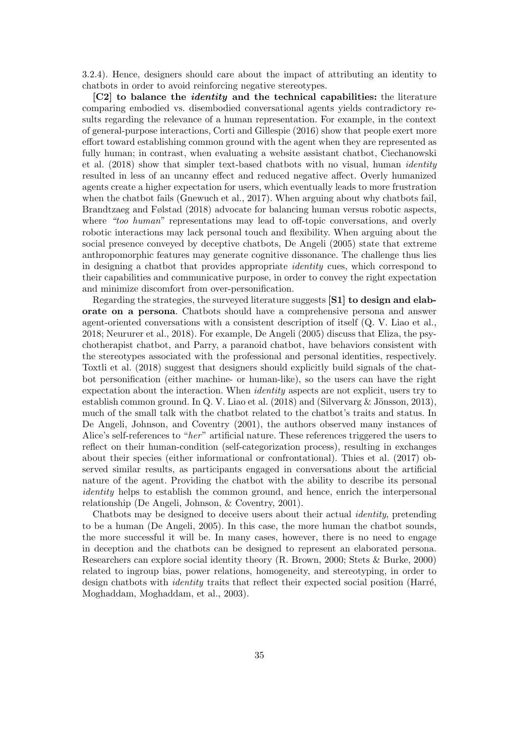3.2.4). Hence, designers should care about the impact of attributing an identity to chatbots in order to avoid reinforcing negative stereotypes.

**[C2] to balance the *identity* and the technical capabilities:** the literature comparing embodied vs. disembodied conversational agents yields contradictory results regarding the relevance of a human representation. For example, in the context of general-purpose interactions, Corti and Gillespie (2016) show that people exert more effort toward establishing common ground with the agent when they are represented as fully human; in contrast, when evaluating a website assistant chatbot, Ciechanowski et al. (2018) show that simpler text-based chatbots with no visual, human *identity* resulted in less of an uncanny effect and reduced negative affect. Overly humanized agents create a higher expectation for users, which eventually leads to more frustration when the chatbot fails (Gnewuch et al., 2017). When arguing about why chatbots fail, Brandtzaeg and Følstad (2018) advocate for balancing human versus robotic aspects, where *"too human"* representations may lead to off-topic conversations, and overly robotic interactions may lack personal touch and flexibility. When arguing about the social presence conveyed by deceptive chatbots, De Angeli (2005) state that extreme anthropomorphic features may generate cognitive dissonance. The challenge thus lies in designing a chatbot that provides appropriate *identity* cues, which correspond to their capabilities and communicative purpose, in order to convey the right expectation and minimize discomfort from over-personification.

Regarding the strategies, the surveyed literature suggests **[S1] to design and elaborate on a persona**. Chatbots should have a comprehensive persona and answer agent-oriented conversations with a consistent description of itself (Q. V. Liao et al., 2018; Neururer et al., 2018). For example, De Angeli (2005) discuss that Eliza, the psychotherapist chatbot, and Parry, a paranoid chatbot, have behaviors consistent with the stereotypes associated with the professional and personal identities, respectively. Toxtli et al. (2018) suggest that designers should explicitly build signals of the chatbot personification (either machine- or human-like), so the users can have the right expectation about the interaction. When *identity* aspects are not explicit, users try to establish common ground. In Q. V. Liao et al. (2018) and (Silvervarg & Jönsson, 2013), much of the small talk with the chatbot related to the chatbot's traits and status. In De Angeli, Johnson, and Coventry (2001), the authors observed many instances of Alice's self-references to "*her*" artificial nature. These references triggered the users to reflect on their human-condition (self-categorization process), resulting in exchanges about their species (either informational or confrontational). Thies et al. (2017) observed similar results, as participants engaged in conversations about the artificial nature of the agent. Providing the chatbot with the ability to describe its personal *identity* helps to establish the common ground, and hence, enrich the interpersonal relationship (De Angeli, Johnson, & Coventry, 2001).

Chatbots may be designed to deceive users about their actual *identity*, pretending to be a human (De Angeli, 2005). In this case, the more human the chatbot sounds, the more successful it will be. In many cases, however, there is no need to engage in deception and the chatbots can be designed to represent an elaborated persona. Researchers can explore social identity theory (R. Brown, 2000; Stets & Burke, 2000) related to ingroup bias, power relations, homogeneity, and stereotyping, in order to design chatbots with *identity* traits that reflect their expected social position (Harré, Moghaddam, Moghaddam, et al., 2003).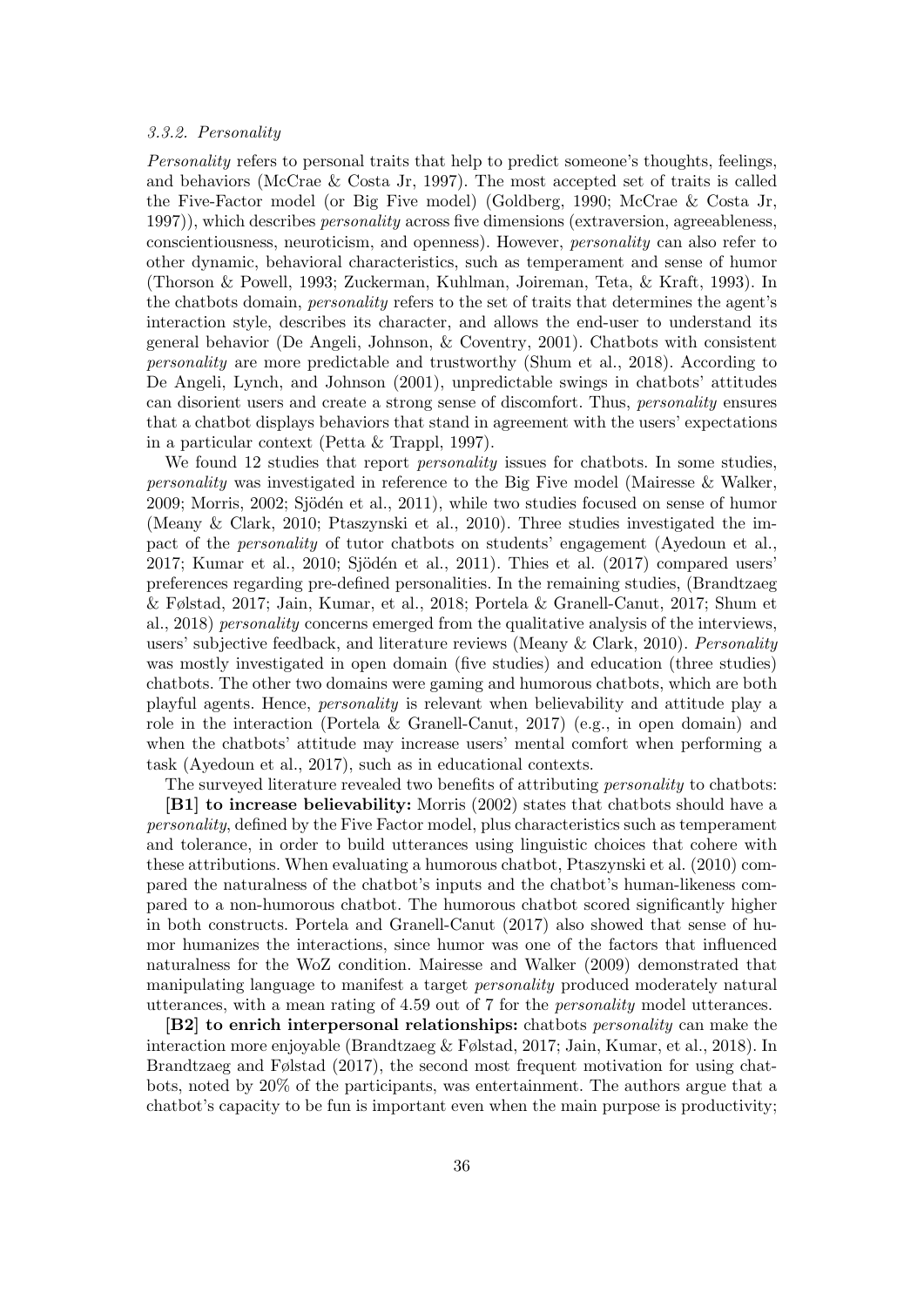#### 3.3.2. Personality

*Personality* refers to personal traits that help to predict someone's thoughts, feelings, and behaviors (McCrae & Costa Jr, 1997). The most accepted set of traits is called the Five-Factor model (or Big Five model) (Goldberg, 1990; McCrae & Costa Jr, 1997)), which describes *personality* across five dimensions (extraversion, agreeableness, conscientiousness, neuroticism, and openness). However, *personality* can also refer to other dynamic, behavioral characteristics, such as temperament and sense of humor (Thorson & Powell, 1993; Zuckerman, Kuhlman, Joireman, Teta, & Kraft, 1993). In the chatbots domain, *personality* refers to the set of traits that determines the agent's interaction style, describes its character, and allows the end-user to understand its general behavior (De Angeli, Johnson, & Coventry, 2001). Chatbots with consistent *personality* are more predictable and trustworthy (Shum et al., 2018). According to De Angeli, Lynch, and Johnson (2001), unpredictable swings in chatbots' attitudes can disorient users and create a strong sense of discomfort. Thus, *personality* ensures that a chatbot displays behaviors that stand in agreement with the users' expectations in a particular context (Petta & Trappl, 1997).

We found 12 studies that report *personality* issues for chatbots. In some studies, *personality* was investigated in reference to the Big Five model (Mairesse & Walker, 2009; Morris, 2002; Sjödén et al., 2011), while two studies focused on sense of humor (Meany & Clark, 2010; Ptaszynski et al., 2010). Three studies investigated the impact of the *personality* of tutor chatbots on students' engagement (Ayedoun et al., 2017; Kumar et al., 2010; Sjödén et al., 2011). Thies et al. (2017) compared users' preferences regarding pre-defined personalities. In the remaining studies, (Brandtzaeg & Følstad, 2017; Jain, Kumar, et al., 2018; Portela & Granell-Canut, 2017; Shum et al., 2018) *personality* concerns emerged from the qualitative analysis of the interviews, users' subjective feedback, and literature reviews (Meany & Clark, 2010). *Personality* was mostly investigated in open domain (five studies) and education (three studies) chatbots. The other two domains were gaming and humorous chatbots, which are both playful agents. Hence, *personality* is relevant when believability and attitude play a role in the interaction (Portela & Granell-Canut, 2017) (e.g., in open domain) and when the chatbots' attitude may increase users' mental comfort when performing a task (Ayedoun et al., 2017), such as in educational contexts.

The surveyed literature revealed two benefits of attributing *personality* to chatbots:

**[B1] to increase believability:** Morris (2002) states that chatbots should have a *personality*, defined by the Five Factor model, plus characteristics such as temperament and tolerance, in order to build utterances using linguistic choices that cohere with these attributions. When evaluating a humorous chatbot, Ptaszynski et al. (2010) compared the naturalness of the chatbot's inputs and the chatbot's human-likeness compared to a non-humorous chatbot. The humorous chatbot scored significantly higher in both constructs. Portela and Granell-Canut (2017) also showed that sense of humor humanizes the interactions, since humor was one of the factors that influenced naturalness for the WoZ condition. Mairesse and Walker (2009) demonstrated that manipulating language to manifest a target *personality* produced moderately natural utterances, with a mean rating of 4.59 out of 7 for the *personality* model utterances.

**[B2] to enrich interpersonal relationships:** chatbots *personality* can make the interaction more enjoyable (Brandtzaeg & Følstad, 2017; Jain, Kumar, et al., 2018). In Brandtzaeg and Følstad (2017), the second most frequent motivation for using chatbots, noted by 20% of the participants, was entertainment. The authors argue that a chatbot's capacity to be fun is important even when the main purpose is productivity;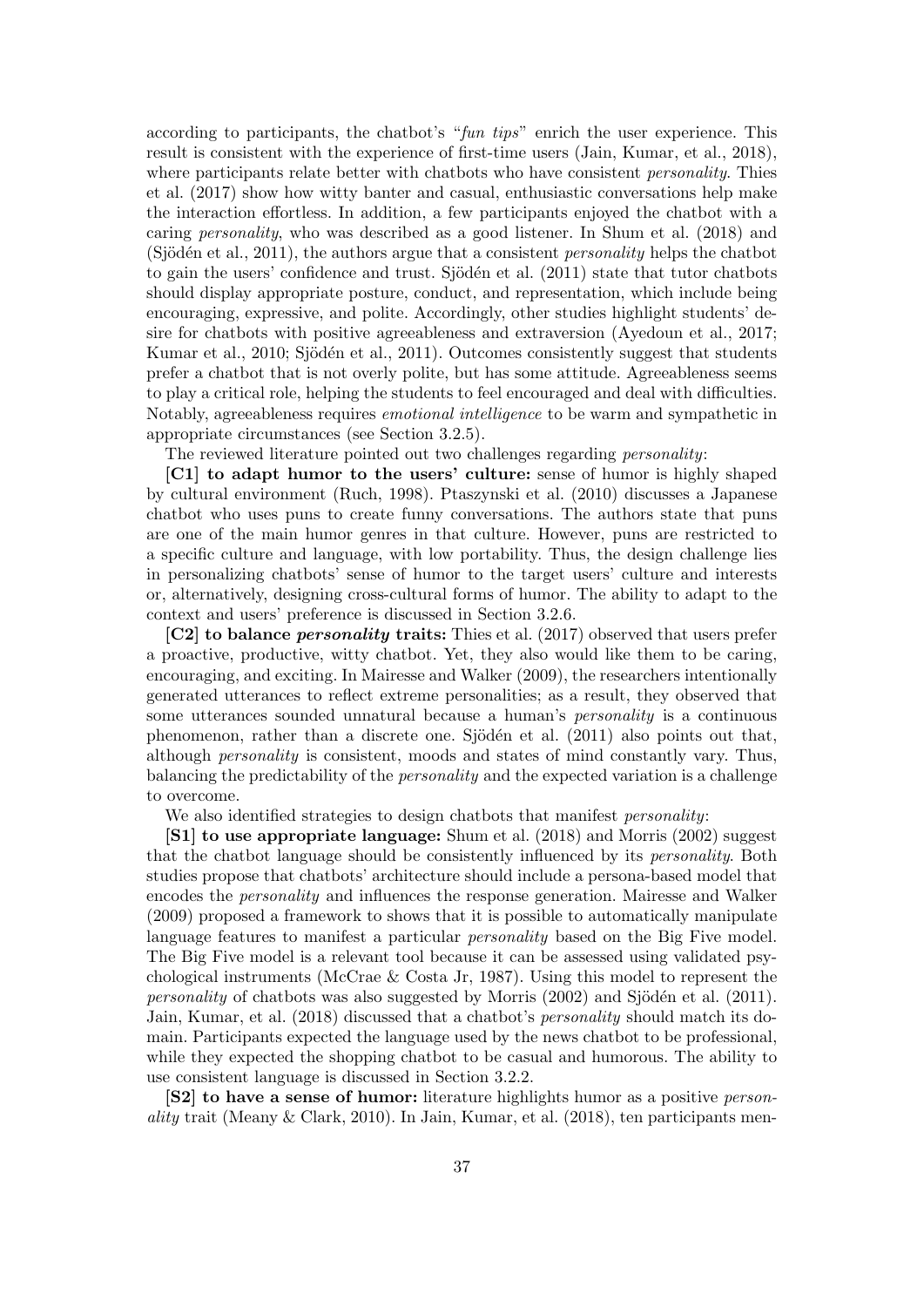according to participants, the chatbot's "*fun tips*" enrich the user experience. This result is consistent with the experience of first-time users (Jain, Kumar, et al., 2018), where participants relate better with chatbots who have consistent *personality*. Thies et al. (2017) show how witty banter and casual, enthusiastic conversations help make the interaction effortless. In addition, a few participants enjoyed the chatbot with a caring *personality*, who was described as a good listener. In Shum et al. (2018) and (Sjödén et al., 2011), the authors argue that a consistent *personality* helps the chatbot to gain the users' confidence and trust. Sjödén et al. (2011) state that tutor chatbots should display appropriate posture, conduct, and representation, which include being encouraging, expressive, and polite. Accordingly, other studies highlight students' desire for chatbots with positive agreeableness and extraversion (Ayedoun et al., 2017; Kumar et al., 2010; Sjödén et al., 2011). Outcomes consistently suggest that students prefer a chatbot that is not overly polite, but has some attitude. Agreeableness seems to play a critical role, helping the students to feel encouraged and deal with difficulties. Notably, agreeableness requires *emotional intelligence* to be warm and sympathetic in appropriate circumstances (see Section 3.2.5).

The reviewed literature pointed out two challenges regarding *personality*:

**[C1] to adapt humor to the users' culture:** sense of humor is highly shaped by cultural environment (Ruch, 1998). Ptaszynski et al. (2010) discusses a Japanese chatbot who uses puns to create funny conversations. The authors state that puns are one of the main humor genres in that culture. However, puns are restricted to a specific culture and language, with low portability. Thus, the design challenge lies in personalizing chatbots' sense of humor to the target users' culture and interests or, alternatively, designing cross-cultural forms of humor. The ability to adapt to the context and users' preference is discussed in Section 3.2.6.

**[C2] to balance *personality* traits:** Thies et al. (2017) observed that users prefer a proactive, productive, witty chatbot. Yet, they also would like them to be caring, encouraging, and exciting. In Mairesse and Walker (2009), the researchers intentionally generated utterances to reflect extreme personalities; as a result, they observed that some utterances sounded unnatural because a human's *personality* is a continuous phenomenon, rather than a discrete one. Sjödén et al. (2011) also points out that, although *personality* is consistent, moods and states of mind constantly vary. Thus, balancing the predictability of the *personality* and the expected variation is a challenge to overcome.

We also identified strategies to design chatbots that manifest *personality*:

**[S1] to use appropriate language:** Shum et al. (2018) and Morris (2002) suggest that the chatbot language should be consistently influenced by its *personality*. Both studies propose that chatbots' architecture should include a persona-based model that encodes the *personality* and influences the response generation. Mairesse and Walker (2009) proposed a framework to shows that it is possible to automatically manipulate language features to manifest a particular *personality* based on the Big Five model. The Big Five model is a relevant tool because it can be assessed using validated psychological instruments (McCrae & Costa Jr, 1987). Using this model to represent the *personality* of chatbots was also suggested by Morris (2002) and Sjödén et al. (2011). Jain, Kumar, et al. (2018) discussed that a chatbot's *personality* should match its domain. Participants expected the language used by the news chatbot to be professional, while they expected the shopping chatbot to be casual and humorous. The ability to use consistent language is discussed in Section 3.2.2.

**[S2] to have a sense of humor:** literature highlights humor as a positive *personality* trait (Meany & Clark, 2010). In Jain, Kumar, et al. (2018), ten participants men-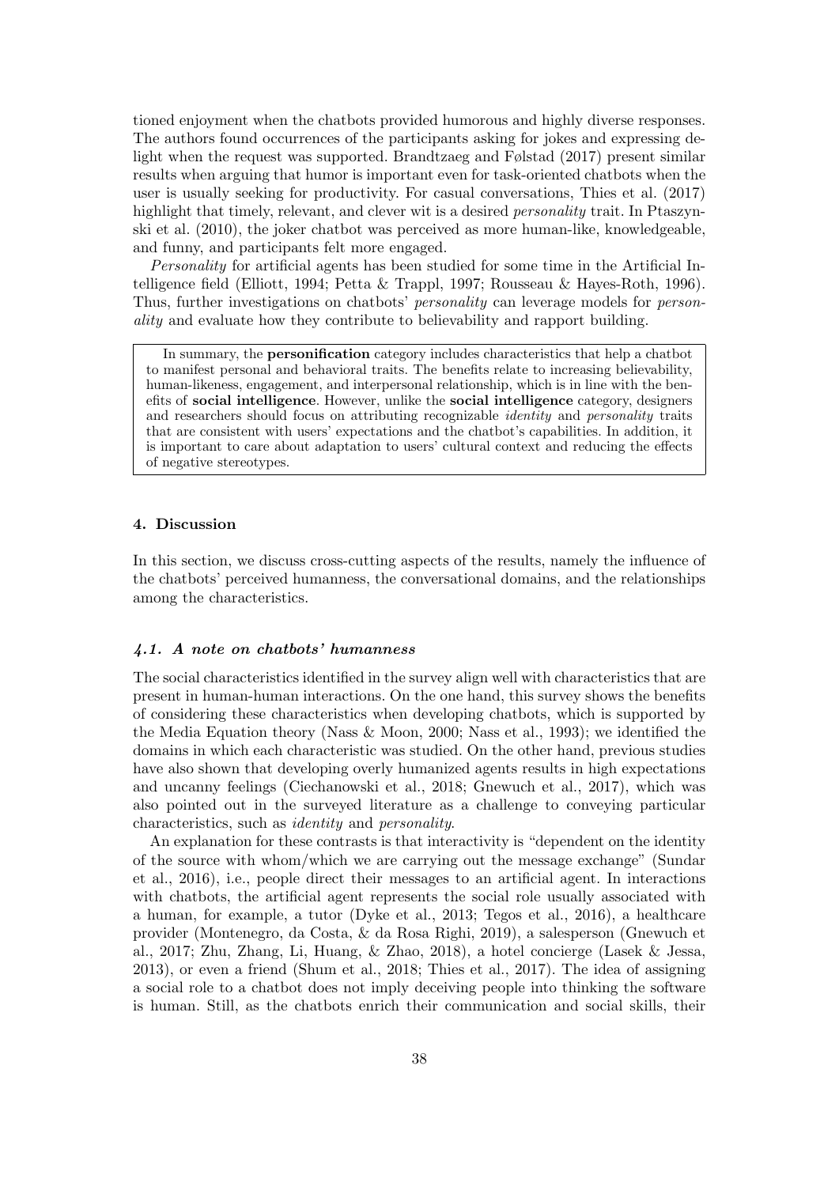tioned enjoyment when the chatbots provided humorous and highly diverse responses. The authors found occurrences of the participants asking for jokes and expressing delight when the request was supported. Brandtzaeg and Følstad (2017) present similar results when arguing that humor is important even for task-oriented chatbots when the user is usually seeking for productivity. For casual conversations, Thies et al. (2017) highlight that timely, relevant, and clever wit is a desired *personality* trait. In Ptaszynski et al. (2010), the joker chatbot was perceived as more human-like, knowledgeable, and funny, and participants felt more engaged.

*Personality* for artificial agents has been studied for some time in the Artificial Intelligence field (Elliott, 1994; Petta & Trappl, 1997; Rousseau & Hayes-Roth, 1996). Thus, further investigations on chatbots' *personality* can leverage models for *personality* and evaluate how they contribute to believability and rapport building.

> In summary, the **personification** category includes characteristics that help a chatbot to manifest personal and behavioral traits. The benefits relate to increasing believability, human-likeness, engagement, and interpersonal relationship, which is in line with the benefits of **social intelligence**. However, unlike the **social intelligence** category, designers and researchers should focus on attributing recognizable *identity* and *personality* traits that are consistent with users' expectations and the chatbot's capabilities. In addition, it is important to care about adaptation to users' cultural context and reducing the effects of negative stereotypes.

## 4. Discussion

In this section, we discuss cross-cutting aspects of the results, namely the influence of the chatbots' perceived humanness, the conversational domains, and the relationships among the characteristics.

### 4.1. A note on chatbots' humanness

The social characteristics identified in the survey align well with characteristics that are present in human-human interactions. On the one hand, this survey shows the benefits of considering these characteristics when developing chatbots, which is supported by the Media Equation theory (Nass & Moon, 2000; Nass et al., 1993); we identified the domains in which each characteristic was studied. On the other hand, previous studies have also shown that developing overly humanized agents results in high expectations and uncanny feelings (Ciechanowski et al., 2018; Gnewuch et al., 2017), which was also pointed out in the surveyed literature as a challenge to conveying particular characteristics, such as *identity* and *personality*.

An explanation for these contrasts is that interactivity is "dependent on the identity of the source with whom/which we are carrying out the message exchange" (Sundar et al., 2016), i.e., people direct their messages to an artificial agent. In interactions with chatbots, the artificial agent represents the social role usually associated with a human, for example, a tutor (Dyke et al., 2013; Tegos et al., 2016), a healthcare provider (Montenegro, da Costa, & da Rosa Righi, 2019), a salesperson (Gnewuch et al., 2017; Zhu, Zhang, Li, Huang, & Zhao, 2018), a hotel concierge (Lasek & Jessa, 2013), or even a friend (Shum et al., 2018; Thies et al., 2017). The idea of assigning a social role to a chatbot does not imply deceiving people into thinking the software is human. Still, as the chatbots enrich their communication and social skills, their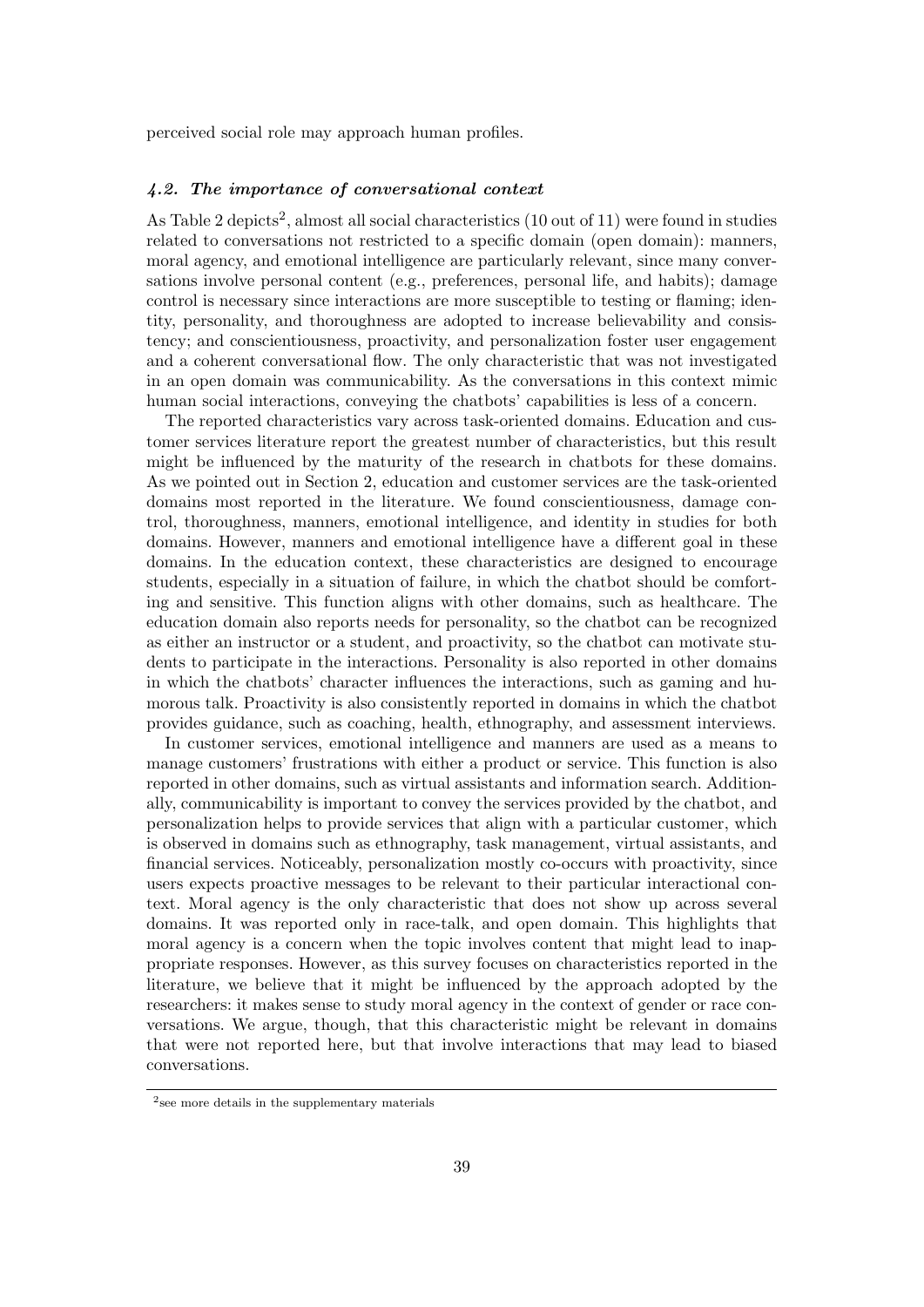perceived social role may approach human profiles.

### *4.2. The importance of conversational context*

As Table 2 depicts[2], almost all social characteristics (10 out of 11) were found in studies related to conversations not restricted to a specific domain (open domain): manners, moral agency, and emotional intelligence are particularly relevant, since many conversations involve personal content (e.g., preferences, personal life, and habits); damage control is necessary since interactions are more susceptible to testing or flaming; identity, personality, and thoroughness are adopted to increase believability and consistency; and conscientiousness, proactivity, and personalization foster user engagement and a coherent conversational flow. The only characteristic that was not investigated in an open domain was communicability. As the conversations in this context mimic human social interactions, conveying the chatbots' capabilities is less of a concern.

The reported characteristics vary across task-oriented domains. Education and customer services literature report the greatest number of characteristics, but this result might be influenced by the maturity of the research in chatbots for these domains. As we pointed out in Section 2, education and customer services are the task-oriented domains most reported in the literature. We found conscientiousness, damage control, thoroughness, manners, emotional intelligence, and identity in studies for both domains. However, manners and emotional intelligence have a different goal in these domains. In the education context, these characteristics are designed to encourage students, especially in a situation of failure, in which the chatbot should be comforting and sensitive. This function aligns with other domains, such as healthcare. The education domain also reports needs for personality, so the chatbot can be recognized as either an instructor or a student, and proactivity, so the chatbot can motivate students to participate in the interactions. Personality is also reported in other domains in which the chatbots' character influences the interactions, such as gaming and humorous talk. Proactivity is also consistently reported in domains in which the chatbot provides guidance, such as coaching, health, ethnography, and assessment interviews.

In customer services, emotional intelligence and manners are used as a means to manage customers' frustrations with either a product or service. This function is also reported in other domains, such as virtual assistants and information search. Additionally, communicability is important to convey the services provided by the chatbot, and personalization helps to provide services that align with a particular customer, which is observed in domains such as ethnography, task management, virtual assistants, and financial services. Noticeably, personalization mostly co-occurs with proactivity, since users expects proactive messages to be relevant to their particular interactional context. Moral agency is the only characteristic that does not show up across several domains. It was reported only in race-talk, and open domain. This highlights that moral agency is a concern when the topic involves content that might lead to inappropriate responses. However, as this survey focuses on characteristics reported in the literature, we believe that it might be influenced by the approach adopted by the researchers: it makes sense to study moral agency in the context of gender or race conversations. We argue, though, that this characteristic might be relevant in domains that were not reported here, but that involve interactions that may lead to biased conversations.

---

[2] see more details in the supplementary materials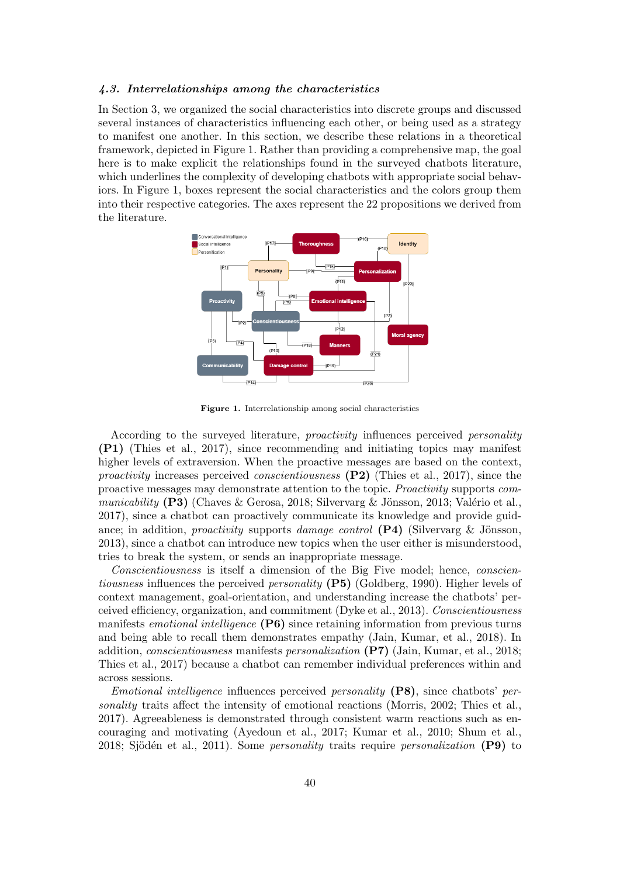### 4.3. Interrelationships among the characteristics

In Section 3, we organized the social characteristics into discrete groups and discussed several instances of characteristics influencing each other, or being used as a strategy to manifest one another. In this section, we describe these relations in a theoretical framework, depicted in Figure 1. Rather than providing a comprehensive map, the goal here is to make explicit the relationships found in the surveyed chatbots literature, which underlines the complexity of developing chatbots with appropriate social behaviors. In Figure 1, boxes represent the social characteristics and the colors group them into their respective categories. The axes represent the 22 propositions we derived from the literature.

**Figure 1.** Interrelationship among social characteristics

According to the surveyed literature, *proactivity* influences perceived *personality* **(P1)** (Thies et al., 2017), since recommending and initiating topics may manifest higher levels of extraversion. When the proactive messages are based on the context, *proactivity* increases perceived *conscientiousness* **(P2)** (Thies et al., 2017), since the proactive messages may demonstrate attention to the topic. *Proactivity* supports *communicability* **(P3)** (Chaves & Gerosa, 2018; Silvervarg & Jönsson, 2013; Valério et al., 2017), since a chatbot can proactively communicate its knowledge and provide guidance; in addition, *proactivity* supports *damage control* **(P4)** (Silvervarg & Jönsson, 2013), since a chatbot can introduce new topics when the user either is misunderstood, tries to break the system, or sends an inappropriate message.

*Conscientiousness* is itself a dimension of the Big Five model; hence, *conscientiousness* influences the perceived *personality* **(P5)** (Goldberg, 1990). Higher levels of context management, goal-orientation, and understanding increase the chatbots' perceived efficiency, organization, and commitment (Dyke et al., 2013). *Conscientiousness* manifests *emotional intelligence* **(P6)** since retaining information from previous turns and being able to recall them demonstrates empathy (Jain, Kumar, et al., 2018). In addition, *conscientiousness* manifests *personalization* **(P7)** (Jain, Kumar, et al., 2018; Thies et al., 2017) because a chatbot can remember individual preferences within and across sessions.

*Emotional intelligence* influences perceived *personality* **(P8)**, since chatbots' *personality* traits affect the intensity of emotional reactions (Morris, 2002; Thies et al., 2017). Agreeableness is demonstrated through consistent warm reactions such as encouraging and motivating (Ayedoun et al., 2017; Kumar et al., 2010; Shum et al., 2018; Sjödén et al., 2011). Some *personality* traits require *personalization* **(P9)** to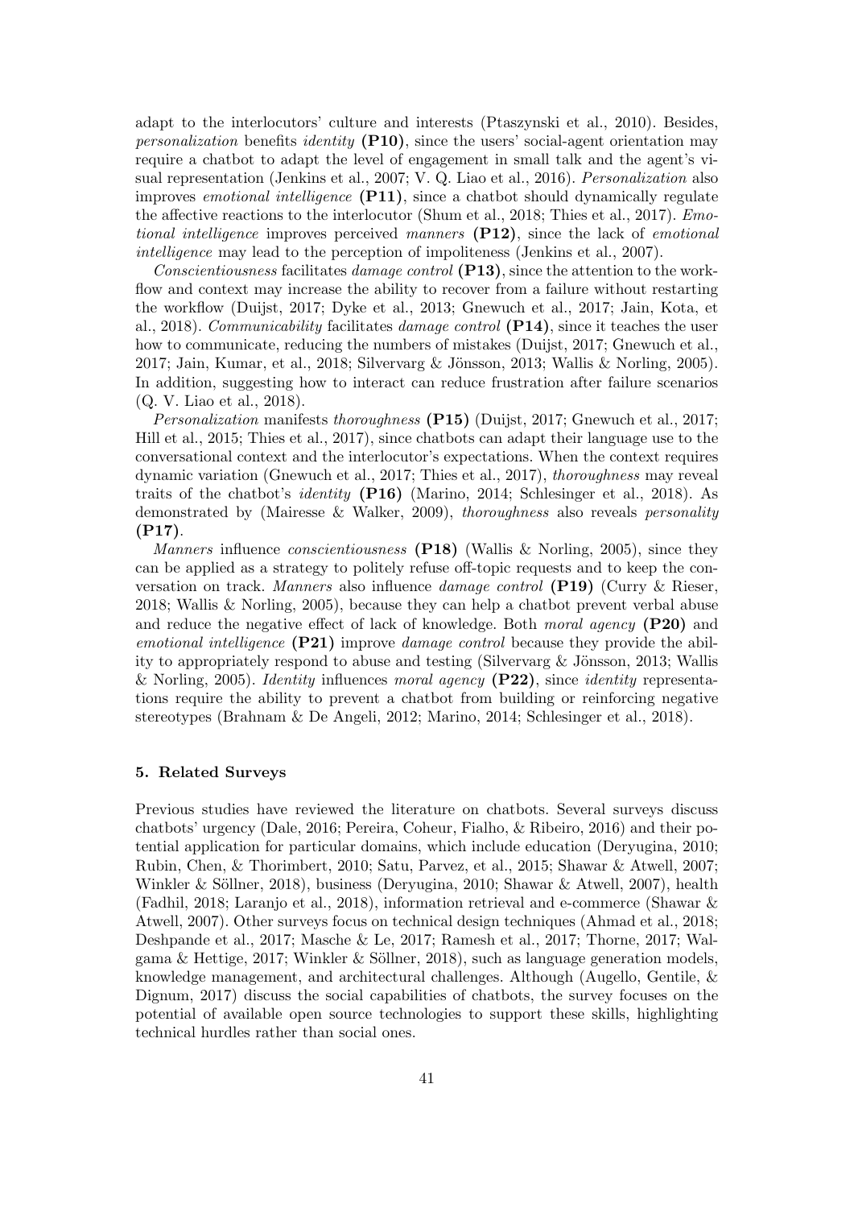adapt to the interlocutors' culture and interests (Ptaszynski et al., 2010). Besides, *personalization* benefits *identity* **(P10)**, since the users' social-agent orientation may require a chatbot to adapt the level of engagement in small talk and the agent's visual representation (Jenkins et al., 2007; V. Q. Liao et al., 2016). *Personalization* also improves *emotional intelligence* **(P11)**, since a chatbot should dynamically regulate the affective reactions to the interlocutor (Shum et al., 2018; Thies et al., 2017). *Emotional intelligence* improves perceived *manners* **(P12)**, since the lack of *emotional intelligence* may lead to the perception of impoliteness (Jenkins et al., 2007).

*Conscientiousness* facilitates *damage control* **(P13)**, since the attention to the workflow and context may increase the ability to recover from a failure without restarting the workflow (Duijst, 2017; Dyke et al., 2013; Gnewuch et al., 2017; Jain, Kota, et al., 2018). *Communicability* facilitates *damage control* **(P14)**, since it teaches the user how to communicate, reducing the numbers of mistakes (Duijst, 2017; Gnewuch et al., 2017; Jain, Kumar, et al., 2018; Silvervarg & Jönsson, 2013; Wallis & Norling, 2005). In addition, suggesting how to interact can reduce frustration after failure scenarios (Q. V. Liao et al., 2018).

*Personalization* manifests *thoroughness* **(P15)** (Duijst, 2017; Gnewuch et al., 2017; Hill et al., 2015; Thies et al., 2017), since chatbots can adapt their language use to the conversational context and the interlocutor's expectations. When the context requires dynamic variation (Gnewuch et al., 2017; Thies et al., 2017), *thoroughness* may reveal traits of the chatbot's *identity* **(P16)** (Marino, 2014; Schlesinger et al., 2018). As demonstrated by (Mairesse & Walker, 2009), *thoroughness* also reveals *personality* **(P17)**.

*Manners* influence *conscientiousness* **(P18)** (Wallis & Norling, 2005), since they can be applied as a strategy to politely refuse off-topic requests and to keep the conversation on track. *Manners* also influence *damage control* **(P19)** (Curry & Rieser, 2018; Wallis & Norling, 2005), because they can help a chatbot prevent verbal abuse and reduce the negative effect of lack of knowledge. Both *moral agency* **(P20)** and *emotional intelligence* **(P21)** improve *damage control* because they provide the ability to appropriately respond to abuse and testing (Silvervarg & Jönsson, 2013; Wallis & Norling, 2005). *Identity* influences *moral agency* **(P22)**, since *identity* representations require the ability to prevent a chatbot from building or reinforcing negative stereotypes (Brahnam & De Angeli, 2012; Marino, 2014; Schlesinger et al., 2018).

## 5. Related Surveys

Previous studies have reviewed the literature on chatbots. Several surveys discuss chatbots' urgency (Dale, 2016; Pereira, Coheur, Fialho, & Ribeiro, 2016) and their potential application for particular domains, which include education (Deryugina, 2010; Rubin, Chen, & Thorimbert, 2010; Satu, Parvez, et al., 2015; Shawar & Atwell, 2007; Winkler & Söllner, 2018), business (Deryugina, 2010; Shawar & Atwell, 2007), health (Fadhil, 2018; Laranjo et al., 2018), information retrieval and e-commerce (Shawar & Atwell, 2007). Other surveys focus on technical design techniques (Ahmad et al., 2018; Deshpande et al., 2017; Masche & Le, 2017; Ramesh et al., 2017; Thorne, 2017; Walgama & Hettige, 2017; Winkler & Söllner, 2018), such as language generation models, knowledge management, and architectural challenges. Although (Augello, Gentile, & Dignum, 2017) discuss the social capabilities of chatbots, the survey focuses on the potential of available open source technologies to support these skills, highlighting technical hurdles rather than social ones.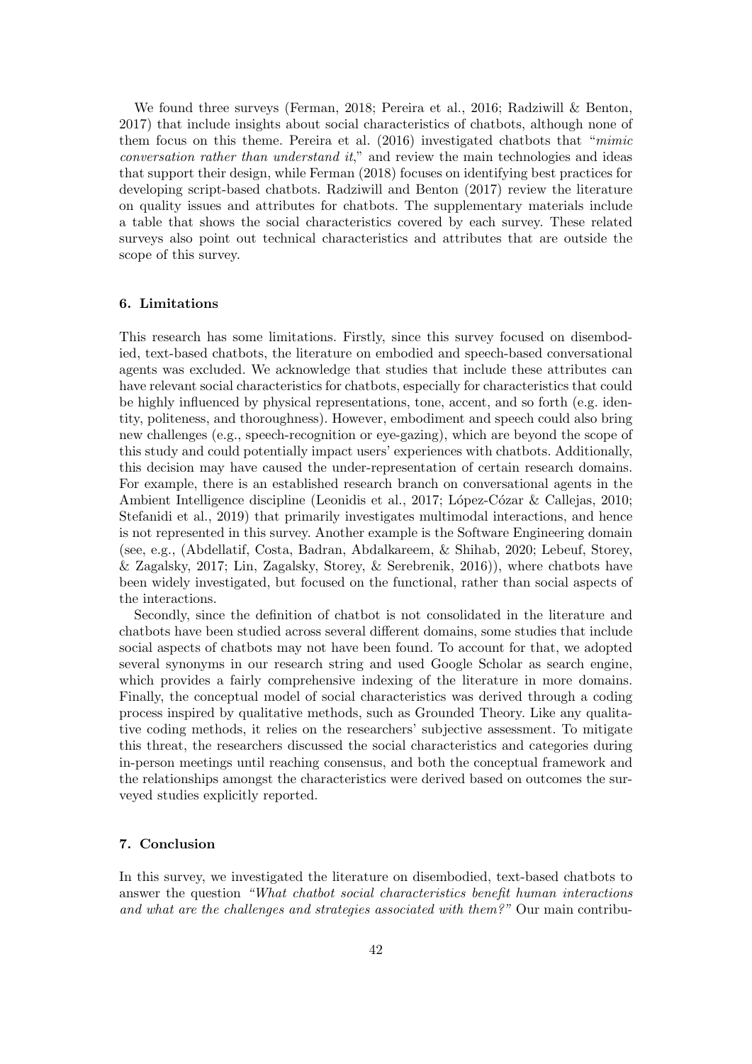We found three surveys (Ferman, 2018; Pereira et al., 2016; Radziwill & Benton, 2017) that include insights about social characteristics of chatbots, although none of them focus on this theme. Pereira et al. (2016) investigated chatbots that "*mimic conversation rather than understand it*," and review the main technologies and ideas that support their design, while Ferman (2018) focuses on identifying best practices for developing script-based chatbots. Radziwill and Benton (2017) review the literature on quality issues and attributes for chatbots. The supplementary materials include a table that shows the social characteristics covered by each survey. These related surveys also point out technical characteristics and attributes that are outside the scope of this survey.

## 6. Limitations

This research has some limitations. Firstly, since this survey focused on disembodied, text-based chatbots, the literature on embodied and speech-based conversational agents was excluded. We acknowledge that studies that include these attributes can have relevant social characteristics for chatbots, especially for characteristics that could be highly influenced by physical representations, tone, accent, and so forth (e.g. identity, politeness, and thoroughness). However, embodiment and speech could also bring new challenges (e.g., speech-recognition or eye-gazing), which are beyond the scope of this study and could potentially impact users' experiences with chatbots. Additionally, this decision may have caused the under-representation of certain research domains. For example, there is an established research branch on conversational agents in the Ambient Intelligence discipline (Leonidis et al., 2017; López-Cózar & Callejas, 2010; Stefanidi et al., 2019) that primarily investigates multimodal interactions, and hence is not represented in this survey. Another example is the Software Engineering domain (see, e.g., (Abdellatif, Costa, Badran, Abdalkareem, & Shihab, 2020; Lebeuf, Storey, & Zagalsky, 2017; Lin, Zagalsky, Storey, & Serebrenik, 2016)), where chatbots have been widely investigated, but focused on the functional, rather than social aspects of the interactions.

Secondly, since the definition of chatbot is not consolidated in the literature and chatbots have been studied across several different domains, some studies that include social aspects of chatbots may not have been found. To account for that, we adopted several synonyms in our research string and used Google Scholar as search engine, which provides a fairly comprehensive indexing of the literature in more domains. Finally, the conceptual model of social characteristics was derived through a coding process inspired by qualitative methods, such as Grounded Theory. Like any qualitative coding methods, it relies on the researchers' subjective assessment. To mitigate this threat, the researchers discussed the social characteristics and categories during in-person meetings until reaching consensus, and both the conceptual framework and the relationships amongst the characteristics were derived based on outcomes the surveyed studies explicitly reported.

## 7. Conclusion

In this survey, we investigated the literature on disembodied, text-based chatbots to answer the question *"What chatbot social characteristics benefit human interactions and what are the challenges and strategies associated with them?"* Our main contribu-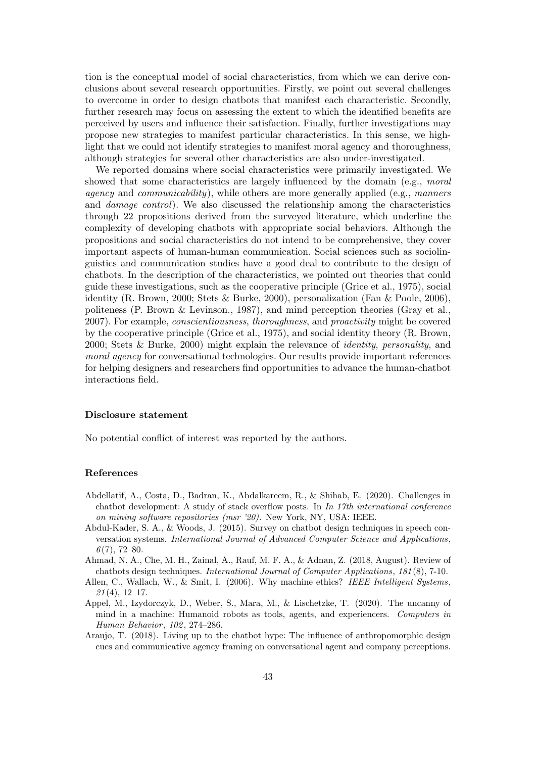tion is the conceptual model of social characteristics, from which we can derive conclusions about several research opportunities. Firstly, we point out several challenges to overcome in order to design chatbots that manifest each characteristic. Secondly, further research may focus on assessing the extent to which the identified benefits are perceived by users and influence their satisfaction. Finally, further investigations may propose new strategies to manifest particular characteristics. In this sense, we highlight that we could not identify strategies to manifest moral agency and thoroughness, although strategies for several other characteristics are also under-investigated.

We reported domains where social characteristics were primarily investigated. We showed that some characteristics are largely influenced by the domain (e.g., *moral agency* and *communicability*), while others are more generally applied (e.g., *manners* and *damage control*). We also discussed the relationship among the characteristics through 22 propositions derived from the surveyed literature, which underline the complexity of developing chatbots with appropriate social behaviors. Although the propositions and social characteristics do not intend to be comprehensive, they cover important aspects of human-human communication. Social sciences such as sociolinguistics and communication studies have a good deal to contribute to the design of chatbots. In the description of the characteristics, we pointed out theories that could guide these investigations, such as the cooperative principle (Grice et al., 1975), social identity (R. Brown, 2000; Stets & Burke, 2000), personalization (Fan & Poole, 2006), politeness (P. Brown & Levinson., 1987), and mind perception theories (Gray et al., 2007). For example, *conscientiousness*, *thoroughness*, and *proactivity* might be covered by the cooperative principle (Grice et al., 1975), and social identity theory (R. Brown, 2000; Stets & Burke, 2000) might explain the relevance of *identity*, *personality*, and *moral agency* for conversational technologies. Our results provide important references for helping designers and researchers find opportunities to advance the human-chatbot interactions field.

### Disclosure statement

No potential conflict of interest was reported by the authors.

### References

Abdellatif, A., Costa, D., Badran, K., Abdalkareem, R., & Shihab, E. (2020). Challenges in chatbot development: A study of stack overflow posts. In *In 17th international conference on mining software repositories (msr '20)*. New York, NY, USA: IEEE.

Abdul-Kader, S. A., & Woods, J. (2015). Survey on chatbot design techniques in speech conversation systems. *International Journal of Advanced Computer Science and Applications*, *6*(7), 72–80.

Ahmad, N. A., Che, M. H., Zainal, A., Rauf, M. F. A., & Adnan, Z. (2018, August). Review of chatbots design techniques. *International Journal of Computer Applications*, *181*(8), 7-10.

Allen, C., Wallach, W., & Smit, I. (2006). Why machine ethics? *IEEE Intelligent Systems*, *21*(4), 12–17.

Appel, M., Izydorczyk, D., Weber, S., Mara, M., & Lischetzke, T. (2020). The uncanny of mind in a machine: Humanoid robots as tools, agents, and experiencers. *Computers in Human Behavior*, *102*, 274–286.

Araujo, T. (2018). Living up to the chatbot hype: The influence of anthropomorphic design cues and communicative agency framing on conversational agent and company perceptions.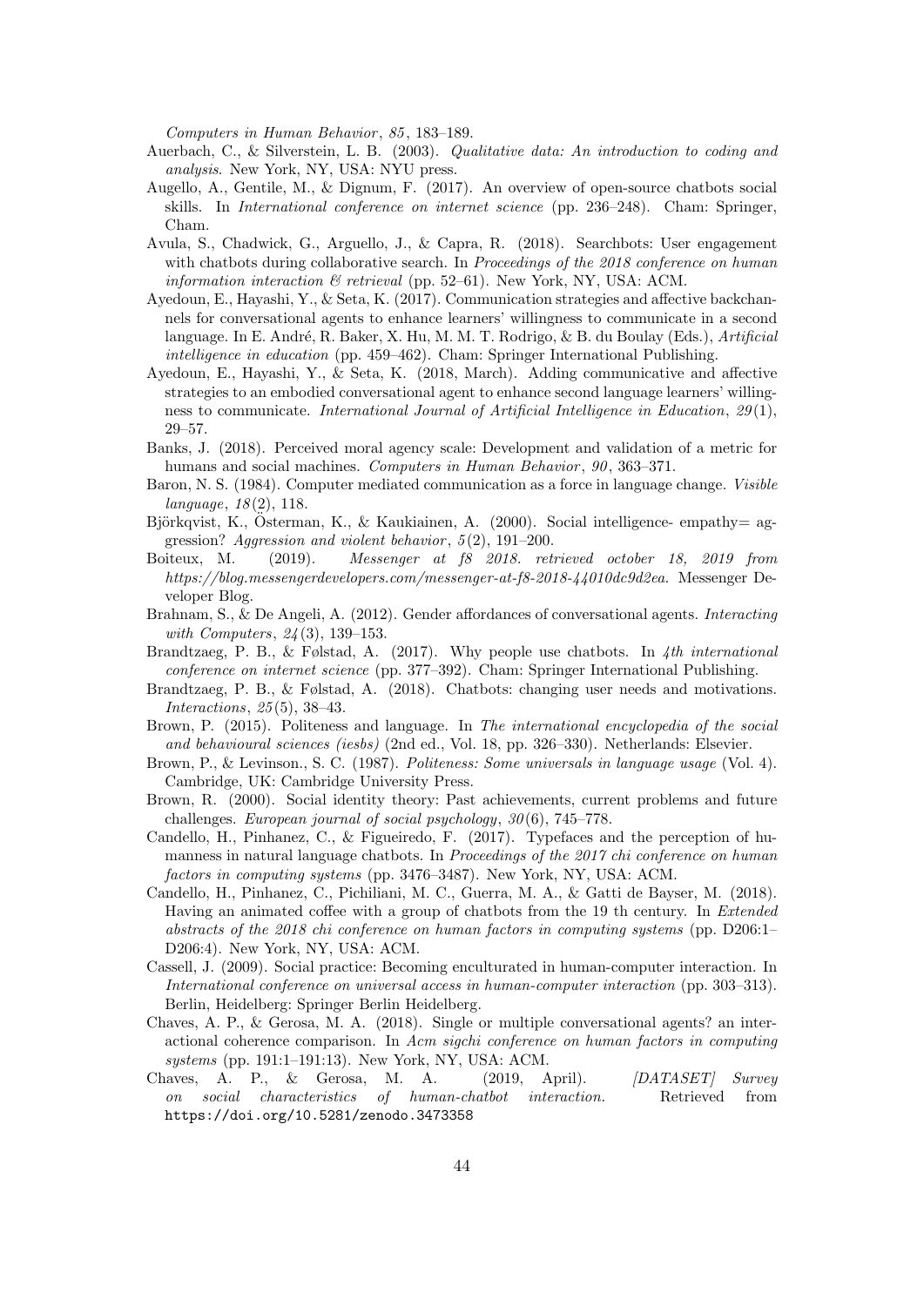*Computers in Human Behavior*, *85*, 183–189.

Auerbach, C., & Silverstein, L. B. (2003). *Qualitative data: An introduction to coding and analysis*. New York, NY, USA: NYU press.

Augello, A., Gentile, M., & Dignum, F. (2017). An overview of open-source chatbots social skills. In *International conference on internet science* (pp. 236–248). Cham: Springer, Cham.

Avula, S., Chadwick, G., Arguello, J., & Capra, R. (2018). Searchbots: User engagement with chatbots during collaborative search. In *Proceedings of the 2018 conference on human information interaction & retrieval* (pp. 52–61). New York, NY, USA: ACM.

Ayedoun, E., Hayashi, Y., & Seta, K. (2017). Communication strategies and affective backchannels for conversational agents to enhance learners' willingness to communicate in a second language. In E. André, R. Baker, X. Hu, M. M. T. Rodrigo, & B. du Boulay (Eds.), *Artificial intelligence in education* (pp. 459–462). Cham: Springer International Publishing.

Ayedoun, E., Hayashi, Y., & Seta, K. (2018, March). Adding communicative and affective strategies to an embodied conversational agent to enhance second language learners' willingness to communicate. *International Journal of Artificial Intelligence in Education*, *29*(1), 29–57.

Banks, J. (2018). Perceived moral agency scale: Development and validation of a metric for humans and social machines. *Computers in Human Behavior*, *90*, 363–371.

Baron, N. S. (1984). Computer mediated communication as a force in language change. *Visible language*, *18*(2), 118.

Björkqvist, K., Österman, K., & Kaukiainen, A. (2000). Social intelligence- empathy= aggression? *Aggression and violent behavior*, *5*(2), 191–200.

Boiteux, M. (2019). *Messenger at f8 2018. retrieved october 18, 2019 from https://blog.messengerdevelopers.com/messenger-at-f8-2018-44010dc9d2ea.* Messenger Developer Blog.

Brahnam, S., & De Angeli, A. (2012). Gender affordances of conversational agents. *Interacting with Computers*, *24*(3), 139–153.

Brandtzaeg, P. B., & Følstad, A. (2017). Why people use chatbots. In *4th international conference on internet science* (pp. 377–392). Cham: Springer International Publishing.

Brandtzaeg, P. B., & Følstad, A. (2018). Chatbots: changing user needs and motivations. *Interactions*, *25*(5), 38–43.

Brown, P. (2015). Politeness and language. In *The international encyclopedia of the social and behavioural sciences (iesbs)* (2nd ed., Vol. 18, pp. 326–330). Netherlands: Elsevier.

Brown, P., & Levinson., S. C. (1987). *Politeness: Some universals in language usage* (Vol. 4). Cambridge, UK: Cambridge University Press.

Brown, R. (2000). Social identity theory: Past achievements, current problems and future challenges. *European journal of social psychology*, *30*(6), 745–778.

Candello, H., Pinhanez, C., & Figueiredo, F. (2017). Typefaces and the perception of humanness in natural language chatbots. In *Proceedings of the 2017 chi conference on human factors in computing systems* (pp. 3476–3487). New York, NY, USA: ACM.

Candello, H., Pinhanez, C., Pichiliani, M. C., Guerra, M. A., & Gatti de Bayser, M. (2018). Having an animated coffee with a group of chatbots from the 19 th century. In *Extended abstracts of the 2018 chi conference on human factors in computing systems* (pp. D206:1–D206:4). New York, NY, USA: ACM.

Cassell, J. (2009). Social practice: Becoming enculturated in human-computer interaction. In *International conference on universal access in human-computer interaction* (pp. 303–313). Berlin, Heidelberg: Springer Berlin Heidelberg.

Chaves, A. P., & Gerosa, M. A. (2018). Single or multiple conversational agents? an interactional coherence comparison. In *Acm sigchi conference on human factors in computing systems* (pp. 191:1–191:13). New York, NY, USA: ACM.

Chaves, A. P., & Gerosa, M. A. (2019, April). *[DATASET] Survey on social characteristics of human-chatbot interaction.* Retrieved from `https://doi.org/10.5281/zenodo.3473358`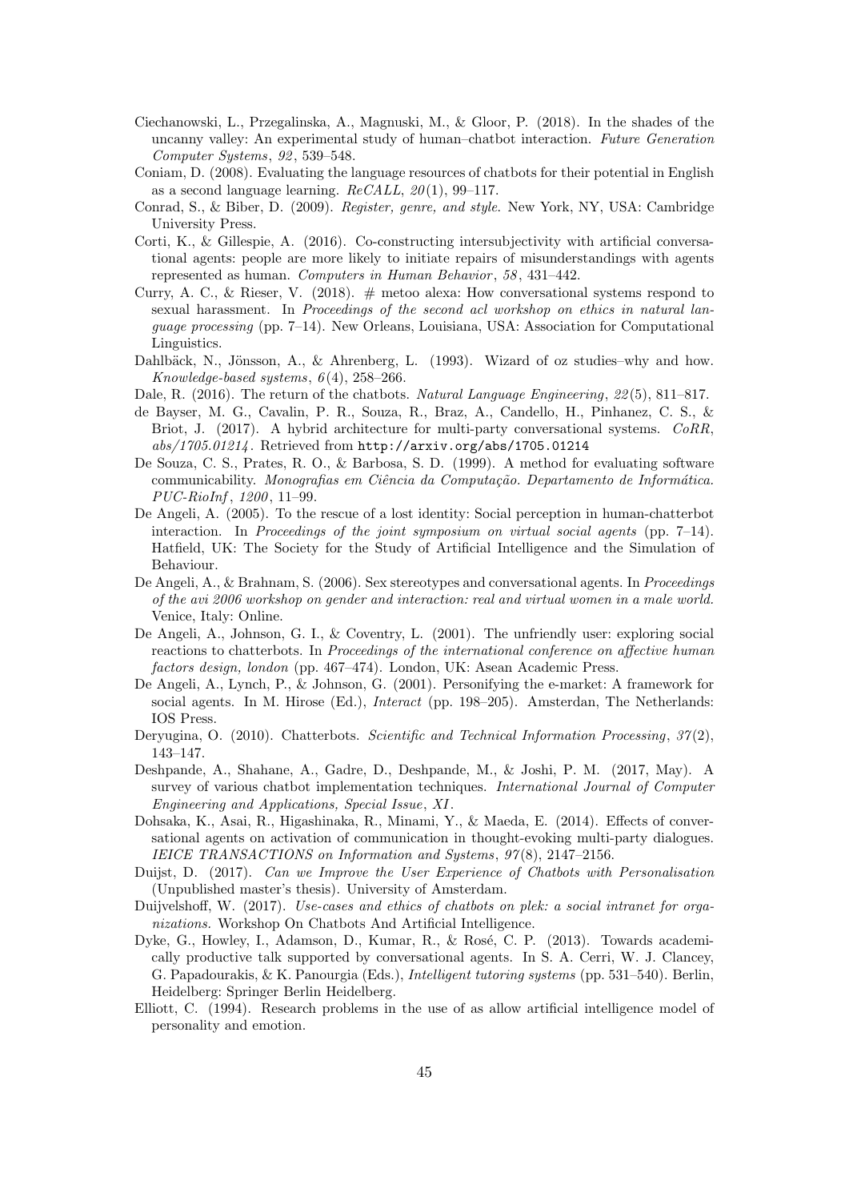Ciechanowski, L., Przegalinska, A., Magnuski, M., & Gloor, P. (2018). In the shades of the uncanny valley: An experimental study of human–chatbot interaction. *Future Generation Computer Systems*, *92*, 539–548.

Coniam, D. (2008). Evaluating the language resources of chatbots for their potential in English as a second language learning. *ReCALL*, *20*(1), 99–117.

Conrad, S., & Biber, D. (2009). *Register, genre, and style*. New York, NY, USA: Cambridge University Press.

Corti, K., & Gillespie, A. (2016). Co-constructing intersubjectivity with artificial conversational agents: people are more likely to initiate repairs of misunderstandings with agents represented as human. *Computers in Human Behavior*, *58*, 431–442.

Curry, A. C., & Rieser, V. (2018). # metoo alexa: How conversational systems respond to sexual harassment. In *Proceedings of the second acl workshop on ethics in natural language processing* (pp. 7–14). New Orleans, Louisiana, USA: Association for Computational Linguistics.

Dahlbäck, N., Jönsson, A., & Ahrenberg, L. (1993). Wizard of oz studies–why and how. *Knowledge-based systems*, *6*(4), 258–266.

Dale, R. (2016). The return of the chatbots. *Natural Language Engineering*, *22*(5), 811–817.

de Bayser, M. G., Cavalin, P. R., Souza, R., Braz, A., Candello, H., Pinhanez, C. S., & Briot, J. (2017). A hybrid architecture for multi-party conversational systems. *CoRR*, *abs/1705.01214*. Retrieved from `http://arxiv.org/abs/1705.01214`

De Souza, C. S., Prates, R. O., & Barbosa, S. D. (1999). A method for evaluating software communicability. *Monografias em Ciência da Computação. Departamento de Informática. PUC-RioInf*, *1200*, 11–99.

De Angeli, A. (2005). To the rescue of a lost identity: Social perception in human-chatterbot interaction. In *Proceedings of the joint symposium on virtual social agents* (pp. 7–14). Hatfield, UK: The Society for the Study of Artificial Intelligence and the Simulation of Behaviour.

De Angeli, A., & Brahnam, S. (2006). Sex stereotypes and conversational agents. In *Proceedings of the avi 2006 workshop on gender and interaction: real and virtual women in a male world.* Venice, Italy: Online.

De Angeli, A., Johnson, G. I., & Coventry, L. (2001). The unfriendly user: exploring social reactions to chatterbots. In *Proceedings of the international conference on affective human factors design, london* (pp. 467–474). London, UK: Asean Academic Press.

De Angeli, A., Lynch, P., & Johnson, G. (2001). Personifying the e-market: A framework for social agents. In M. Hirose (Ed.), *Interact* (pp. 198–205). Amsterdan, The Netherlands: IOS Press.

Deryugina, O. (2010). Chatterbots. *Scientific and Technical Information Processing*, *37*(2), 143–147.

Deshpande, A., Shahane, A., Gadre, D., Deshpande, M., & Joshi, P. M. (2017, May). A survey of various chatbot implementation techniques. *International Journal of Computer Engineering and Applications, Special Issue*, *XI*.

Dohsaka, K., Asai, R., Higashinaka, R., Minami, Y., & Maeda, E. (2014). Effects of conversational agents on activation of communication in thought-evoking multi-party dialogues. *IEICE TRANSACTIONS on Information and Systems*, *97*(8), 2147–2156.

Duijst, D. (2017). *Can we Improve the User Experience of Chatbots with Personalisation* (Unpublished master's thesis). University of Amsterdam.

Duijvelshoff, W. (2017). *Use-cases and ethics of chatbots on plek: a social intranet for organizations.* Workshop On Chatbots And Artificial Intelligence.

Dyke, G., Howley, I., Adamson, D., Kumar, R., & Rosé, C. P. (2013). Towards academically productive talk supported by conversational agents. In S. A. Cerri, W. J. Clancey, G. Papadourakis, & K. Panourgia (Eds.), *Intelligent tutoring systems* (pp. 531–540). Berlin, Heidelberg: Springer Berlin Heidelberg.

Elliott, C. (1994). Research problems in the use of as allow artificial intelligence model of personality and emotion.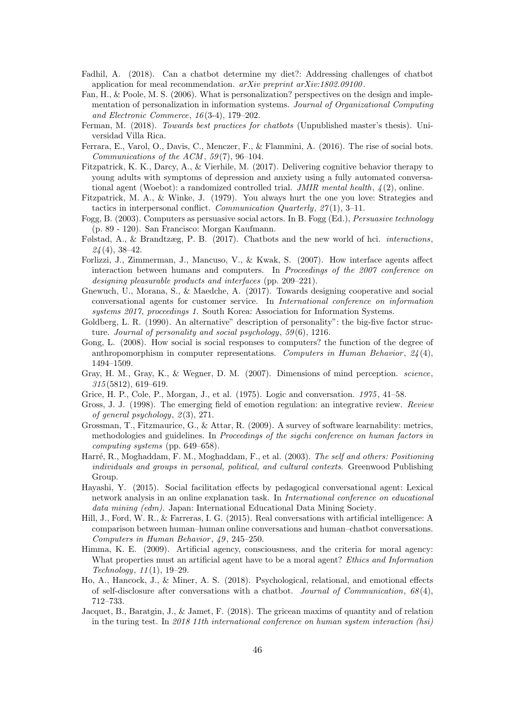Fadhil, A. (2018). Can a chatbot determine my diet?: Addressing challenges of chatbot application for meal recommendation. *arXiv preprint arXiv:1802.09100*.

Fan, H., & Poole, M. S. (2006). What is personalization? perspectives on the design and implementation of personalization in information systems. *Journal of Organizational Computing and Electronic Commerce*, *16*(3-4), 179–202.

Ferman, M. (2018). *Towards best practices for chatbots* (Unpublished master's thesis). Universidad Villa Rica.

Ferrara, E., Varol, O., Davis, C., Menczer, F., & Flammini, A. (2016). The rise of social bots. *Communications of the ACM*, *59*(7), 96–104.

Fitzpatrick, K. K., Darcy, A., & Vierhile, M. (2017). Delivering cognitive behavior therapy to young adults with symptoms of depression and anxiety using a fully automated conversational agent (Woebot): a randomized controlled trial. *JMIR mental health*, *4*(2), online.

Fitzpatrick, M. A., & Winke, J. (1979). You always hurt the one you love: Strategies and tactics in interpersonal conflict. *Communication Quarterly*, *27*(1), 3–11.

Fogg, B. (2003). Computers as persuasive social actors. In B. Fogg (Ed.), *Persuasive technology* (p. 89 - 120). San Francisco: Morgan Kaufmann.

Følstad, A., & Brandtzæg, P. B. (2017). Chatbots and the new world of hci. *interactions*, *24*(4), 38–42.

Forlizzi, J., Zimmerman, J., Mancuso, V., & Kwak, S. (2007). How interface agents affect interaction between humans and computers. In *Proceedings of the 2007 conference on designing pleasurable products and interfaces* (pp. 209–221).

Gnewuch, U., Morana, S., & Maedche, A. (2017). Towards designing cooperative and social conversational agents for customer service. In *International conference on information systems 2017, proceedings 1.* South Korea: Association for Information Systems.

Goldberg, L. R. (1990). An alternative" description of personality": the big-five factor structure. *Journal of personality and social psychology*, *59*(6), 1216.

Gong, L. (2008). How social is social responses to computers? the function of the degree of anthropomorphism in computer representations. *Computers in Human Behavior*, *24*(4), 1494–1509.

Gray, H. M., Gray, K., & Wegner, D. M. (2007). Dimensions of mind perception. *science*, *315*(5812), 619–619.

Grice, H. P., Cole, P., Morgan, J., et al. (1975). Logic and conversation. *1975*, 41–58.

Gross, J. J. (1998). The emerging field of emotion regulation: an integrative review. *Review of general psychology*, *2*(3), 271.

Grossman, T., Fitzmaurice, G., & Attar, R. (2009). A survey of software learnability: metrics, methodologies and guidelines. In *Proceedings of the sigchi conference on human factors in computing systems* (pp. 649–658).

Harré, R., Moghaddam, F. M., Moghaddam, F., et al. (2003). *The self and others: Positioning individuals and groups in personal, political, and cultural contexts*. Greenwood Publishing Group.

Hayashi, Y. (2015). Social facilitation effects by pedagogical conversational agent: Lexical network analysis in an online explanation task. In *International conference on educational data mining (edm).* Japan: International Educational Data Mining Society.

Hill, J., Ford, W. R., & Farreras, I. G. (2015). Real conversations with artificial intelligence: A comparison between human–human online conversations and human–chatbot conversations. *Computers in Human Behavior*, *49*, 245–250.

Himma, K. E. (2009). Artificial agency, consciousness, and the criteria for moral agency: What properties must an artificial agent have to be a moral agent? *Ethics and Information Technology*, *11*(1), 19–29.

Ho, A., Hancock, J., & Miner, A. S. (2018). Psychological, relational, and emotional effects of self-disclosure after conversations with a chatbot. *Journal of Communication*, *68*(4), 712–733.

Jacquet, B., Baratgin, J., & Jamet, F. (2018). The gricean maxims of quantity and of relation in the turing test. In *2018 11th international conference on human system interaction (hsi)*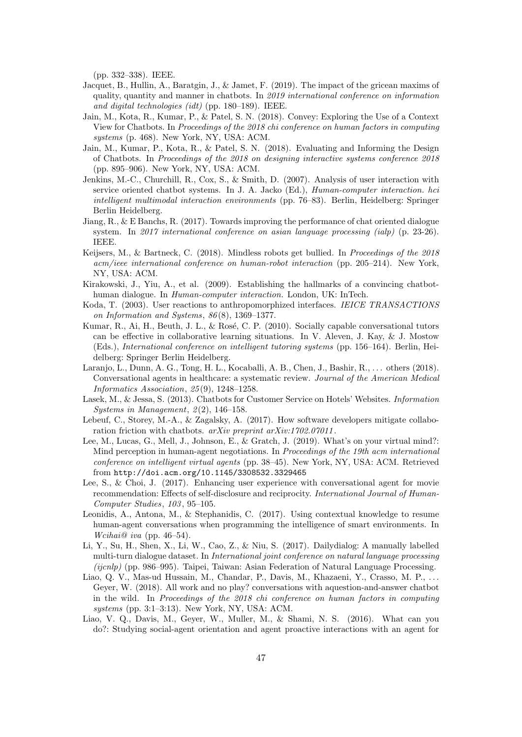(pp. 332–338). IEEE.

Jacquet, B., Hullin, A., Baratgin, J., & Jamet, F. (2019). The impact of the gricean maxims of quality, quantity and manner in chatbots. In *2019 international conference on information and digital technologies (idt)* (pp. 180–189). IEEE.

Jain, M., Kota, R., Kumar, P., & Patel, S. N. (2018). Convey: Exploring the Use of a Context View for Chatbots. In *Proceedings of the 2018 chi conference on human factors in computing systems* (p. 468). New York, NY, USA: ACM.

Jain, M., Kumar, P., Kota, R., & Patel, S. N. (2018). Evaluating and Informing the Design of Chatbots. In *Proceedings of the 2018 on designing interactive systems conference 2018* (pp. 895–906). New York, NY, USA: ACM.

Jenkins, M.-C., Churchill, R., Cox, S., & Smith, D. (2007). Analysis of user interaction with service oriented chatbot systems. In J. A. Jacko (Ed.), *Human-computer interaction. hci intelligent multimodal interaction environments* (pp. 76–83). Berlin, Heidelberg: Springer Berlin Heidelberg.

Jiang, R., & E Banchs, R. (2017). Towards improving the performance of chat oriented dialogue system. In *2017 international conference on asian language processing (ialp)* (p. 23-26). IEEE.

Keijsers, M., & Bartneck, C. (2018). Mindless robots get bullied. In *Proceedings of the 2018 acm/ieee international conference on human-robot interaction* (pp. 205–214). New York, NY, USA: ACM.

Kirakowski, J., Yiu, A., et al. (2009). Establishing the hallmarks of a convincing chatbot-human dialogue. In *Human-computer interaction.* London, UK: InTech.

Koda, T. (2003). User reactions to anthropomorphized interfaces. *IEICE TRANSACTIONS on Information and Systems*, *86*(8), 1369–1377.

Kumar, R., Ai, H., Beuth, J. L., & Rosé, C. P. (2010). Socially capable conversational tutors can be effective in collaborative learning situations. In V. Aleven, J. Kay, & J. Mostow (Eds.), *International conference on intelligent tutoring systems* (pp. 156–164). Berlin, Heidelberg: Springer Berlin Heidelberg.

Laranjo, L., Dunn, A. G., Tong, H. L., Kocaballi, A. B., Chen, J., Bashir, R., ... others (2018). Conversational agents in healthcare: a systematic review. *Journal of the American Medical Informatics Association*, *25*(9), 1248–1258.

Lasek, M., & Jessa, S. (2013). Chatbots for Customer Service on Hotels' Websites. *Information Systems in Management*, *2*(2), 146–158.

Lebeuf, C., Storey, M.-A., & Zagalsky, A. (2017). How software developers mitigate collaboration friction with chatbots. *arXiv preprint arXiv:1702.07011*.

Lee, M., Lucas, G., Mell, J., Johnson, E., & Gratch, J. (2019). What's on your virtual mind?: Mind perception in human-agent negotiations. In *Proceedings of the 19th acm international conference on intelligent virtual agents* (pp. 38–45). New York, NY, USA: ACM. Retrieved from http://doi.acm.org/10.1145/3308532.3329465

Lee, S., & Choi, J. (2017). Enhancing user experience with conversational agent for movie recommendation: Effects of self-disclosure and reciprocity. *International Journal of Human-Computer Studies*, *103*, 95–105.

Leonidis, A., Antona, M., & Stephanidis, C. (2017). Using contextual knowledge to resume human-agent conversations when programming the intelligence of smart environments. In *Wcihai@ iva* (pp. 46–54).

Li, Y., Su, H., Shen, X., Li, W., Cao, Z., & Niu, S. (2017). Dailydialog: A manually labelled multi-turn dialogue dataset. In *International joint conference on natural language processing (ijcnlp)* (pp. 986–995). Taipei, Taiwan: Asian Federation of Natural Language Processing.

Liao, Q. V., Mas-ud Hussain, M., Chandar, P., Davis, M., Khazaeni, Y., Crasso, M. P., ... Geyer, W. (2018). All work and no play? conversations with aquestion-and-answer chatbot in the wild. In *Proceedings of the 2018 chi conference on human factors in computing systems* (pp. 3:1–3:13). New York, NY, USA: ACM.

Liao, V. Q., Davis, M., Geyer, W., Muller, M., & Shami, N. S. (2016). What can you do?: Studying social-agent orientation and agent proactive interactions with an agent for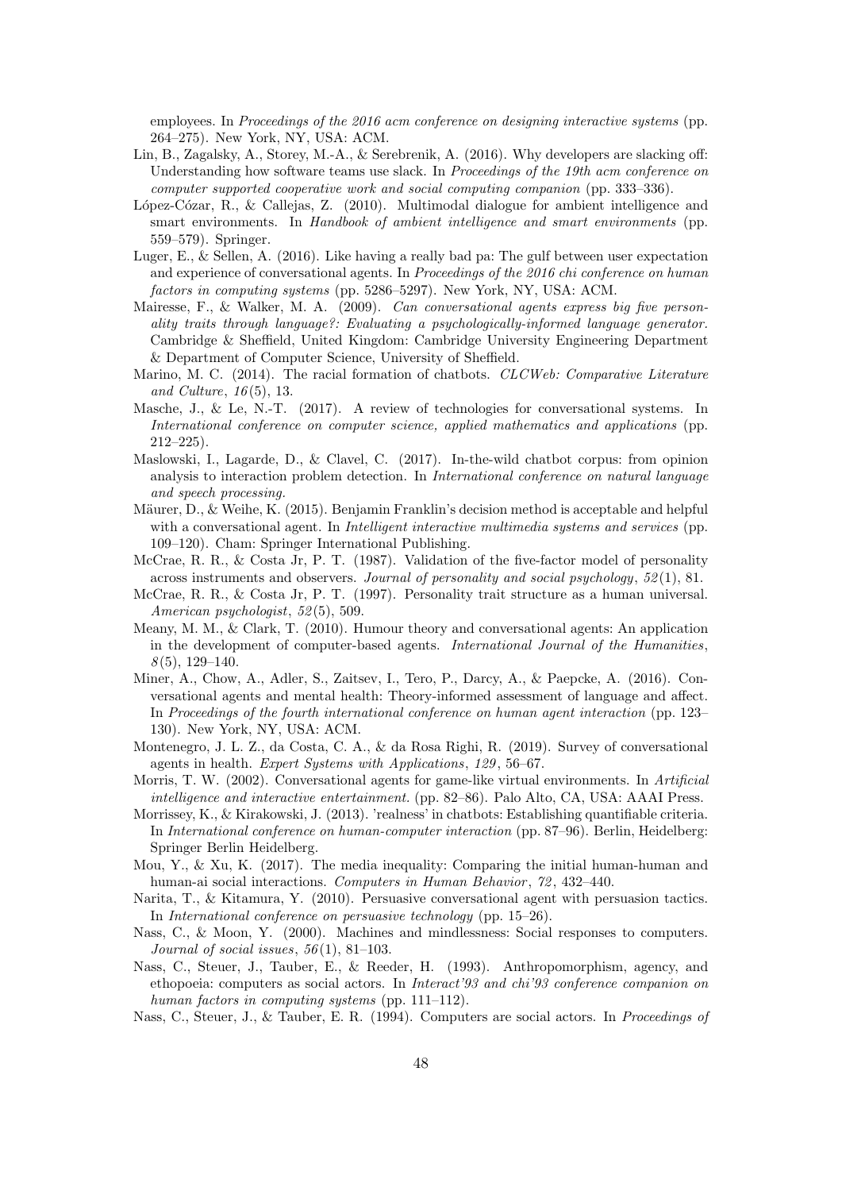employees. In *Proceedings of the 2016 acm conference on designing interactive systems* (pp. 264–275). New York, NY, USA: ACM.

Lin, B., Zagalsky, A., Storey, M.-A., & Serebrenik, A. (2016). Why developers are slacking off: Understanding how software teams use slack. In *Proceedings of the 19th acm conference on computer supported cooperative work and social computing companion* (pp. 333–336).

López-Cózar, R., & Callejas, Z. (2010). Multimodal dialogue for ambient intelligence and smart environments. In *Handbook of ambient intelligence and smart environments* (pp. 559–579). Springer.

Luger, E., & Sellen, A. (2016). Like having a really bad pa: The gulf between user expectation and experience of conversational agents. In *Proceedings of the 2016 chi conference on human factors in computing systems* (pp. 5286–5297). New York, NY, USA: ACM.

Mairesse, F., & Walker, M. A. (2009). *Can conversational agents express big five personality traits through language?: Evaluating a psychologically-informed language generator.* Cambridge & Sheffield, United Kingdom: Cambridge University Engineering Department & Department of Computer Science, University of Sheffield.

Marino, M. C. (2014). The racial formation of chatbots. *CLCWeb: Comparative Literature and Culture*, *16*(5), 13.

Masche, J., & Le, N.-T. (2017). A review of technologies for conversational systems. In *International conference on computer science, applied mathematics and applications* (pp. 212–225).

Maslowski, I., Lagarde, D., & Clavel, C. (2017). In-the-wild chatbot corpus: from opinion analysis to interaction problem detection. In *International conference on natural language and speech processing.*

Mäurer, D., & Weihe, K. (2015). Benjamin Franklin's decision method is acceptable and helpful with a conversational agent. In *Intelligent interactive multimedia systems and services* (pp. 109–120). Cham: Springer International Publishing.

McCrae, R. R., & Costa Jr, P. T. (1987). Validation of the five-factor model of personality across instruments and observers. *Journal of personality and social psychology*, *52*(1), 81.

McCrae, R. R., & Costa Jr, P. T. (1997). Personality trait structure as a human universal. *American psychologist*, *52*(5), 509.

Meany, M. M., & Clark, T. (2010). Humour theory and conversational agents: An application in the development of computer-based agents. *International Journal of the Humanities*, *8*(5), 129–140.

Miner, A., Chow, A., Adler, S., Zaitsev, I., Tero, P., Darcy, A., & Paepcke, A. (2016). Conversational agents and mental health: Theory-informed assessment of language and affect. In *Proceedings of the fourth international conference on human agent interaction* (pp. 123–130). New York, NY, USA: ACM.

Montenegro, J. L. Z., da Costa, C. A., & da Rosa Righi, R. (2019). Survey of conversational agents in health. *Expert Systems with Applications*, *129*, 56–67.

Morris, T. W. (2002). Conversational agents for game-like virtual environments. In *Artificial intelligence and interactive entertainment.* (pp. 82–86). Palo Alto, CA, USA: AAAI Press.

Morrissey, K., & Kirakowski, J. (2013). 'realness' in chatbots: Establishing quantifiable criteria. In *International conference on human-computer interaction* (pp. 87–96). Berlin, Heidelberg: Springer Berlin Heidelberg.

Mou, Y., & Xu, K. (2017). The media inequality: Comparing the initial human-human and human-ai social interactions. *Computers in Human Behavior*, *72*, 432–440.

Narita, T., & Kitamura, Y. (2010). Persuasive conversational agent with persuasion tactics. In *International conference on persuasive technology* (pp. 15–26).

Nass, C., & Moon, Y. (2000). Machines and mindlessness: Social responses to computers. *Journal of social issues*, *56*(1), 81–103.

Nass, C., Steuer, J., Tauber, E., & Reeder, H. (1993). Anthropomorphism, agency, and ethopoeia: computers as social actors. In *Interact'93 and chi'93 conference companion on human factors in computing systems* (pp. 111–112).

Nass, C., Steuer, J., & Tauber, E. R. (1994). Computers are social actors. In *Proceedings of*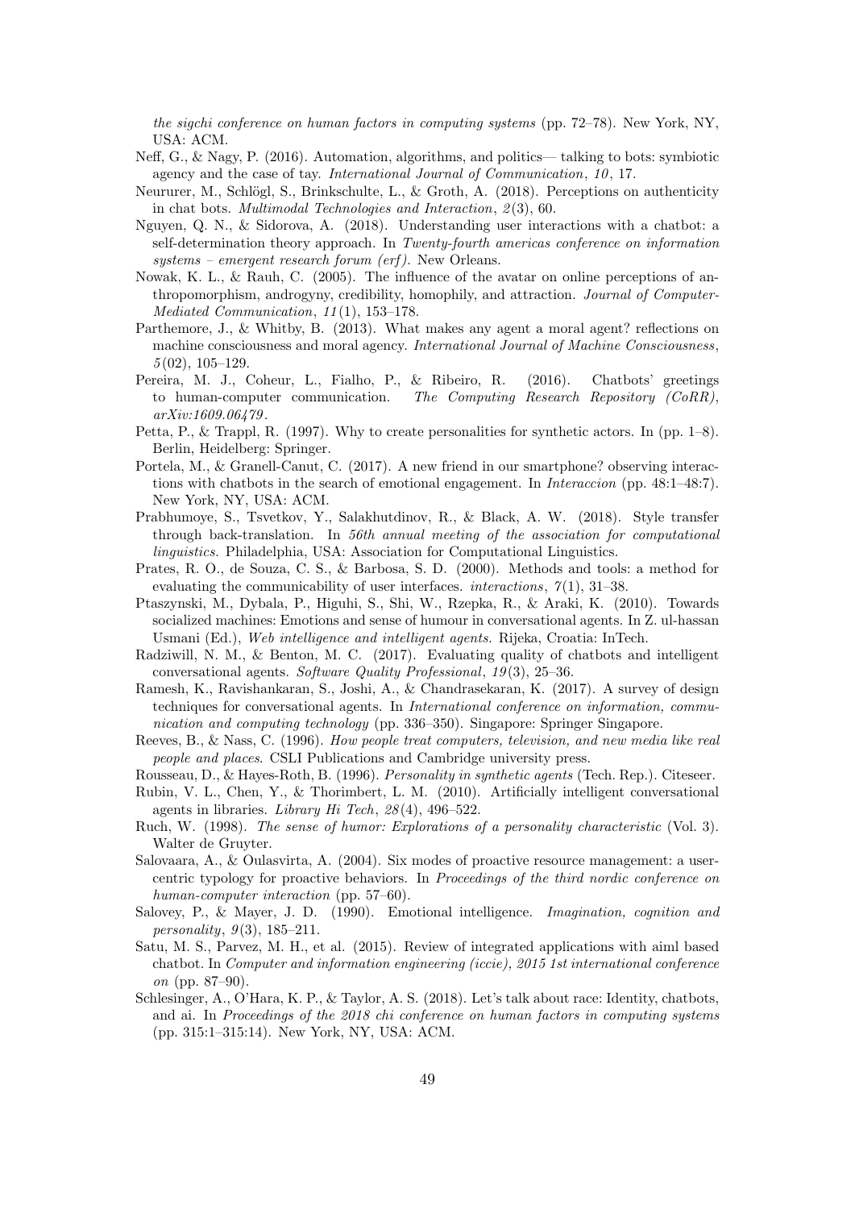*the sigchi conference on human factors in computing systems* (pp. 72–78). New York, NY, USA: ACM.

Neff, G., & Nagy, P. (2016). Automation, algorithms, and politics— talking to bots: symbiotic agency and the case of tay. *International Journal of Communication*, *10*, 17.

Neururer, M., Schlögl, S., Brinkschulte, L., & Groth, A. (2018). Perceptions on authenticity in chat bots. *Multimodal Technologies and Interaction*, *2*(3), 60.

Nguyen, Q. N., & Sidorova, A. (2018). Understanding user interactions with a chatbot: a self-determination theory approach. In *Twenty-fourth americas conference on information systems – emergent research forum (erf).* New Orleans.

Nowak, K. L., & Rauh, C. (2005). The influence of the avatar on online perceptions of anthropomorphism, androgyny, credibility, homophily, and attraction. *Journal of Computer-Mediated Communication*, *11*(1), 153–178.

Parthemore, J., & Whitby, B. (2013). What makes any agent a moral agent? reflections on machine consciousness and moral agency. *International Journal of Machine Consciousness*, *5*(02), 105–129.

Pereira, M. J., Coheur, L., Fialho, P., & Ribeiro, R. (2016). Chatbots' greetings to human-computer communication. *The Computing Research Repository (CoRR), arXiv:1609.06479*.

Petta, P., & Trappl, R. (1997). Why to create personalities for synthetic actors. In (pp. 1–8). Berlin, Heidelberg: Springer.

Portela, M., & Granell-Canut, C. (2017). A new friend in our smartphone? observing interactions with chatbots in the search of emotional engagement. In *Interaccion* (pp. 48:1–48:7). New York, NY, USA: ACM.

Prabhumoye, S., Tsvetkov, Y., Salakhutdinov, R., & Black, A. W. (2018). Style transfer through back-translation. In *56th annual meeting of the association for computational linguistics.* Philadelphia, USA: Association for Computational Linguistics.

Prates, R. O., de Souza, C. S., & Barbosa, S. D. (2000). Methods and tools: a method for evaluating the communicability of user interfaces. *interactions*, *7*(1), 31–38.

Ptaszynski, M., Dybala, P., Higuhi, S., Shi, W., Rzepka, R., & Araki, K. (2010). Towards socialized machines: Emotions and sense of humour in conversational agents. In Z. ul-hassan Usmani (Ed.), *Web intelligence and intelligent agents.* Rijeka, Croatia: InTech.

Radziwill, N. M., & Benton, M. C. (2017). Evaluating quality of chatbots and intelligent conversational agents. *Software Quality Professional*, *19*(3), 25–36.

Ramesh, K., Ravishankaran, S., Joshi, A., & Chandrasekaran, K. (2017). A survey of design techniques for conversational agents. In *International conference on information, communication and computing technology* (pp. 336–350). Singapore: Springer Singapore.

Reeves, B., & Nass, C. (1996). *How people treat computers, television, and new media like real people and places*. CSLI Publications and Cambridge university press.

Rousseau, D., & Hayes-Roth, B. (1996). *Personality in synthetic agents* (Tech. Rep.). Citeseer.

Rubin, V. L., Chen, Y., & Thorimbert, L. M. (2010). Artificially intelligent conversational agents in libraries. *Library Hi Tech*, *28*(4), 496–522.

Ruch, W. (1998). *The sense of humor: Explorations of a personality characteristic* (Vol. 3). Walter de Gruyter.

Salovaara, A., & Oulasvirta, A. (2004). Six modes of proactive resource management: a user-centric typology for proactive behaviors. In *Proceedings of the third nordic conference on human-computer interaction* (pp. 57–60).

Salovey, P., & Mayer, J. D. (1990). Emotional intelligence. *Imagination, cognition and personality*, *9*(3), 185–211.

Satu, M. S., Parvez, M. H., et al. (2015). Review of integrated applications with aiml based chatbot. In *Computer and information engineering (iccie), 2015 1st international conference on* (pp. 87–90).

Schlesinger, A., O'Hara, K. P., & Taylor, A. S. (2018). Let's talk about race: Identity, chatbots, and ai. In *Proceedings of the 2018 chi conference on human factors in computing systems* (pp. 315:1–315:14). New York, NY, USA: ACM.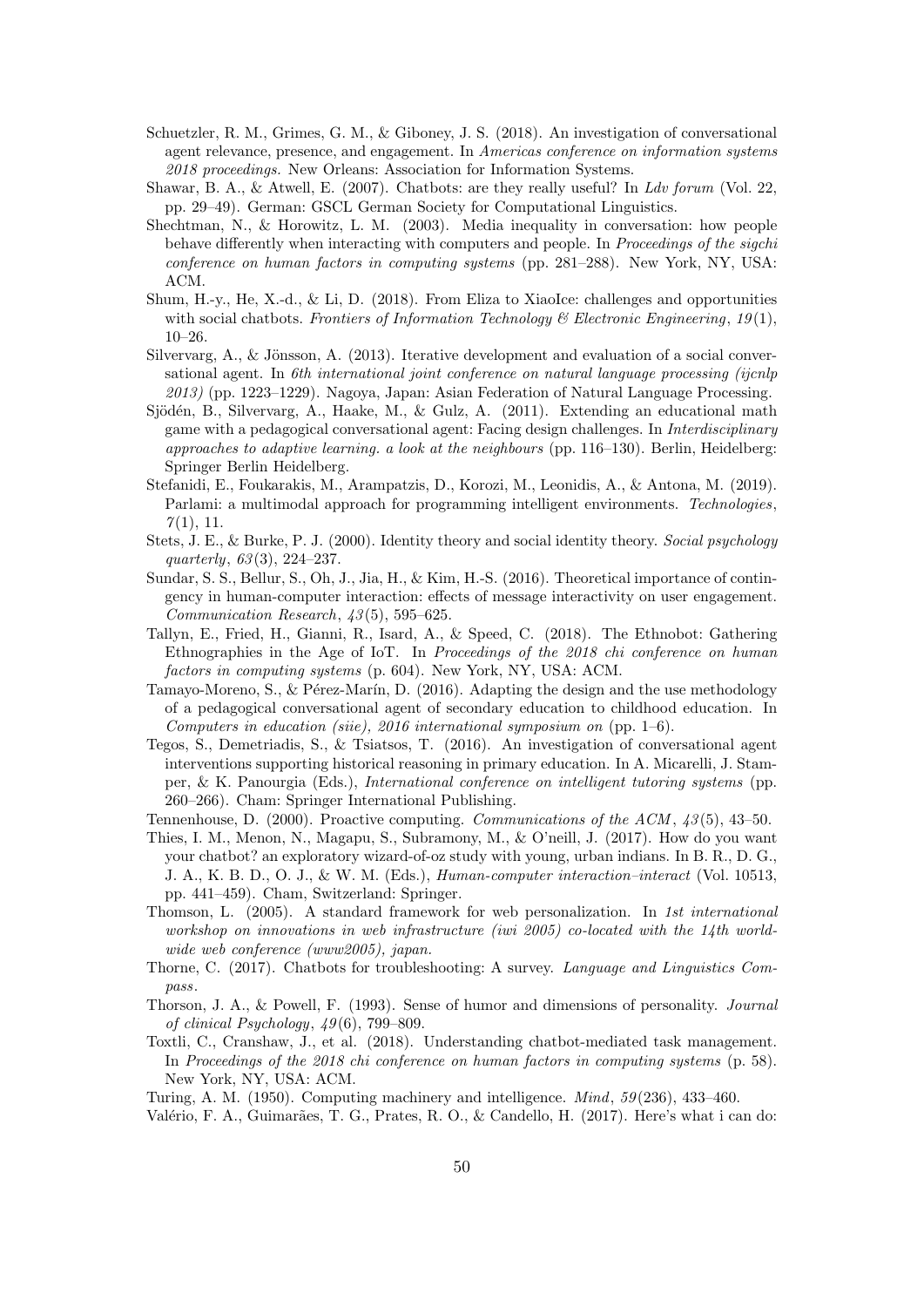Schuetzler, R. M., Grimes, G. M., & Giboney, J. S. (2018). An investigation of conversational agent relevance, presence, and engagement. In *Americas conference on information systems 2018 proceedings.* New Orleans: Association for Information Systems.

Shawar, B. A., & Atwell, E. (2007). Chatbots: are they really useful? In *Ldv forum* (Vol. 22, pp. 29–49). German: GSCL German Society for Computational Linguistics.

Shechtman, N., & Horowitz, L. M. (2003). Media inequality in conversation: how people behave differently when interacting with computers and people. In *Proceedings of the sigchi conference on human factors in computing systems* (pp. 281–288). New York, NY, USA: ACM.

Shum, H.-y., He, X.-d., & Li, D. (2018). From Eliza to XiaoIce: challenges and opportunities with social chatbots. *Frontiers of Information Technology & Electronic Engineering*, *19*(1), 10–26.

Silvervarg, A., & Jönsson, A. (2013). Iterative development and evaluation of a social conversational agent. In *6th international joint conference on natural language processing (ijcnlp 2013)* (pp. 1223–1229). Nagoya, Japan: Asian Federation of Natural Language Processing.

Sjödén, B., Silvervarg, A., Haake, M., & Gulz, A. (2011). Extending an educational math game with a pedagogical conversational agent: Facing design challenges. In *Interdisciplinary approaches to adaptive learning. a look at the neighbours* (pp. 116–130). Berlin, Heidelberg: Springer Berlin Heidelberg.

Stefanidi, E., Foukarakis, M., Arampatzis, D., Korozi, M., Leonidis, A., & Antona, M. (2019). Parlami: a multimodal approach for programming intelligent environments. *Technologies*, *7*(1), 11.

Stets, J. E., & Burke, P. J. (2000). Identity theory and social identity theory. *Social psychology quarterly*, *63*(3), 224–237.

Sundar, S. S., Bellur, S., Oh, J., Jia, H., & Kim, H.-S. (2016). Theoretical importance of contingency in human-computer interaction: effects of message interactivity on user engagement. *Communication Research*, *43*(5), 595–625.

Tallyn, E., Fried, H., Gianni, R., Isard, A., & Speed, C. (2018). The Ethnobot: Gathering Ethnographies in the Age of IoT. In *Proceedings of the 2018 chi conference on human factors in computing systems* (p. 604). New York, NY, USA: ACM.

Tamayo-Moreno, S., & Pérez-Marín, D. (2016). Adapting the design and the use methodology of a pedagogical conversational agent of secondary education to childhood education. In *Computers in education (siie), 2016 international symposium on* (pp. 1–6).

Tegos, S., Demetriadis, S., & Tsiatsos, T. (2016). An investigation of conversational agent interventions supporting historical reasoning in primary education. In A. Micarelli, J. Stamper, & K. Panourgia (Eds.), *International conference on intelligent tutoring systems* (pp. 260–266). Cham: Springer International Publishing.

Tennenhouse, D. (2000). Proactive computing. *Communications of the ACM*, *43*(5), 43–50.

Thies, I. M., Menon, N., Magapu, S., Subramony, M., & O'neill, J. (2017). How do you want your chatbot? an exploratory wizard-of-oz study with young, urban indians. In B. R., D. G., J. A., K. B. D., O. J., & W. M. (Eds.), *Human-computer interaction–interact* (Vol. 10513, pp. 441–459). Cham, Switzerland: Springer.

Thomson, L. (2005). A standard framework for web personalization. In *1st international workshop on innovations in web infrastructure (iwi 2005) co-located with the 14th world-wide web conference (www2005), japan.*

Thorne, C. (2017). Chatbots for troubleshooting: A survey. *Language and Linguistics Compass*.

Thorson, J. A., & Powell, F. (1993). Sense of humor and dimensions of personality. *Journal of clinical Psychology*, *49*(6), 799–809.

Toxtli, C., Cranshaw, J., et al. (2018). Understanding chatbot-mediated task management. In *Proceedings of the 2018 chi conference on human factors in computing systems* (p. 58). New York, NY, USA: ACM.

Turing, A. M. (1950). Computing machinery and intelligence. *Mind*, *59*(236), 433–460.

Valério, F. A., Guimarães, T. G., Prates, R. O., & Candello, H. (2017). Here's what i can do: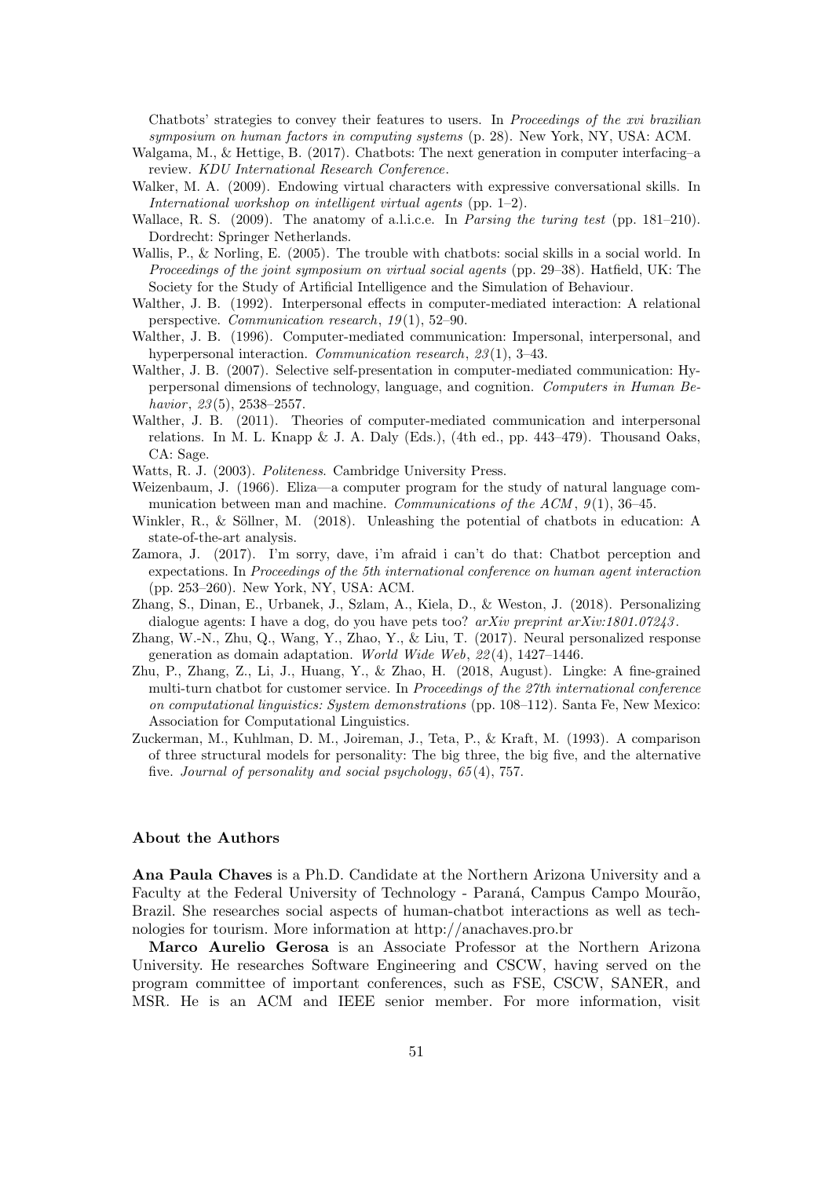Chatbots' strategies to convey their features to users. In *Proceedings of the xvi brazilian symposium on human factors in computing systems* (p. 28). New York, NY, USA: ACM.

Walgama, M., & Hettige, B. (2017). Chatbots: The next generation in computer interfacing–a review. *KDU International Research Conference*.

Walker, M. A. (2009). Endowing virtual characters with expressive conversational skills. In *International workshop on intelligent virtual agents* (pp. 1–2).

Wallace, R. S. (2009). The anatomy of a.l.i.c.e. In *Parsing the turing test* (pp. 181–210). Dordrecht: Springer Netherlands.

Wallis, P., & Norling, E. (2005). The trouble with chatbots: social skills in a social world. In *Proceedings of the joint symposium on virtual social agents* (pp. 29–38). Hatfield, UK: The Society for the Study of Artificial Intelligence and the Simulation of Behaviour.

Walther, J. B. (1992). Interpersonal effects in computer-mediated interaction: A relational perspective. *Communication research*, *19*(1), 52–90.

Walther, J. B. (1996). Computer-mediated communication: Impersonal, interpersonal, and hyperpersonal interaction. *Communication research*, *23*(1), 3–43.

Walther, J. B. (2007). Selective self-presentation in computer-mediated communication: Hyperpersonal dimensions of technology, language, and cognition. *Computers in Human Behavior*, *23*(5), 2538–2557.

Walther, J. B. (2011). Theories of computer-mediated communication and interpersonal relations. In M. L. Knapp & J. A. Daly (Eds.), (4th ed., pp. 443–479). Thousand Oaks, CA: Sage.

Watts, R. J. (2003). *Politeness*. Cambridge University Press.

Weizenbaum, J. (1966). Eliza—a computer program for the study of natural language communication between man and machine. *Communications of the ACM*, *9*(1), 36–45.

Winkler, R., & Söllner, M. (2018). Unleashing the potential of chatbots in education: A state-of-the-art analysis.

Zamora, J. (2017). I'm sorry, dave, i'm afraid i can't do that: Chatbot perception and expectations. In *Proceedings of the 5th international conference on human agent interaction* (pp. 253–260). New York, NY, USA: ACM.

Zhang, S., Dinan, E., Urbanek, J., Szlam, A., Kiela, D., & Weston, J. (2018). Personalizing dialogue agents: I have a dog, do you have pets too? *arXiv preprint arXiv:1801.07243*.

Zhang, W.-N., Zhu, Q., Wang, Y., Zhao, Y., & Liu, T. (2017). Neural personalized response generation as domain adaptation. *World Wide Web*, *22*(4), 1427–1446.

Zhu, P., Zhang, Z., Li, J., Huang, Y., & Zhao, H. (2018, August). Lingke: A fine-grained multi-turn chatbot for customer service. In *Proceedings of the 27th international conference on computational linguistics: System demonstrations* (pp. 108–112). Santa Fe, New Mexico: Association for Computational Linguistics.

Zuckerman, M., Kuhlman, D. M., Joireman, J., Teta, P., & Kraft, M. (1993). A comparison of three structural models for personality: The big three, the big five, and the alternative five. *Journal of personality and social psychology*, *65*(4), 757.

### About the Authors

**Ana Paula Chaves** is a Ph.D. Candidate at the Northern Arizona University and a Faculty at the Federal University of Technology - Paraná, Campus Campo Mourão, Brazil. She researches social aspects of human-chatbot interactions as well as technologies for tourism. More information at http://anachaves.pro.br

**Marco Aurelio Gerosa** is an Associate Professor at the Northern Arizona University. He researches Software Engineering and CSCW, having served on the program committee of important conferences, such as FSE, CSCW, SANER, and MSR. He is an ACM and IEEE senior member. For more information, visit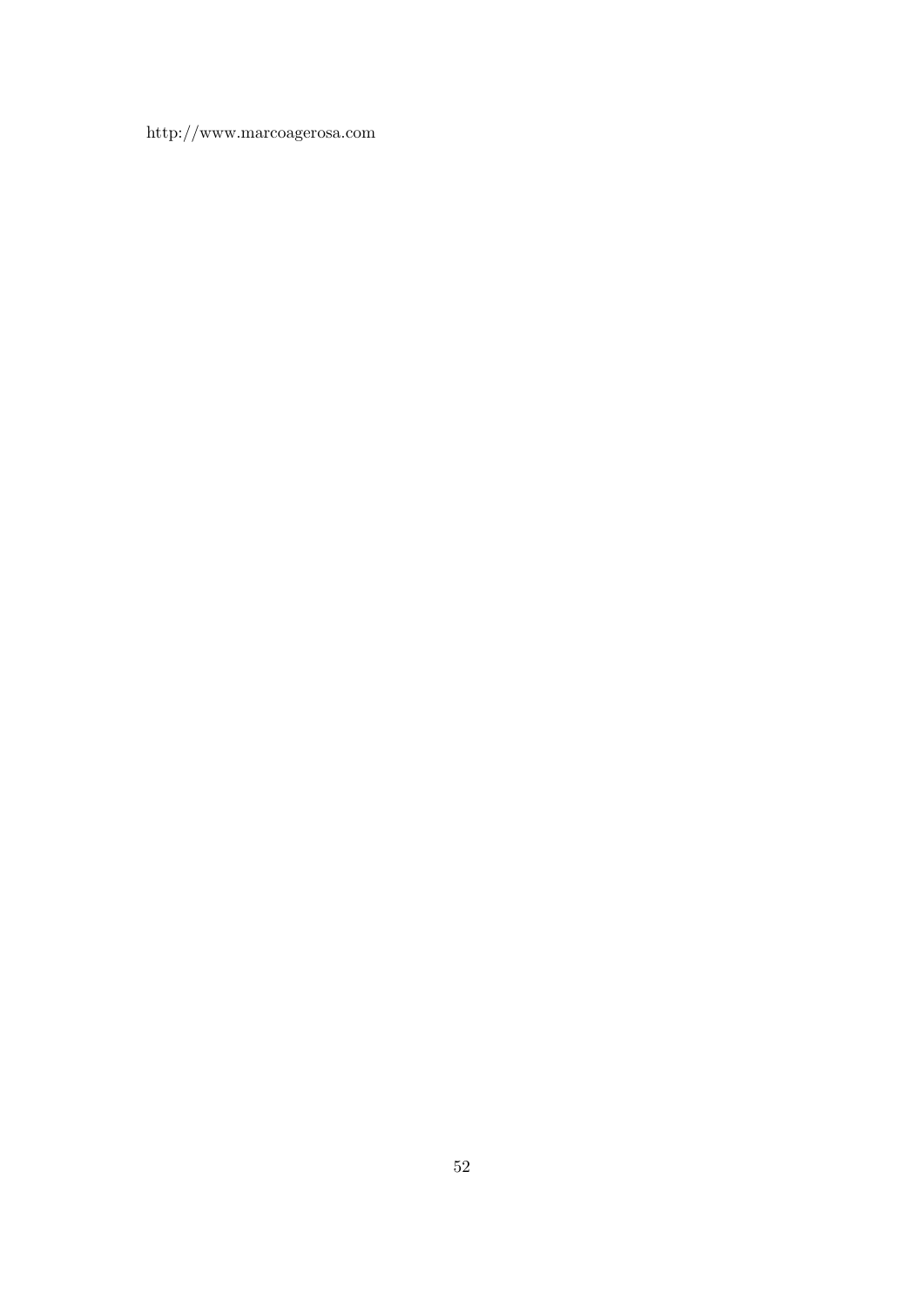http://www.marcoagerosa.com